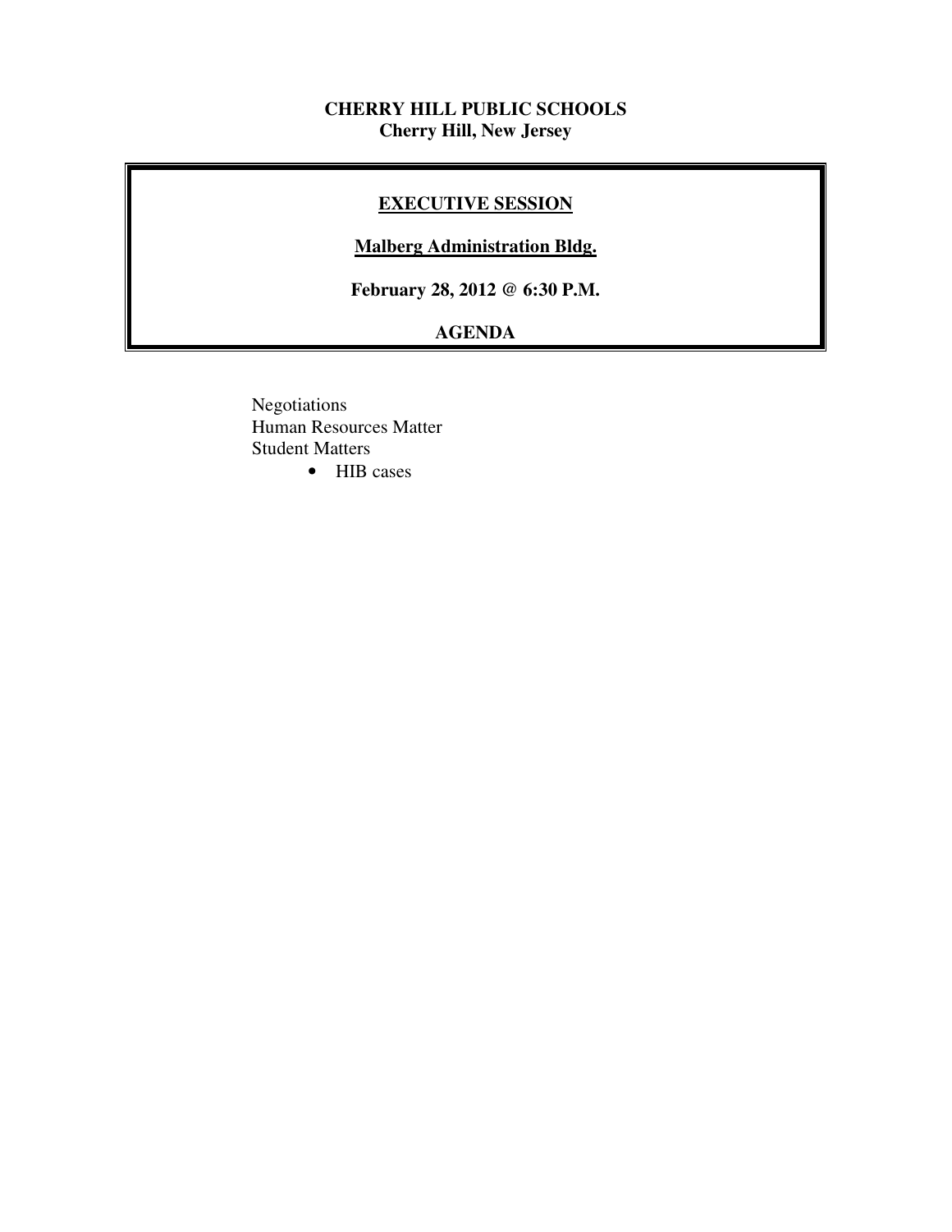**CHERRY HILL PUBLIC SCHOOLS**
**Cherry Hill, New Jersey**

## EXECUTIVE SESSION

**Malberg Administration Bldg.**

**February 28, 2012 @ 6:30 P.M.**

**AGENDA**

Negotiations
Human Resources Matter
Student Matters

- HIB cases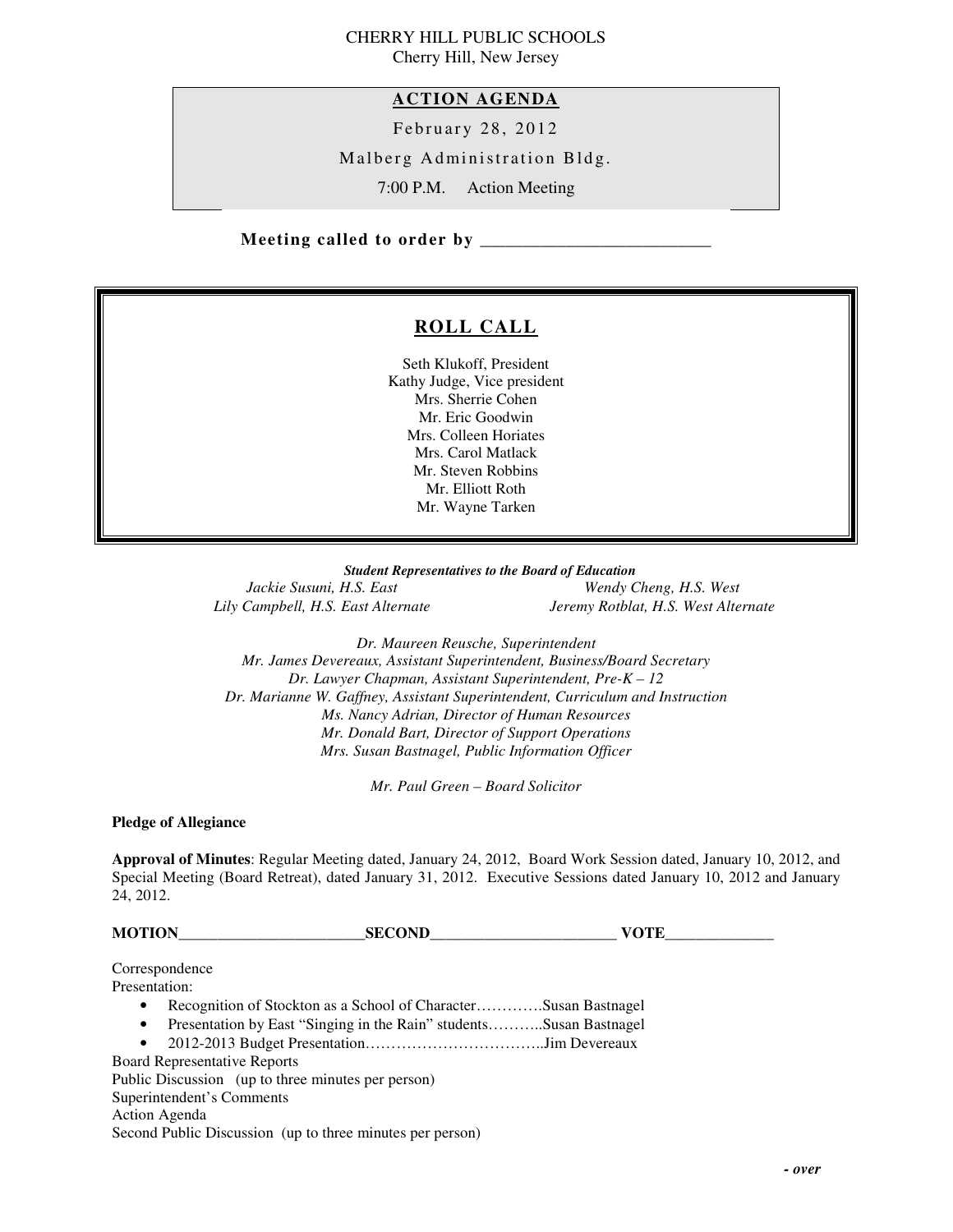CHERRY HILL PUBLIC SCHOOLS
Cherry Hill, New Jersey

## ACTION AGENDA

February 28, 2012

Malberg Administration Bldg.

7:00 P.M. Action Meeting

**Meeting called to order by \_\_\_\_\_\_\_\_\_\_\_\_\_\_\_\_\_\_\_\_\_\_\_\_\_\_**

## ROLL CALL

Seth Klukoff, President
Kathy Judge, Vice president
Mrs. Sherrie Cohen
Mr. Eric Goodwin
Mrs. Colleen Horiates
Mrs. Carol Matlack
Mr. Steven Robbins
Mr. Elliott Roth
Mr. Wayne Tarken

***Student Representatives to the Board of Education***

*Jackie Susuni, H.S. East*
*Wendy Cheng, H.S. West*
*Lily Campbell, H.S. East Alternate*
*Jeremy Rotblat, H.S. West Alternate*

*Dr. Maureen Reusche, Superintendent*
*Mr. James Devereaux, Assistant Superintendent, Business/Board Secretary*
*Dr. Lawyer Chapman, Assistant Superintendent, Pre-K – 12*
*Dr. Marianne W. Gaffney, Assistant Superintendent, Curriculum and Instruction*
*Ms. Nancy Adrian, Director of Human Resources*
*Mr. Donald Bart, Director of Support Operations*
*Mrs. Susan Bastnagel, Public Information Officer*

*Mr. Paul Green – Board Solicitor*

**Pledge of Allegiance**

**Approval of Minutes**: Regular Meeting dated, January 24, 2012, Board Work Session dated, January 10, 2012, and Special Meeting (Board Retreat), dated January 31, 2012. Executive Sessions dated January 10, 2012 and January 24, 2012.

**MOTION\_\_\_\_\_\_\_\_\_\_\_\_\_\_\_\_\_\_\_\_\_\_\_\_SECOND\_\_\_\_\_\_\_\_\_\_\_\_\_\_\_\_\_\_\_\_\_\_\_\_ VOTE\_\_\_\_\_\_\_\_\_\_\_\_\_\_**

Correspondence
Presentation:

- Recognition of Stockton as a School of Character………….Susan Bastnagel
- Presentation by East "Singing in the Rain" students………..Susan Bastnagel
- 2012-2013 Budget Presentation……………………………..Jim Devereaux

Board Representative Reports
Public Discussion (up to three minutes per person)
Superintendent's Comments
Action Agenda
Second Public Discussion (up to three minutes per person)

*- over*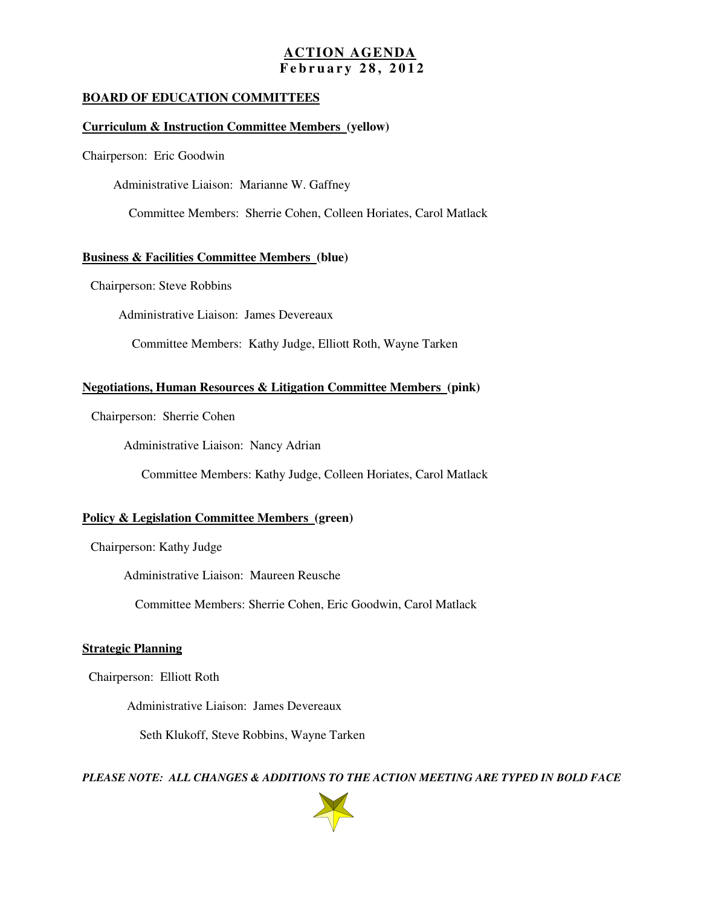# ACTION AGENDA
## February 28, 2012

**BOARD OF EDUCATION COMMITTEES**

**Curriculum & Instruction Committee Members (yellow)**

Chairperson: Eric Goodwin

Administrative Liaison: Marianne W. Gaffney

Committee Members: Sherrie Cohen, Colleen Horiates, Carol Matlack

**Business & Facilities Committee Members (blue)**

Chairperson: Steve Robbins

Administrative Liaison: James Devereaux

Committee Members: Kathy Judge, Elliott Roth, Wayne Tarken

**Negotiations, Human Resources & Litigation Committee Members (pink)**

Chairperson: Sherrie Cohen

Administrative Liaison: Nancy Adrian

Committee Members: Kathy Judge, Colleen Horiates, Carol Matlack

**Policy & Legislation Committee Members (green)**

Chairperson: Kathy Judge

Administrative Liaison: Maureen Reusche

Committee Members: Sherrie Cohen, Eric Goodwin, Carol Matlack

**Strategic Planning**

Chairperson: Elliott Roth

Administrative Liaison: James Devereaux

Seth Klukoff, Steve Robbins, Wayne Tarken

***PLEASE NOTE: ALL CHANGES & ADDITIONS TO THE ACTION MEETING ARE TYPED IN BOLD FACE***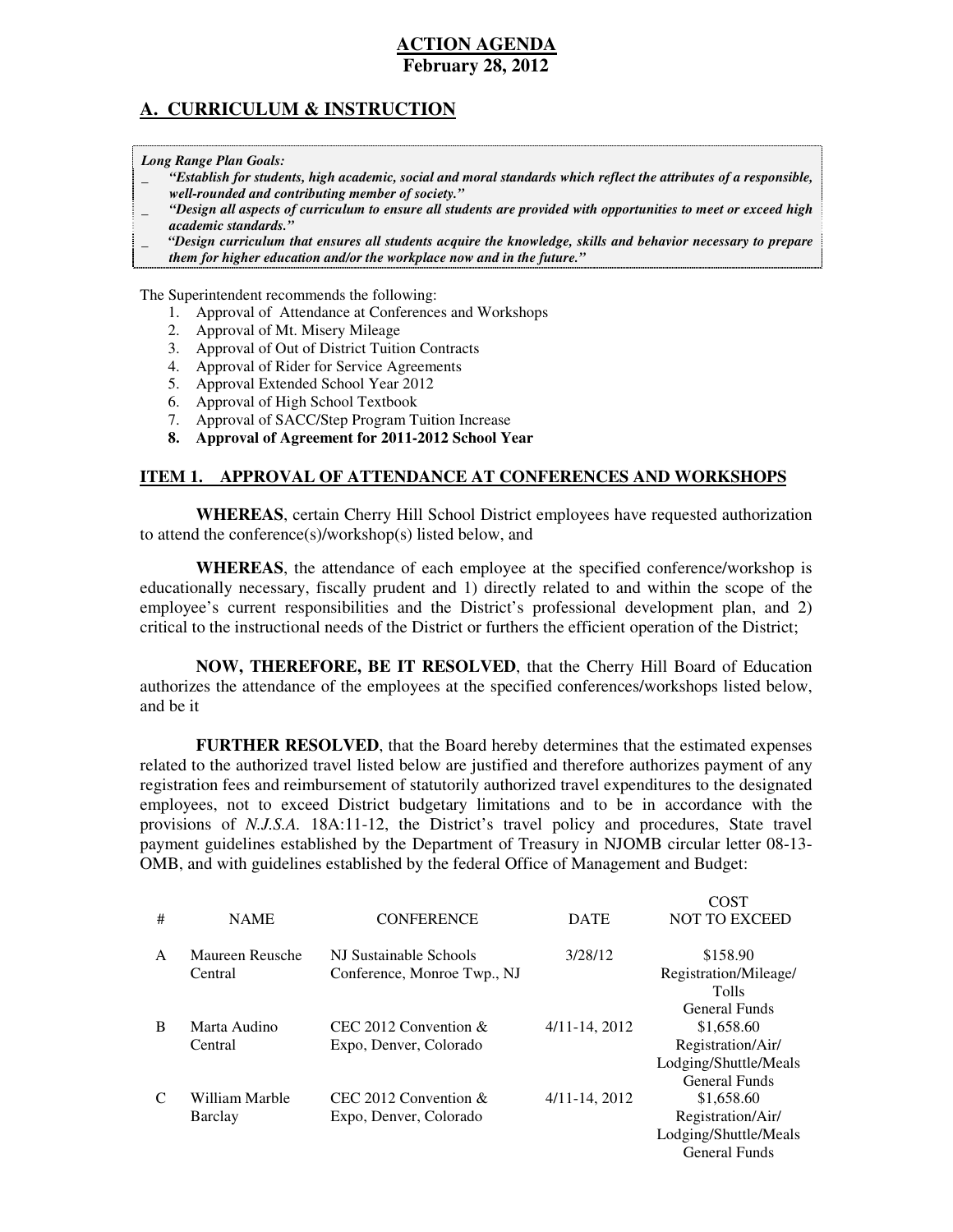**ACTION AGENDA**
**February 28, 2012**

## A. CURRICULUM & INSTRUCTION

***Long Range Plan Goals:***

- ***"Establish for students, high academic, social and moral standards which reflect the attributes of a responsible, well-rounded and contributing member of society."***
- ***"Design all aspects of curriculum to ensure all students are provided with opportunities to meet or exceed high academic standards."***
- ***"Design curriculum that ensures all students acquire the knowledge, skills and behavior necessary to prepare them for higher education and/or the workplace now and in the future."***

The Superintendent recommends the following:

1. Approval of Attendance at Conferences and Workshops
2. Approval of Mt. Misery Mileage
3. Approval of Out of District Tuition Contracts
4. Approval of Rider for Service Agreements
5. Approval Extended School Year 2012
6. Approval of High School Textbook
7. Approval of SACC/Step Program Tuition Increase
8. **Approval of Agreement for 2011-2012 School Year**

### ITEM 1. APPROVAL OF ATTENDANCE AT CONFERENCES AND WORKSHOPS

**WHEREAS**, certain Cherry Hill School District employees have requested authorization to attend the conference(s)/workshop(s) listed below, and

**WHEREAS**, the attendance of each employee at the specified conference/workshop is educationally necessary, fiscally prudent and 1) directly related to and within the scope of the employee's current responsibilities and the District's professional development plan, and 2) critical to the instructional needs of the District or furthers the efficient operation of the District;

**NOW, THEREFORE, BE IT RESOLVED**, that the Cherry Hill Board of Education authorizes the attendance of the employees at the specified conferences/workshops listed below, and be it

**FURTHER RESOLVED**, that the Board hereby determines that the estimated expenses related to the authorized travel listed below are justified and therefore authorizes payment of any registration fees and reimbursement of statutorily authorized travel expenditures to the designated employees, not to exceed District budgetary limitations and to be in accordance with the provisions of *N.J.S.A.* 18A:11-12, the District's travel policy and procedures, State travel payment guidelines established by the Department of Treasury in NJOMB circular letter 08-13-OMB, and with guidelines established by the federal Office of Management and Budget:

| # | NAME | CONFERENCE | DATE | COST NOT TO EXCEED |
|---|---|---|---|---|
| A | Maureen Reusche Central | NJ Sustainable Schools Conference, Monroe Twp., NJ | 3/28/12 | $158.90 Registration/Mileage/ Tolls General Funds |
| B | Marta Audino Central | CEC 2012 Convention & Expo, Denver, Colorado | 4/11-14, 2012 | $1,658.60 Registration/Air/ Lodging/Shuttle/Meals General Funds |
| C | William Marble Barclay | CEC 2012 Convention & Expo, Denver, Colorado | 4/11-14, 2012 | $1,658.60 Registration/Air/ Lodging/Shuttle/Meals General Funds |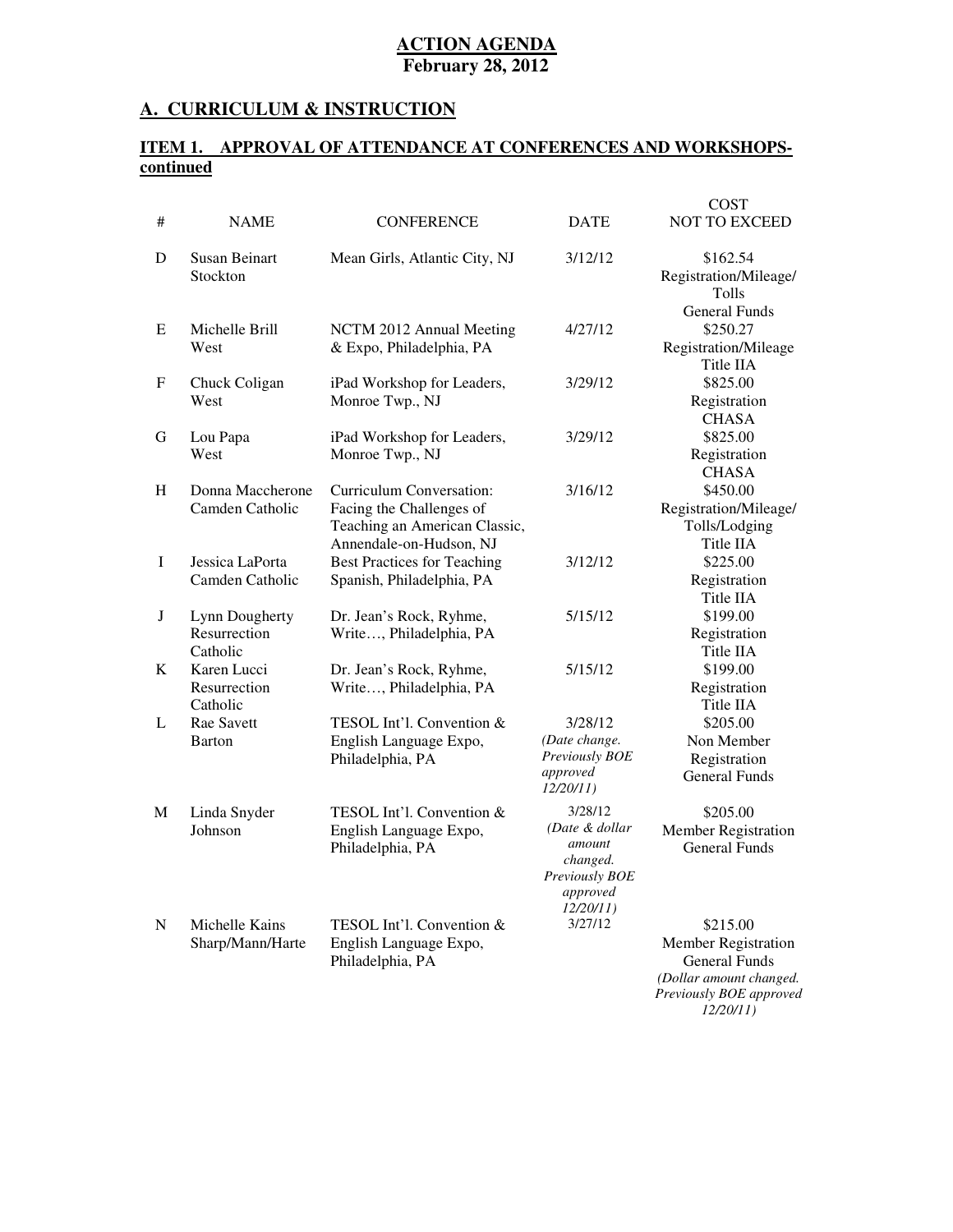# ACTION AGENDA
## February 28, 2012

## A. CURRICULUM & INSTRUCTION

### ITEM 1. APPROVAL OF ATTENDANCE AT CONFERENCES AND WORKSHOPS-continued

| # | NAME | CONFERENCE | DATE | COST NOT TO EXCEED |
|---|---|---|---|---|
| D | Susan Beinart<br>Stockton | Mean Girls, Atlantic City, NJ | 3/12/12 | $162.54<br>Registration/Mileage/<br>Tolls<br>General Funds |
| E | Michelle Brill<br>West | NCTM 2012 Annual Meeting & Expo, Philadelphia, PA | 4/27/12 | $250.27<br>Registration/Mileage<br>Title IIA |
| F | Chuck Coligan<br>West | iPad Workshop for Leaders, Monroe Twp., NJ | 3/29/12 | $825.00<br>Registration<br>CHASA |
| G | Lou Papa<br>West | iPad Workshop for Leaders, Monroe Twp., NJ | 3/29/12 | $825.00<br>Registration<br>CHASA |
| H | Donna Maccherone<br>Camden Catholic | Curriculum Conversation: Facing the Challenges of Teaching an American Classic, Annendale-on-Hudson, NJ | 3/16/12 | $450.00<br>Registration/Mileage/<br>Tolls/Lodging<br>Title IIA |
| I | Jessica LaPorta<br>Camden Catholic | Best Practices for Teaching Spanish, Philadelphia, PA | 3/12/12 | $225.00<br>Registration<br>Title IIA |
| J | Lynn Dougherty<br>Resurrection Catholic | Dr. Jean's Rock, Ryhme, Write…, Philadelphia, PA | 5/15/12 | $199.00<br>Registration<br>Title IIA |
| K | Karen Lucci<br>Resurrection Catholic | Dr. Jean's Rock, Ryhme, Write…, Philadelphia, PA | 5/15/12 | $199.00<br>Registration<br>Title IIA |
| L | Rae Savett<br>Barton | TESOL Int'l. Convention & English Language Expo, Philadelphia, PA | 3/28/12<br>*(Date change. Previously BOE approved 12/20/11)* | $205.00<br>Non Member<br>Registration<br>General Funds |
| M | Linda Snyder<br>Johnson | TESOL Int'l. Convention & English Language Expo, Philadelphia, PA | 3/28/12<br>*(Date & dollar amount changed. Previously BOE approved 12/20/11)* | $205.00<br>Member Registration<br>General Funds |
| N | Michelle Kains<br>Sharp/Mann/Harte | TESOL Int'l. Convention & English Language Expo, Philadelphia, PA | 3/27/12 | $215.00<br>Member Registration<br>General Funds<br>*(Dollar amount changed. Previously BOE approved 12/20/11)* |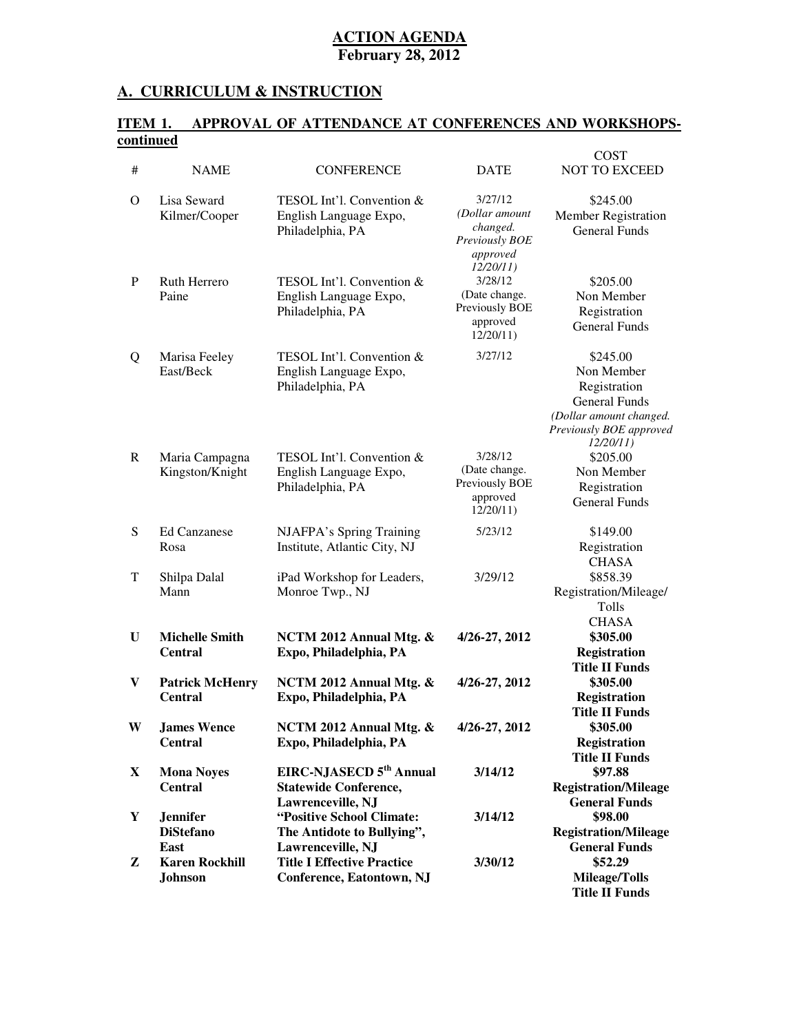# ACTION AGENDA
**February 28, 2012**

## A. CURRICULUM & INSTRUCTION

### ITEM 1. APPROVAL OF ATTENDANCE AT CONFERENCES AND WORKSHOPS-continued

| # | NAME | CONFERENCE | DATE | COST NOT TO EXCEED |
|---|---|---|---|---|
| O | Lisa Seward Kilmer/Cooper | TESOL Int'l. Convention & English Language Expo, Philadelphia, PA | 3/27/12 *(Dollar amount changed. Previously BOE approved 12/20/11)* | $245.00 Member Registration General Funds |
| P | Ruth Herrero Paine | TESOL Int'l. Convention & English Language Expo, Philadelphia, PA | 3/28/12 (Date change. Previously BOE approved 12/20/11) | $205.00 Non Member Registration General Funds |
| Q | Marisa Feeley East/Beck | TESOL Int'l. Convention & English Language Expo, Philadelphia, PA | 3/27/12 | $245.00 Non Member Registration General Funds *(Dollar amount changed. Previously BOE approved 12/20/11)* |
| R | Maria Campagna Kingston/Knight | TESOL Int'l. Convention & English Language Expo, Philadelphia, PA | 3/28/12 (Date change. Previously BOE approved 12/20/11) | $205.00 Non Member Registration General Funds |
| S | Ed Canzanese Rosa | NJAFPA's Spring Training Institute, Atlantic City, NJ | 5/23/12 | $149.00 Registration CHASA |
| T | Shilpa Dalal Mann | iPad Workshop for Leaders, Monroe Twp., NJ | 3/29/12 | $858.39 Registration/Mileage/ Tolls CHASA |
| **U** | **Michelle Smith Central** | **NCTM 2012 Annual Mtg. & Expo, Philadelphia, PA** | **4/26-27, 2012** | **$305.00 Registration Title II Funds** |
| **V** | **Patrick McHenry Central** | **NCTM 2012 Annual Mtg. & Expo, Philadelphia, PA** | **4/26-27, 2012** | **$305.00 Registration Title II Funds** |
| **W** | **James Wence Central** | **NCTM 2012 Annual Mtg. & Expo, Philadelphia, PA** | **4/26-27, 2012** | **$305.00 Registration Title II Funds** |
| **X** | **Mona Noyes Central** | **EIRC-NJASECD 5th Annual Statewide Conference, Lawrenceville, NJ** | **3/14/12** | **$97.88 Registration/Mileage General Funds** |
| **Y** | **Jennifer DiStefano East** | **"Positive School Climate: The Antidote to Bullying", Lawrenceville, NJ** | **3/14/12** | **$98.00 Registration/Mileage General Funds** |
| **Z** | **Karen Rockhill Johnson** | **Title I Effective Practice Conference, Eatontown, NJ** | **3/30/12** | **$52.29 Mileage/Tolls Title II Funds** |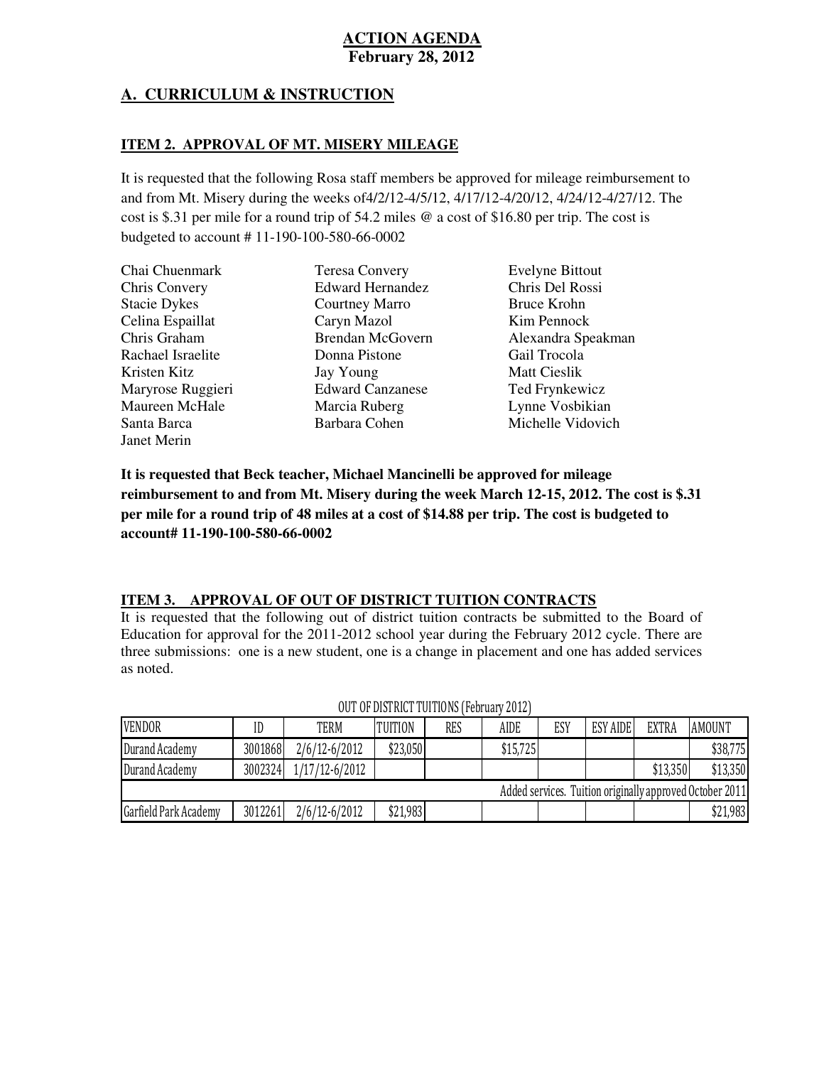**ACTION AGENDA**
**February 28, 2012**

## A. CURRICULUM & INSTRUCTION

### ITEM 2. APPROVAL OF MT. MISERY MILEAGE

It is requested that the following Rosa staff members be approved for mileage reimbursement to and from Mt. Misery during the weeks of4/2/12-4/5/12, 4/17/12-4/20/12, 4/24/12-4/27/12. The cost is $.31 per mile for a round trip of 54.2 miles @ a cost of $16.80 per trip. The cost is budgeted to account # 11-190-100-580-66-0002

Chai Chuenmark
Chris Convery
Stacie Dykes
Celina Espaillat
Chris Graham
Rachael Israelite
Kristen Kitz
Maryrose Ruggieri
Maureen McHale
Santa Barca
Janet Merin
Teresa Convery
Edward Hernandez
Courtney Marro
Caryn Mazol
Brendan McGovern
Donna Pistone
Jay Young
Edward Canzanese
Marcia Ruberg
Barbara Cohen
Evelyne Bittout
Chris Del Rossi
Bruce Krohn
Kim Pennock
Alexandra Speakman
Gail Trocola
Matt Cieslik
Ted Frynkewicz
Lynne Vosbikian
Michelle Vidovich

**It is requested that Beck teacher, Michael Mancinelli be approved for mileage reimbursement to and from Mt. Misery during the week March 12-15, 2012. The cost is $.31 per mile for a round trip of 48 miles at a cost of $14.88 per trip. The cost is budgeted to account# 11-190-100-580-66-0002**

### ITEM 3. APPROVAL OF OUT OF DISTRICT TUITION CONTRACTS

It is requested that the following out of district tuition contracts be submitted to the Board of Education for approval for the 2011-2012 school year during the February 2012 cycle. There are three submissions: one is a new student, one is a change in placement and one has added services as noted.

OUT OF DISTRICT TUITIONS (February 2012)

| VENDOR | ID | TERM | TUITION | RES | AIDE | ESY | ESY AIDE | EXTRA | AMOUNT |
|---|---|---|---|---|---|---|---|---|---|
| Durand Academy | 3001868 | 2/6/12-6/2012 | $23,050 | | $15,725 | | | | $38,775 |
| Durand Academy | 3002324 | 1/17/12-6/2012 | | | | | | $13,350 | $13,350 |
| Added services. Tuition originally approved October 2011 | | | | | | | | | |
| Garfield Park Academy | 3012261 | 2/6/12-6/2012 | $21,983 | | | | | | $21,983 |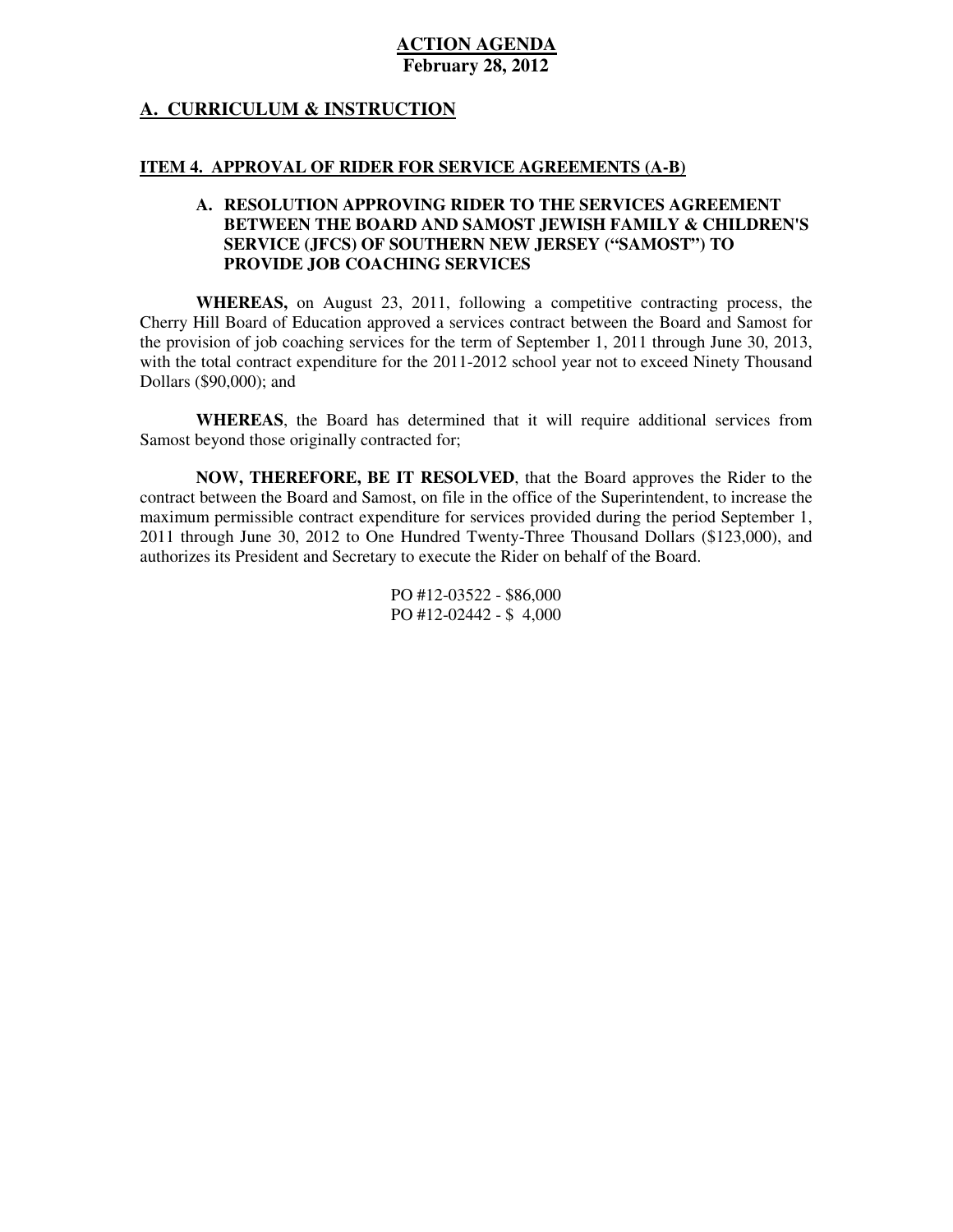**ACTION AGENDA**
**February 28, 2012**

## A. CURRICULUM & INSTRUCTION

### ITEM 4. APPROVAL OF RIDER FOR SERVICE AGREEMENTS (A-B)

**A. RESOLUTION APPROVING RIDER TO THE SERVICES AGREEMENT BETWEEN THE BOARD AND SAMOST JEWISH FAMILY & CHILDREN'S SERVICE (JFCS) OF SOUTHERN NEW JERSEY ("SAMOST") TO PROVIDE JOB COACHING SERVICES**

**WHEREAS,** on August 23, 2011, following a competitive contracting process, the Cherry Hill Board of Education approved a services contract between the Board and Samost for the provision of job coaching services for the term of September 1, 2011 through June 30, 2013, with the total contract expenditure for the 2011-2012 school year not to exceed Ninety Thousand Dollars ($90,000); and

**WHEREAS**, the Board has determined that it will require additional services from Samost beyond those originally contracted for;

**NOW, THEREFORE, BE IT RESOLVED**, that the Board approves the Rider to the contract between the Board and Samost, on file in the office of the Superintendent, to increase the maximum permissible contract expenditure for services provided during the period September 1, 2011 through June 30, 2012 to One Hundred Twenty-Three Thousand Dollars ($123,000), and authorizes its President and Secretary to execute the Rider on behalf of the Board.

PO #12-03522 - $86,000
PO #12-02442 - $ 4,000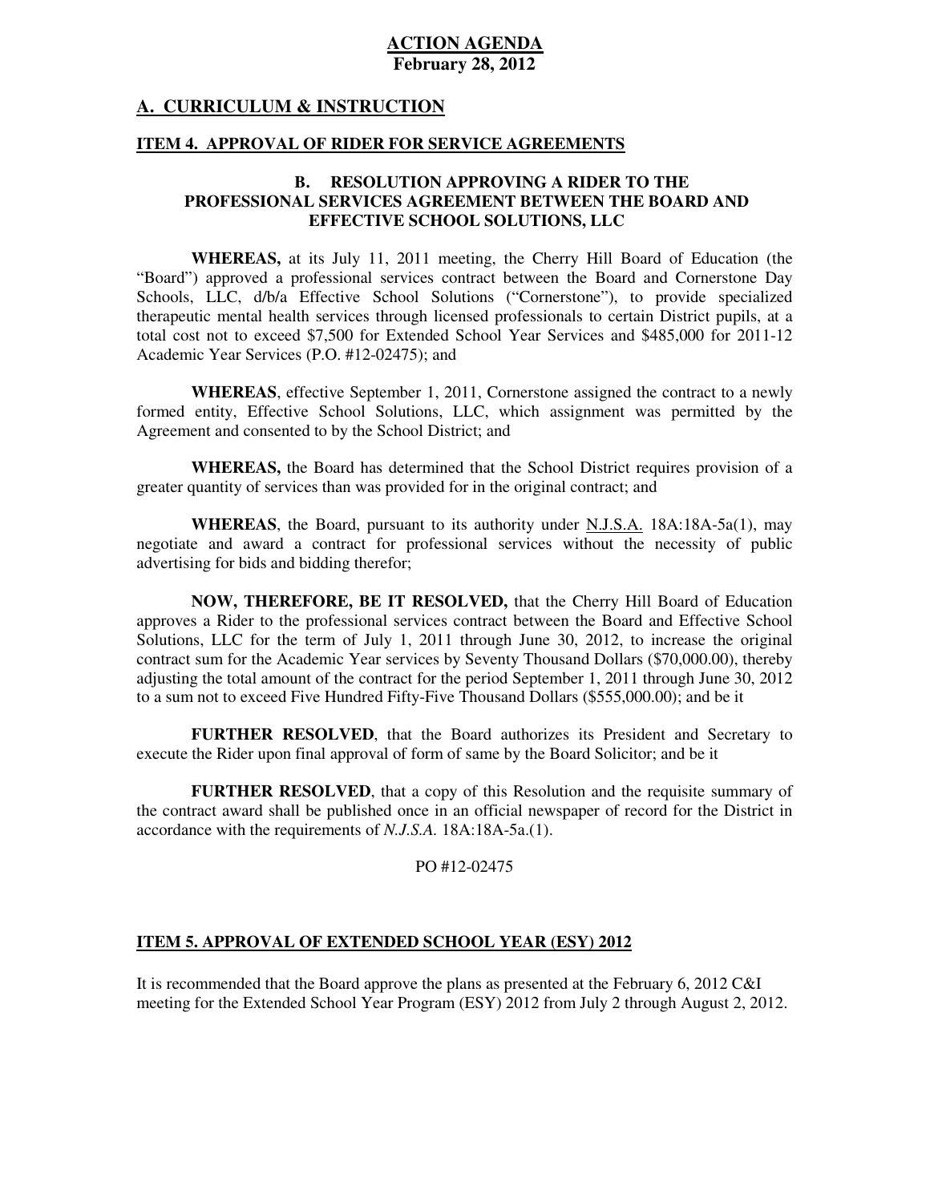# ACTION AGENDA
**February 28, 2012**

## A. CURRICULUM & INSTRUCTION

### ITEM 4. APPROVAL OF RIDER FOR SERVICE AGREEMENTS

**B. RESOLUTION APPROVING A RIDER TO THE PROFESSIONAL SERVICES AGREEMENT BETWEEN THE BOARD AND EFFECTIVE SCHOOL SOLUTIONS, LLC**

**WHEREAS,** at its July 11, 2011 meeting, the Cherry Hill Board of Education (the "Board") approved a professional services contract between the Board and Cornerstone Day Schools, LLC, d/b/a Effective School Solutions ("Cornerstone"), to provide specialized therapeutic mental health services through licensed professionals to certain District pupils, at a total cost not to exceed $7,500 for Extended School Year Services and $485,000 for 2011-12 Academic Year Services (P.O. #12-02475); and

**WHEREAS**, effective September 1, 2011, Cornerstone assigned the contract to a newly formed entity, Effective School Solutions, LLC, which assignment was permitted by the Agreement and consented to by the School District; and

**WHEREAS,** the Board has determined that the School District requires provision of a greater quantity of services than was provided for in the original contract; and

**WHEREAS**, the Board, pursuant to its authority under N.J.S.A. 18A:18A-5a(1), may negotiate and award a contract for professional services without the necessity of public advertising for bids and bidding therefor;

**NOW, THEREFORE, BE IT RESOLVED,** that the Cherry Hill Board of Education approves a Rider to the professional services contract between the Board and Effective School Solutions, LLC for the term of July 1, 2011 through June 30, 2012, to increase the original contract sum for the Academic Year services by Seventy Thousand Dollars ($70,000.00), thereby adjusting the total amount of the contract for the period September 1, 2011 through June 30, 2012 to a sum not to exceed Five Hundred Fifty-Five Thousand Dollars ($555,000.00); and be it

**FURTHER RESOLVED**, that the Board authorizes its President and Secretary to execute the Rider upon final approval of form of same by the Board Solicitor; and be it

**FURTHER RESOLVED**, that a copy of this Resolution and the requisite summary of the contract award shall be published once in an official newspaper of record for the District in accordance with the requirements of *N.J.S.A.* 18A:18A-5a.(1).

PO #12-02475

### ITEM 5. APPROVAL OF EXTENDED SCHOOL YEAR (ESY) 2012

It is recommended that the Board approve the plans as presented at the February 6, 2012 C&I meeting for the Extended School Year Program (ESY) 2012 from July 2 through August 2, 2012.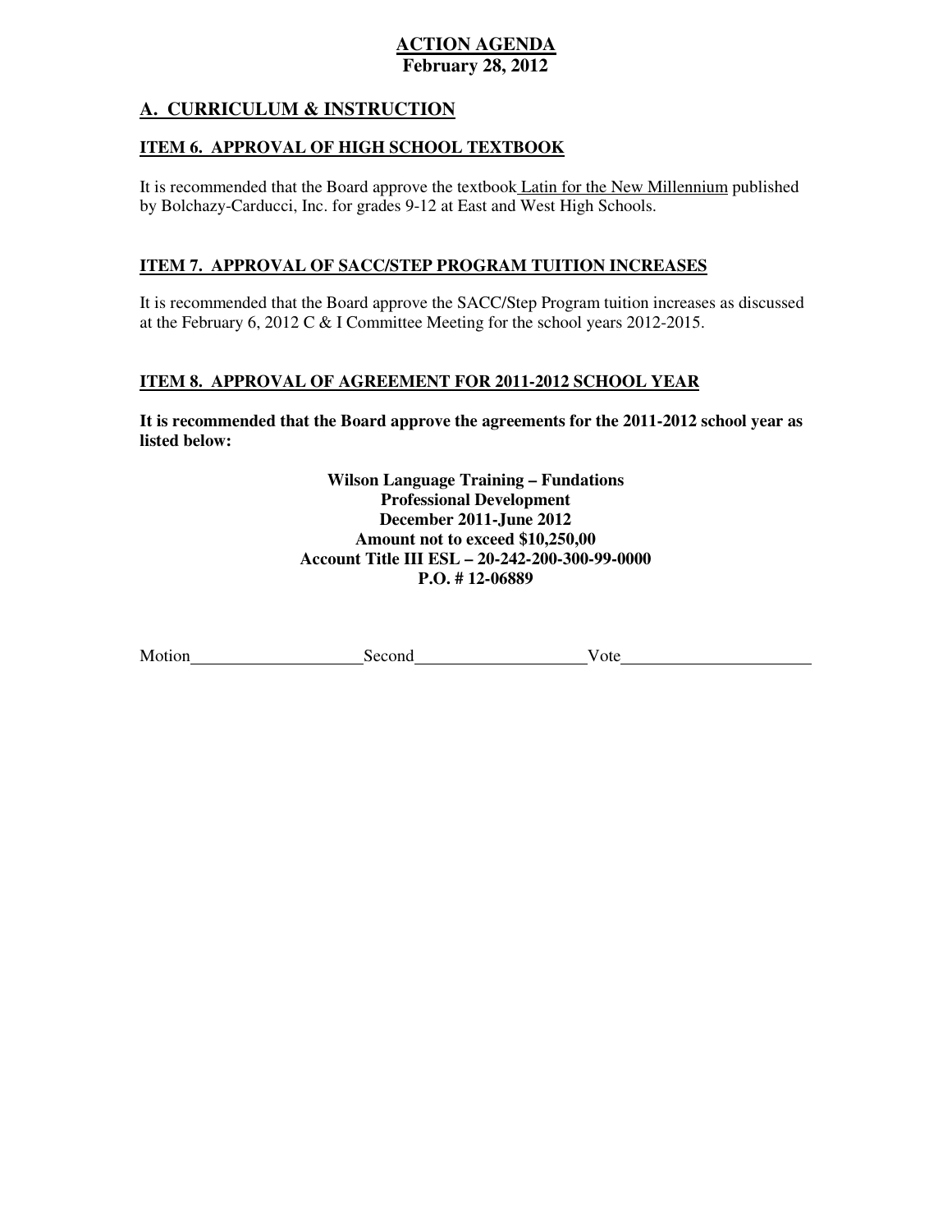# ACTION AGENDA
**February 28, 2012**

## A. CURRICULUM & INSTRUCTION

### ITEM 6. APPROVAL OF HIGH SCHOOL TEXTBOOK

It is recommended that the Board approve the textbook Latin for the New Millennium published by Bolchazy-Carducci, Inc. for grades 9-12 at East and West High Schools.

### ITEM 7. APPROVAL OF SACC/STEP PROGRAM TUITION INCREASES

It is recommended that the Board approve the SACC/Step Program tuition increases as discussed at the February 6, 2012 C & I Committee Meeting for the school years 2012-2015.

### ITEM 8. APPROVAL OF AGREEMENT FOR 2011-2012 SCHOOL YEAR

**It is recommended that the Board approve the agreements for the 2011-2012 school year as listed below:**

**Wilson Language Training – Fundations**
**Professional Development**
**December 2011-June 2012**
**Amount not to exceed $10,250,00**
**Account Title III ESL – 20-242-200-300-99-0000**
**P.O. # 12-06889**

Motion\_\_\_\_\_\_\_\_\_\_\_\_\_\_\_\_\_\_\_\_ Second\_\_\_\_\_\_\_\_\_\_\_\_\_\_\_\_\_\_\_\_ Vote\_\_\_\_\_\_\_\_\_\_\_\_\_\_\_\_\_\_\_\_\_\_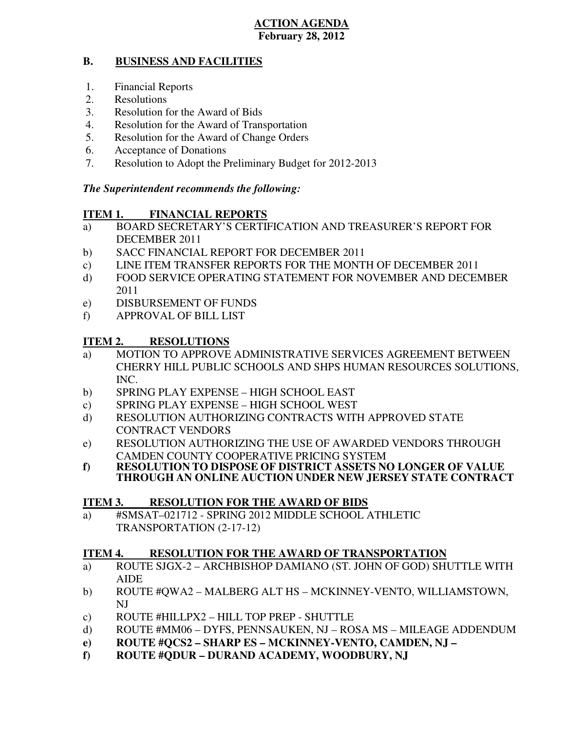**ACTION AGENDA**
**February 28, 2012**

## B. BUSINESS AND FACILITIES

1. Financial Reports
2. Resolutions
3. Resolution for the Award of Bids
4. Resolution for the Award of Transportation
5. Resolution for the Award of Change Orders
6. Acceptance of Donations
7. Resolution to Adopt the Preliminary Budget for 2012-2013

***The Superintendent recommends the following:***

### ITEM 1. FINANCIAL REPORTS

a) BOARD SECRETARY'S CERTIFICATION AND TREASURER'S REPORT FOR DECEMBER 2011
b) SACC FINANCIAL REPORT FOR DECEMBER 2011
c) LINE ITEM TRANSFER REPORTS FOR THE MONTH OF DECEMBER 2011
d) FOOD SERVICE OPERATING STATEMENT FOR NOVEMBER AND DECEMBER 2011
e) DISBURSEMENT OF FUNDS
f) APPROVAL OF BILL LIST

### ITEM 2. RESOLUTIONS

a) MOTION TO APPROVE ADMINISTRATIVE SERVICES AGREEMENT BETWEEN CHERRY HILL PUBLIC SCHOOLS AND SHPS HUMAN RESOURCES SOLUTIONS, INC.
b) SPRING PLAY EXPENSE – HIGH SCHOOL EAST
c) SPRING PLAY EXPENSE – HIGH SCHOOL WEST
d) RESOLUTION AUTHORIZING CONTRACTS WITH APPROVED STATE CONTRACT VENDORS
e) RESOLUTION AUTHORIZING THE USE OF AWARDED VENDORS THROUGH CAMDEN COUNTY COOPERATIVE PRICING SYSTEM
**f) RESOLUTION TO DISPOSE OF DISTRICT ASSETS NO LONGER OF VALUE THROUGH AN ONLINE AUCTION UNDER NEW JERSEY STATE CONTRACT**

### ITEM 3. RESOLUTION FOR THE AWARD OF BIDS

a) #SMSAT–021712 - SPRING 2012 MIDDLE SCHOOL ATHLETIC TRANSPORTATION (2-17-12)

### ITEM 4. RESOLUTION FOR THE AWARD OF TRANSPORTATION

a) ROUTE SJGX-2 – ARCHBISHOP DAMIANO (ST. JOHN OF GOD) SHUTTLE WITH AIDE
b) ROUTE #QWA2 – MALBERG ALT HS – MCKINNEY-VENTO, WILLIAMSTOWN, NJ
c) ROUTE #HILLPX2 – HILL TOP PREP - SHUTTLE
d) ROUTE #MM06 – DYFS, PENNSAUKEN, NJ – ROSA MS – MILEAGE ADDENDUM
**e) ROUTE #QCS2 – SHARP ES – MCKINNEY-VENTO, CAMDEN, NJ –**
**f) ROUTE #QDUR – DURAND ACADEMY, WOODBURY, NJ**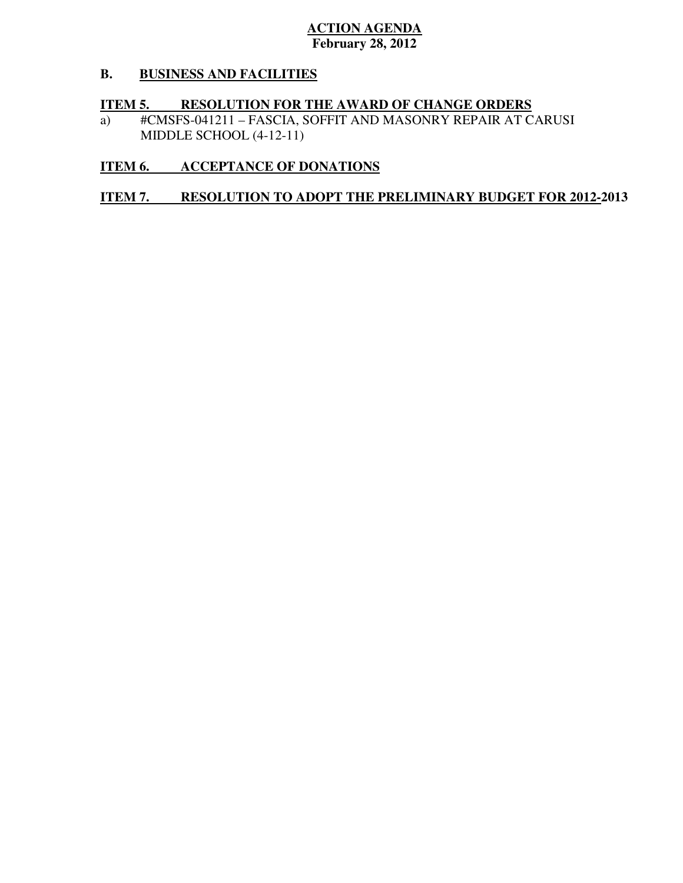**ACTION AGENDA**
**February 28, 2012**

## B. BUSINESS AND FACILITIES

### ITEM 5. RESOLUTION FOR THE AWARD OF CHANGE ORDERS

a) #CMSFS-041211 – FASCIA, SOFFIT AND MASONRY REPAIR AT CARUSI MIDDLE SCHOOL (4-12-11)

### ITEM 6. ACCEPTANCE OF DONATIONS

### ITEM 7. RESOLUTION TO ADOPT THE PRELIMINARY BUDGET FOR 2012-2013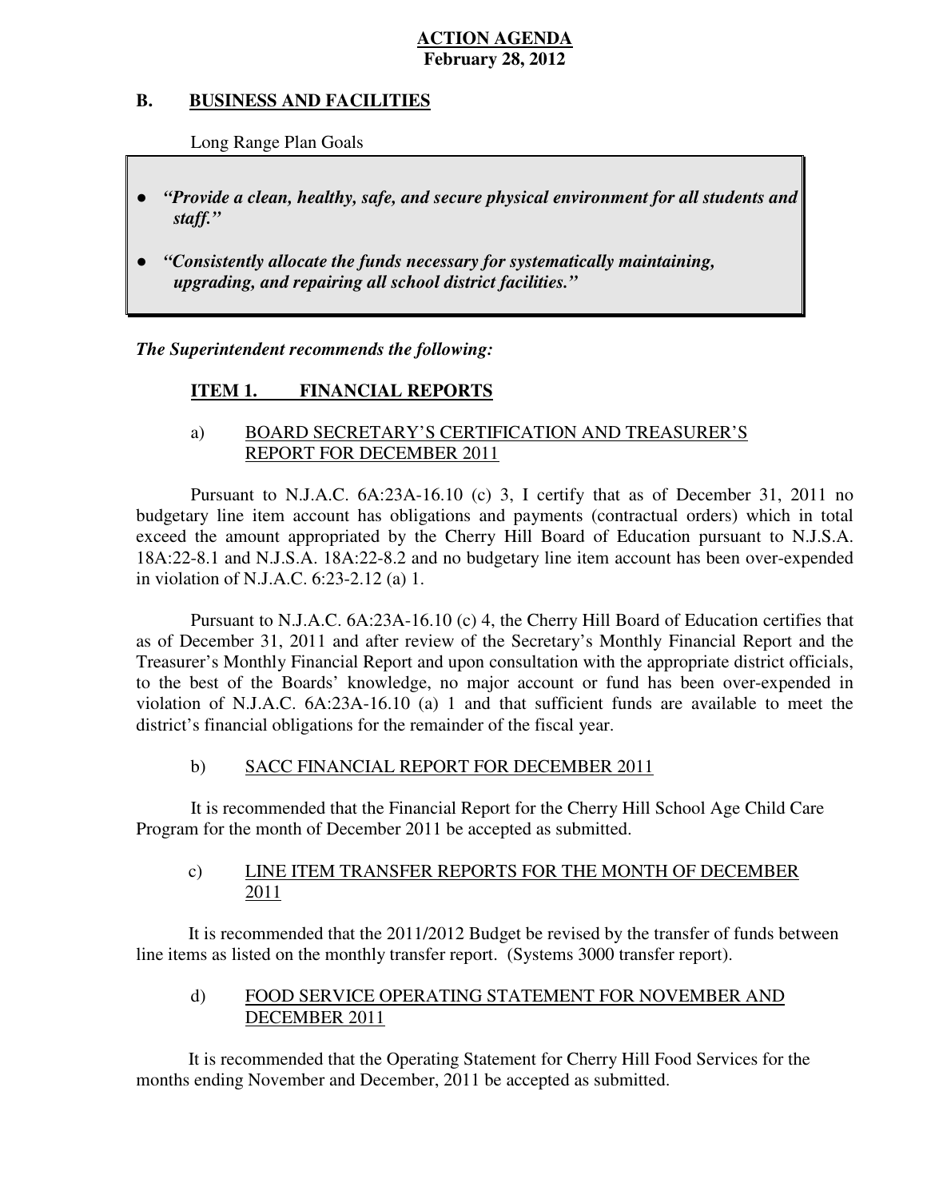**ACTION AGENDA**
**February 28, 2012**

## B. BUSINESS AND FACILITIES

Long Range Plan Goals

- ***"Provide a clean, healthy, safe, and secure physical environment for all students and staff."***
- ***"Consistently allocate the funds necessary for systematically maintaining, upgrading, and repairing all school district facilities."***

***The Superintendent recommends the following:***

### ITEM 1. FINANCIAL REPORTS

a) BOARD SECRETARY'S CERTIFICATION AND TREASURER'S REPORT FOR DECEMBER 2011

Pursuant to N.J.A.C. 6A:23A-16.10 (c) 3, I certify that as of December 31, 2011 no budgetary line item account has obligations and payments (contractual orders) which in total exceed the amount appropriated by the Cherry Hill Board of Education pursuant to N.J.S.A. 18A:22-8.1 and N.J.S.A. 18A:22-8.2 and no budgetary line item account has been over-expended in violation of N.J.A.C. 6:23-2.12 (a) 1.

Pursuant to N.J.A.C. 6A:23A-16.10 (c) 4, the Cherry Hill Board of Education certifies that as of December 31, 2011 and after review of the Secretary's Monthly Financial Report and the Treasurer's Monthly Financial Report and upon consultation with the appropriate district officials, to the best of the Boards' knowledge, no major account or fund has been over-expended in violation of N.J.A.C. 6A:23A-16.10 (a) 1 and that sufficient funds are available to meet the district's financial obligations for the remainder of the fiscal year.

b) SACC FINANCIAL REPORT FOR DECEMBER 2011

It is recommended that the Financial Report for the Cherry Hill School Age Child Care Program for the month of December 2011 be accepted as submitted.

c) LINE ITEM TRANSFER REPORTS FOR THE MONTH OF DECEMBER 2011

It is recommended that the 2011/2012 Budget be revised by the transfer of funds between line items as listed on the monthly transfer report. (Systems 3000 transfer report).

d) FOOD SERVICE OPERATING STATEMENT FOR NOVEMBER AND DECEMBER 2011

It is recommended that the Operating Statement for Cherry Hill Food Services for the months ending November and December, 2011 be accepted as submitted.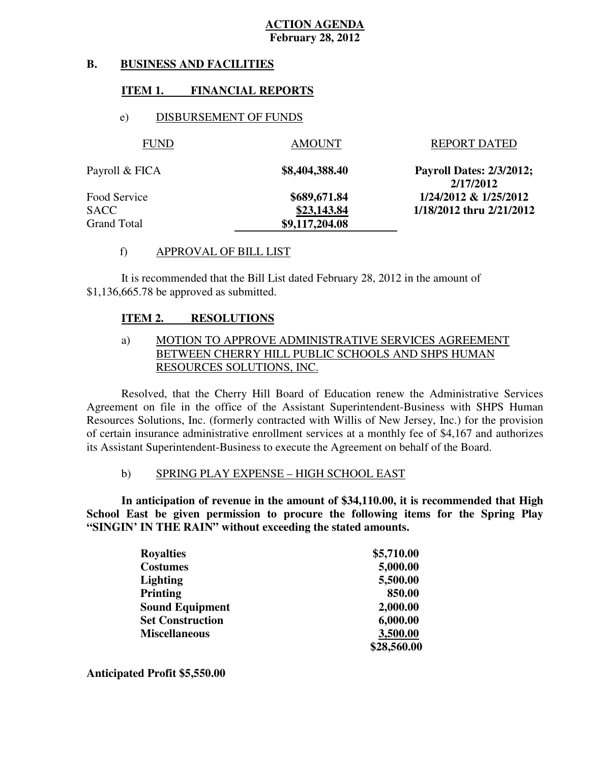**ACTION AGENDA**
**February 28, 2012**

## B. BUSINESS AND FACILITIES

### ITEM 1. FINANCIAL REPORTS

e) DISBURSEMENT OF FUNDS

| FUND | AMOUNT | REPORT DATED |
|---|---|---|
| Payroll & FICA | **$8,404,388.40** | **Payroll Dates: 2/3/2012; 2/17/2012** |
| Food Service | **$689,671.84** | **1/24/2012 & 1/25/2012** |
| SACC | **$23,143.84** | **1/18/2012 thru 2/21/2012** |
| Grand Total | **$9,117,204.08** | |

f) APPROVAL OF BILL LIST

It is recommended that the Bill List dated February 28, 2012 in the amount of $1,136,665.78 be approved as submitted.

### ITEM 2. RESOLUTIONS

a) MOTION TO APPROVE ADMINISTRATIVE SERVICES AGREEMENT BETWEEN CHERRY HILL PUBLIC SCHOOLS AND SHPS HUMAN RESOURCES SOLUTIONS, INC.

Resolved, that the Cherry Hill Board of Education renew the Administrative Services Agreement on file in the office of the Assistant Superintendent-Business with SHPS Human Resources Solutions, Inc. (formerly contracted with Willis of New Jersey, Inc.) for the provision of certain insurance administrative enrollment services at a monthly fee of $4,167 and authorizes its Assistant Superintendent-Business to execute the Agreement on behalf of the Board.

b) SPRING PLAY EXPENSE – HIGH SCHOOL EAST

**In anticipation of revenue in the amount of $34,110.00, it is recommended that High School East be given permission to procure the following items for the Spring Play "SINGIN' IN THE RAIN" without exceeding the stated amounts.**

| | |
|---|---|
| **Royalties** | **$5,710.00** |
| **Costumes** | **5,000.00** |
| **Lighting** | **5,500.00** |
| **Printing** | **850.00** |
| **Sound Equipment** | **2,000.00** |
| **Set Construction** | **6,000.00** |
| **Miscellaneous** | **3,500.00** |
| | **$28,560.00** |

**Anticipated Profit $5,550.00**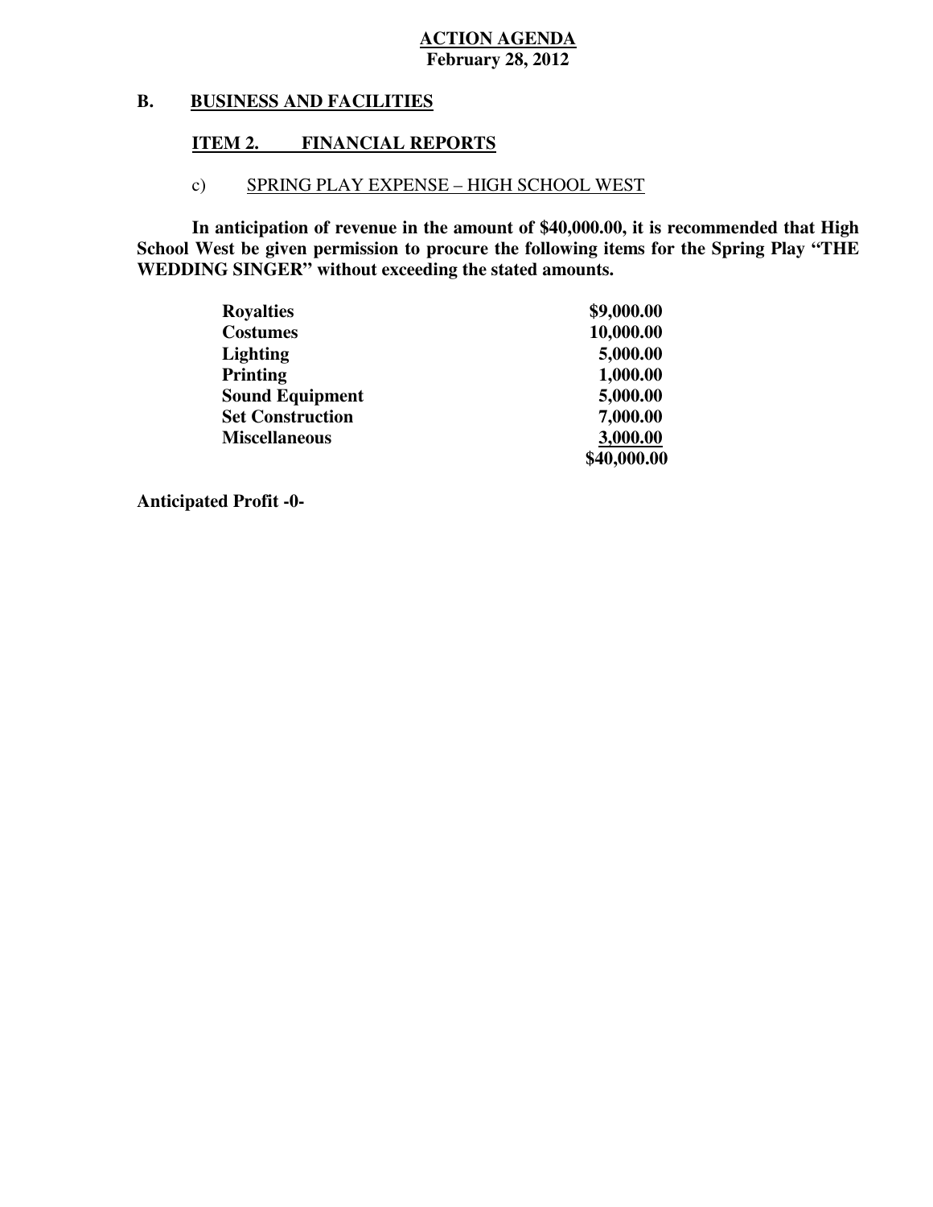**ACTION AGENDA**
**February 28, 2012**

## B. BUSINESS AND FACILITIES

### ITEM 2. FINANCIAL REPORTS

#### c) SPRING PLAY EXPENSE – HIGH SCHOOL WEST

**In anticipation of revenue in the amount of $40,000.00, it is recommended that High School West be given permission to procure the following items for the Spring Play "THE WEDDING SINGER" without exceeding the stated amounts.**

| Item | Amount |
|---|---|
| **Royalties** | **$9,000.00** |
| **Costumes** | **10,000.00** |
| **Lighting** | **5,000.00** |
| **Printing** | **1,000.00** |
| **Sound Equipment** | **5,000.00** |
| **Set Construction** | **7,000.00** |
| **Miscellaneous** | **3,000.00** |
| | **$40,000.00** |

**Anticipated Profit -0-**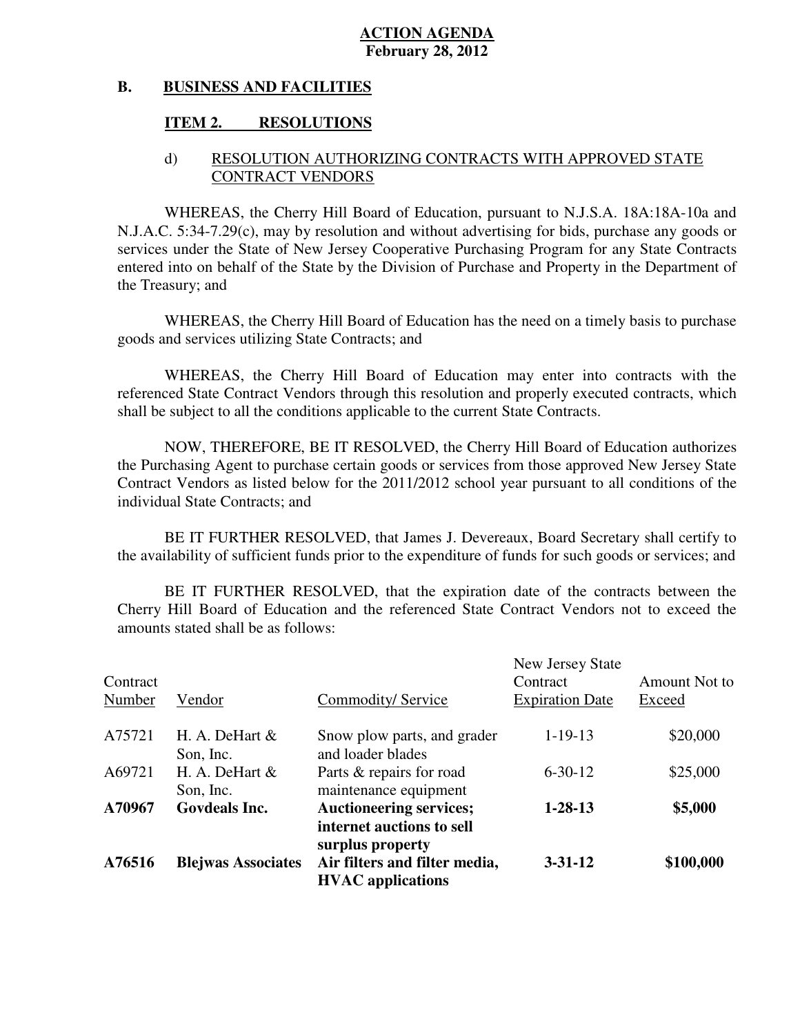**ACTION AGENDA**
**February 28, 2012**

**B. BUSINESS AND FACILITIES**

**ITEM 2. RESOLUTIONS**

d) RESOLUTION AUTHORIZING CONTRACTS WITH APPROVED STATE CONTRACT VENDORS

WHEREAS, the Cherry Hill Board of Education, pursuant to N.J.S.A. 18A:18A-10a and N.J.A.C. 5:34-7.29(c), may by resolution and without advertising for bids, purchase any goods or services under the State of New Jersey Cooperative Purchasing Program for any State Contracts entered into on behalf of the State by the Division of Purchase and Property in the Department of the Treasury; and

WHEREAS, the Cherry Hill Board of Education has the need on a timely basis to purchase goods and services utilizing State Contracts; and

WHEREAS, the Cherry Hill Board of Education may enter into contracts with the referenced State Contract Vendors through this resolution and properly executed contracts, which shall be subject to all the conditions applicable to the current State Contracts.

NOW, THEREFORE, BE IT RESOLVED, the Cherry Hill Board of Education authorizes the Purchasing Agent to purchase certain goods or services from those approved New Jersey State Contract Vendors as listed below for the 2011/2012 school year pursuant to all conditions of the individual State Contracts; and

BE IT FURTHER RESOLVED, that James J. Devereaux, Board Secretary shall certify to the availability of sufficient funds prior to the expenditure of funds for such goods or services; and

BE IT FURTHER RESOLVED, that the expiration date of the contracts between the Cherry Hill Board of Education and the referenced State Contract Vendors not to exceed the amounts stated shall be as follows:

| Contract Number | Vendor | Commodity/ Service | New Jersey State Contract Expiration Date | Amount Not to Exceed |
|---|---|---|---|---|
| A75721 | H. A. DeHart & Son, Inc. | Snow plow parts, and grader and loader blades | 1-19-13 | $20,000 |
| A69721 | H. A. DeHart & Son, Inc. | Parts & repairs for road maintenance equipment | 6-30-12 | $25,000 |
| **A70967** | **Govdeals Inc.** | **Auctioneering services; internet auctions to sell surplus property** | **1-28-13** | **$5,000** |
| **A76516** | **Blejwas Associates** | **Air filters and filter media, HVAC applications** | **3-31-12** | **$100,000** |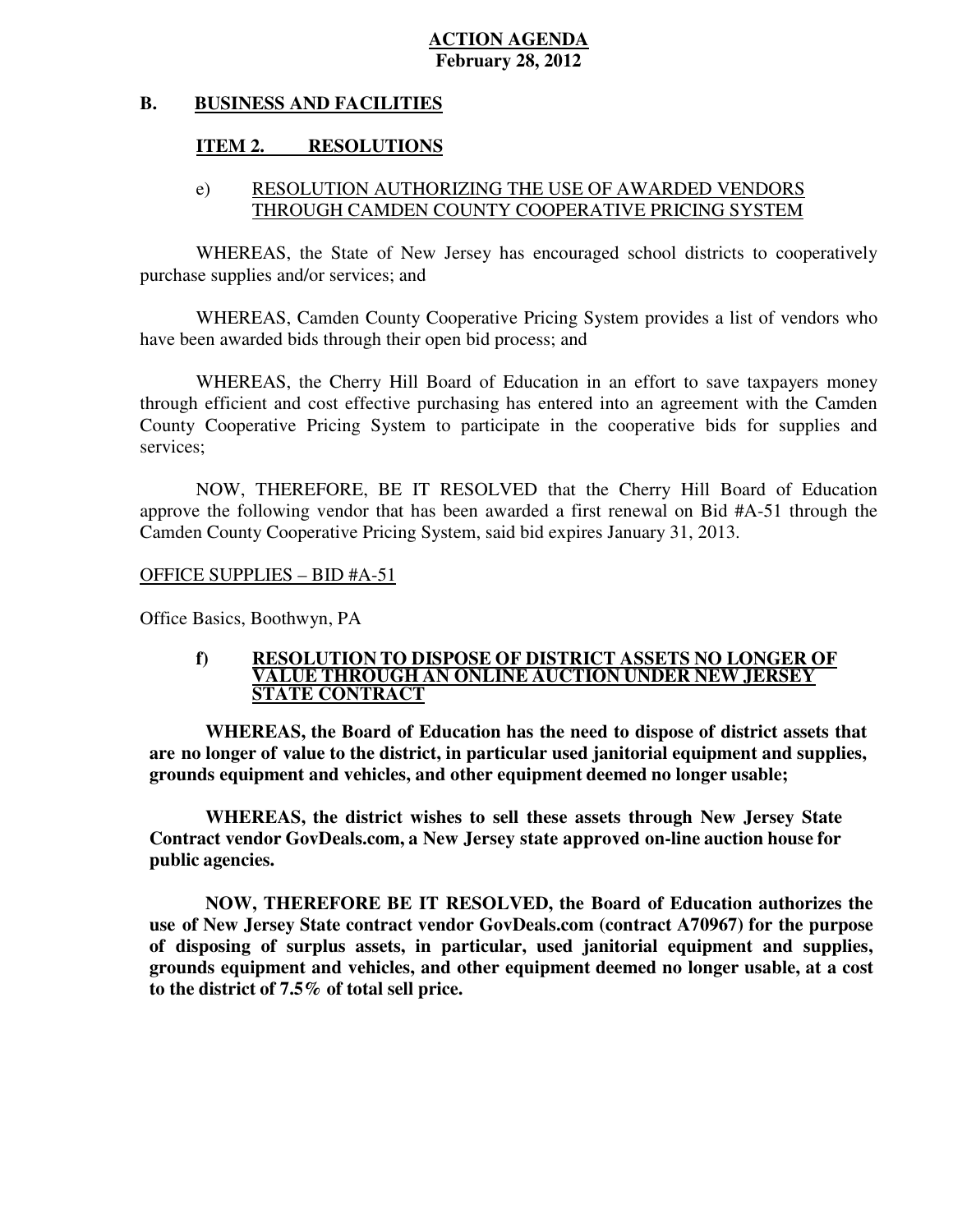**ACTION AGENDA**
**February 28, 2012**

## B. BUSINESS AND FACILITIES

### ITEM 2. RESOLUTIONS

e) RESOLUTION AUTHORIZING THE USE OF AWARDED VENDORS THROUGH CAMDEN COUNTY COOPERATIVE PRICING SYSTEM

WHEREAS, the State of New Jersey has encouraged school districts to cooperatively purchase supplies and/or services; and

WHEREAS, Camden County Cooperative Pricing System provides a list of vendors who have been awarded bids through their open bid process; and

WHEREAS, the Cherry Hill Board of Education in an effort to save taxpayers money through efficient and cost effective purchasing has entered into an agreement with the Camden County Cooperative Pricing System to participate in the cooperative bids for supplies and services;

NOW, THEREFORE, BE IT RESOLVED that the Cherry Hill Board of Education approve the following vendor that has been awarded a first renewal on Bid #A-51 through the Camden County Cooperative Pricing System, said bid expires January 31, 2013.

OFFICE SUPPLIES – BID #A-51

Office Basics, Boothwyn, PA

**f) RESOLUTION TO DISPOSE OF DISTRICT ASSETS NO LONGER OF VALUE THROUGH AN ONLINE AUCTION UNDER NEW JERSEY STATE CONTRACT**

**WHEREAS, the Board of Education has the need to dispose of district assets that are no longer of value to the district, in particular used janitorial equipment and supplies, grounds equipment and vehicles, and other equipment deemed no longer usable;**

**WHEREAS, the district wishes to sell these assets through New Jersey State Contract vendor GovDeals.com, a New Jersey state approved on-line auction house for public agencies.**

**NOW, THEREFORE BE IT RESOLVED, the Board of Education authorizes the use of New Jersey State contract vendor GovDeals.com (contract A70967) for the purpose of disposing of surplus assets, in particular, used janitorial equipment and supplies, grounds equipment and vehicles, and other equipment deemed no longer usable, at a cost to the district of 7.5% of total sell price.**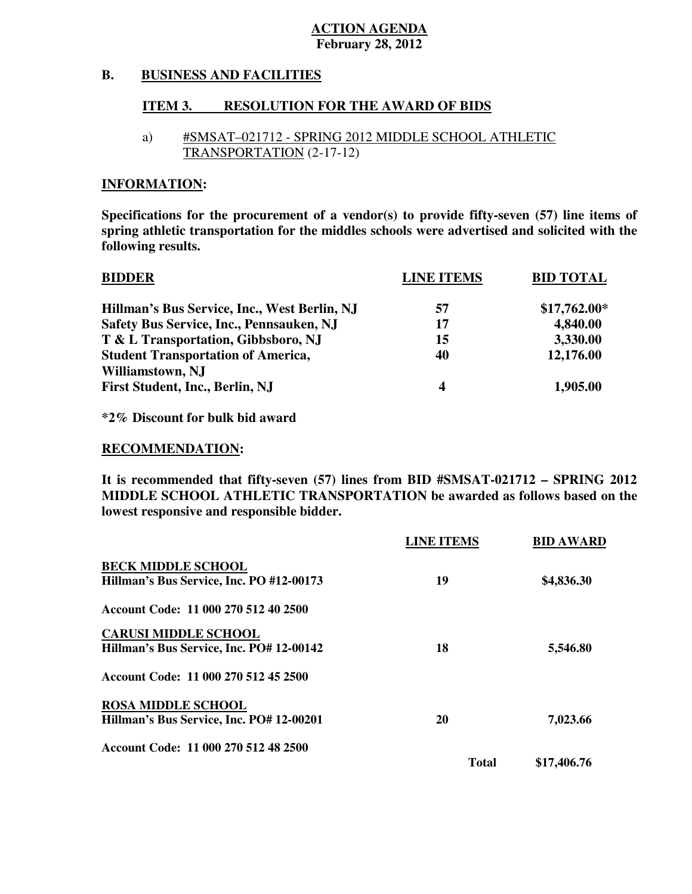**ACTION AGENDA**
**February 28, 2012**

## B. BUSINESS AND FACILITIES

### ITEM 3. RESOLUTION FOR THE AWARD OF BIDS

a) #SMSAT–021712 - SPRING 2012 MIDDLE SCHOOL ATHLETIC TRANSPORTATION (2-17-12)

**INFORMATION:**

**Specifications for the procurement of a vendor(s) to provide fifty-seven (57) line items of spring athletic transportation for the middles schools were advertised and solicited with the following results.**

| BIDDER | LINE ITEMS | BID TOTAL |
|---|---|---|
| Hillman's Bus Service, Inc., West Berlin, NJ | 57 | $17,762.00* |
| Safety Bus Service, Inc., Pennsauken, NJ | 17 | 4,840.00 |
| T & L Transportation, Gibbsboro, NJ | 15 | 3,330.00 |
| Student Transportation of America, Williamstown, NJ | 40 | 12,176.00 |
| First Student, Inc., Berlin, NJ | 4 | 1,905.00 |

***2% Discount for bulk bid award**

**RECOMMENDATION:**

**It is recommended that fifty-seven (57) lines from BID #SMSAT-021712 – SPRING 2012 MIDDLE SCHOOL ATHLETIC TRANSPORTATION be awarded as follows based on the lowest responsive and responsible bidder.**

| | LINE ITEMS | BID AWARD |
|---|---|---|
| **BECK MIDDLE SCHOOL** | | |
| Hillman's Bus Service, Inc. PO #12-00173 | 19 | $4,836.30 |
| Account Code: 11 000 270 512 40 2500 | | |
| **CARUSI MIDDLE SCHOOL** | | |
| Hillman's Bus Service, Inc. PO# 12-00142 | 18 | 5,546.80 |
| Account Code: 11 000 270 512 45 2500 | | |
| **ROSA MIDDLE SCHOOL** | | |
| Hillman's Bus Service, Inc. PO# 12-00201 | 20 | 7,023.66 |
| Account Code: 11 000 270 512 48 2500 | | |
| | **Total** | **$17,406.76** |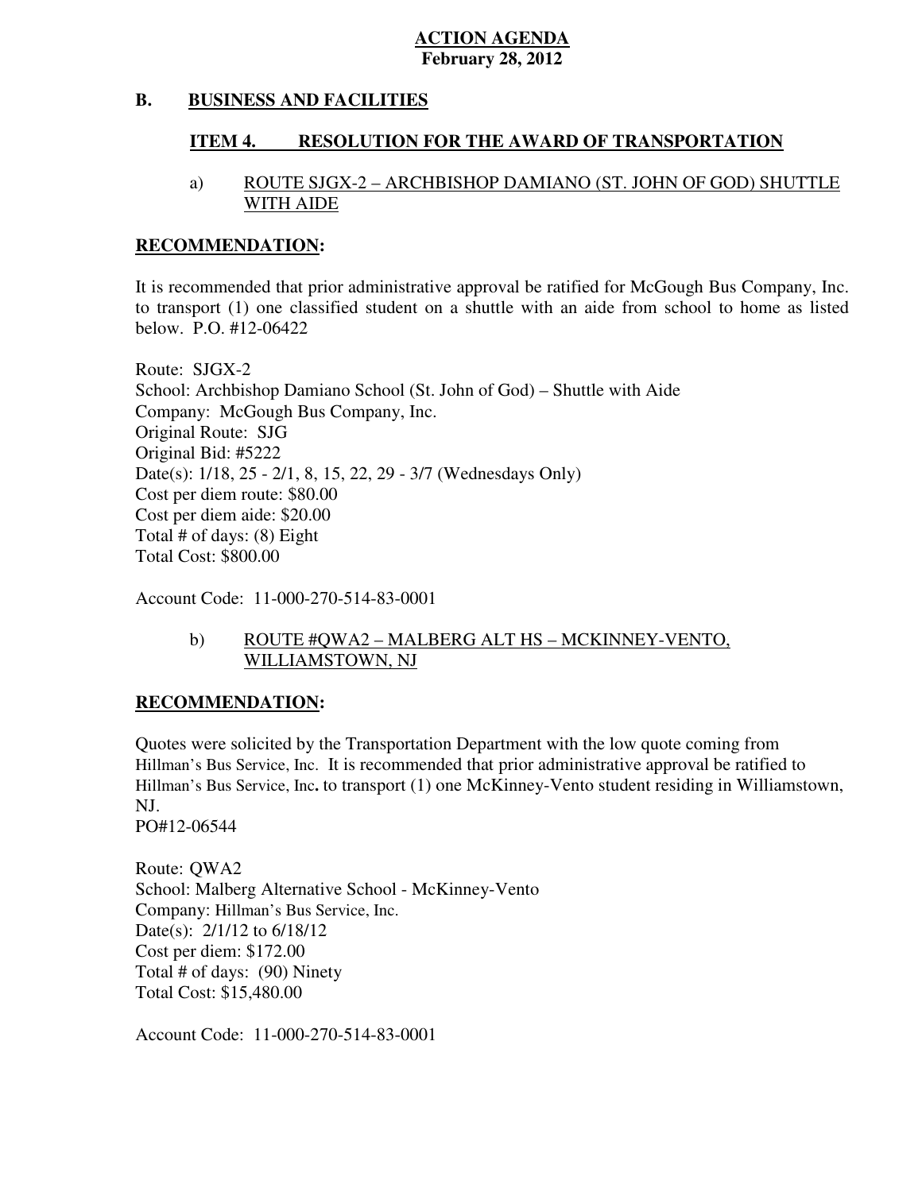**ACTION AGENDA**
**February 28, 2012**

## B. BUSINESS AND FACILITIES

### ITEM 4. RESOLUTION FOR THE AWARD OF TRANSPORTATION

a) ROUTE SJGX-2 – ARCHBISHOP DAMIANO (ST. JOHN OF GOD) SHUTTLE WITH AIDE

**RECOMMENDATION:**

It is recommended that prior administrative approval be ratified for McGough Bus Company, Inc. to transport (1) one classified student on a shuttle with an aide from school to home as listed below. P.O. #12-06422

Route: SJGX-2
School: Archbishop Damiano School (St. John of God) – Shuttle with Aide
Company: McGough Bus Company, Inc.
Original Route: SJG
Original Bid: #5222
Date(s): 1/18, 25 - 2/1, 8, 15, 22, 29 - 3/7 (Wednesdays Only)
Cost per diem route: $80.00
Cost per diem aide: $20.00
Total # of days: (8) Eight
Total Cost: $800.00

Account Code: 11-000-270-514-83-0001

b) ROUTE #QWA2 – MALBERG ALT HS – MCKINNEY-VENTO, WILLIAMSTOWN, NJ

**RECOMMENDATION:**

Quotes were solicited by the Transportation Department with the low quote coming from Hillman's Bus Service, Inc. It is recommended that prior administrative approval be ratified to Hillman's Bus Service, Inc**.** to transport (1) one McKinney-Vento student residing in Williamstown, NJ.
PO#12-06544

Route: QWA2
School: Malberg Alternative School - McKinney-Vento
Company: Hillman's Bus Service, Inc.
Date(s): 2/1/12 to 6/18/12
Cost per diem: $172.00
Total # of days: (90) Ninety
Total Cost: $15,480.00

Account Code: 11-000-270-514-83-0001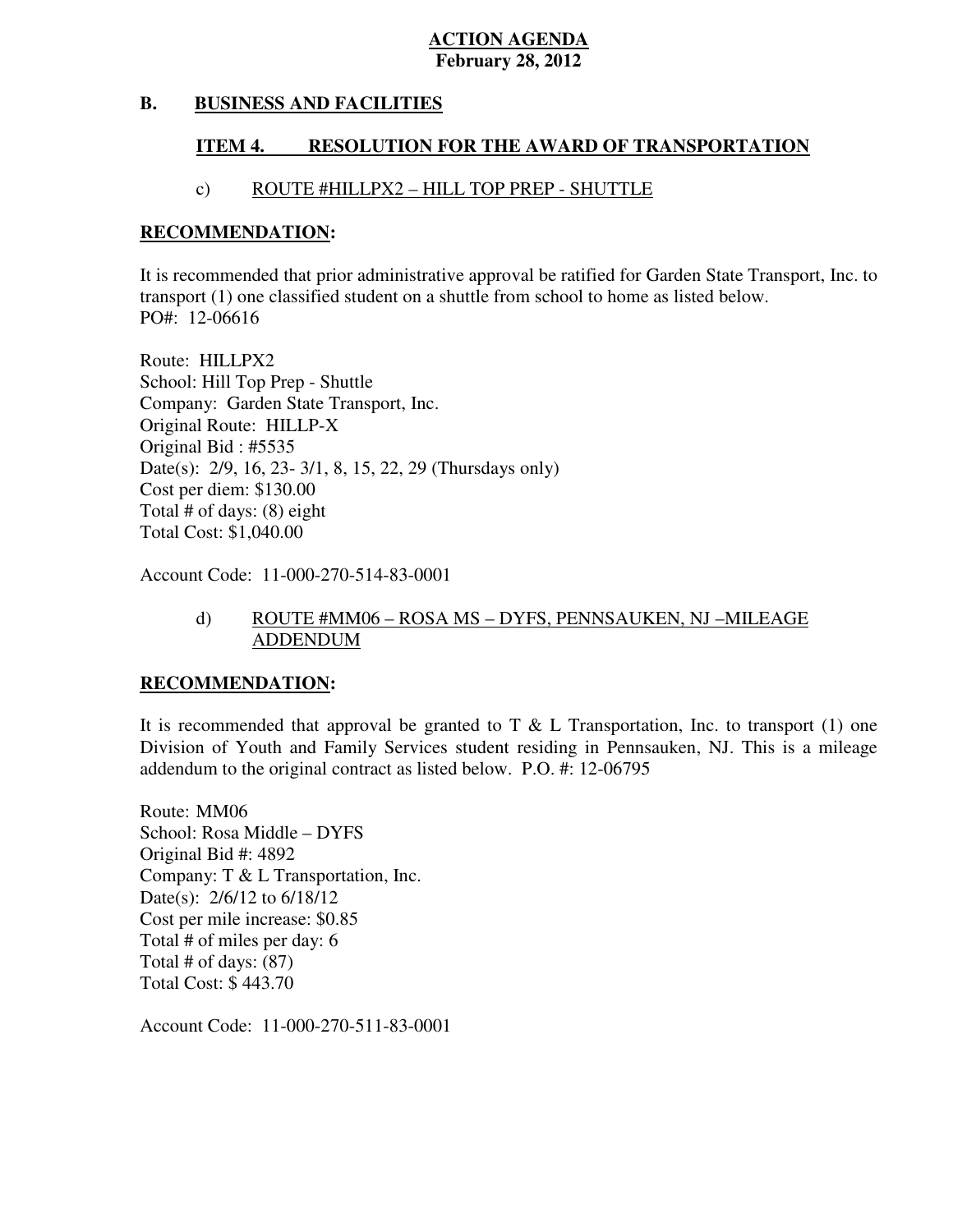**ACTION AGENDA**
**February 28, 2012**

## B. BUSINESS AND FACILITIES

### ITEM 4. RESOLUTION FOR THE AWARD OF TRANSPORTATION

c) ROUTE #HILLPX2 – HILL TOP PREP - SHUTTLE

**RECOMMENDATION:**

It is recommended that prior administrative approval be ratified for Garden State Transport, Inc. to transport (1) one classified student on a shuttle from school to home as listed below.
PO#: 12-06616

Route: HILLPX2
School: Hill Top Prep - Shuttle
Company: Garden State Transport, Inc.
Original Route: HILLP-X
Original Bid : #5535
Date(s): 2/9, 16, 23- 3/1, 8, 15, 22, 29 (Thursdays only)
Cost per diem: $130.00
Total # of days: (8) eight
Total Cost: $1,040.00

Account Code: 11-000-270-514-83-0001

d) ROUTE #MM06 – ROSA MS – DYFS, PENNSAUKEN, NJ –MILEAGE ADDENDUM

**RECOMMENDATION:**

It is recommended that approval be granted to T & L Transportation, Inc. to transport (1) one Division of Youth and Family Services student residing in Pennsauken, NJ. This is a mileage addendum to the original contract as listed below. P.O. #: 12-06795

Route: MM06
School: Rosa Middle – DYFS
Original Bid #: 4892
Company: T & L Transportation, Inc.
Date(s): 2/6/12 to 6/18/12
Cost per mile increase: $0.85
Total # of miles per day: 6
Total # of days: (87)
Total Cost: $ 443.70

Account Code: 11-000-270-511-83-0001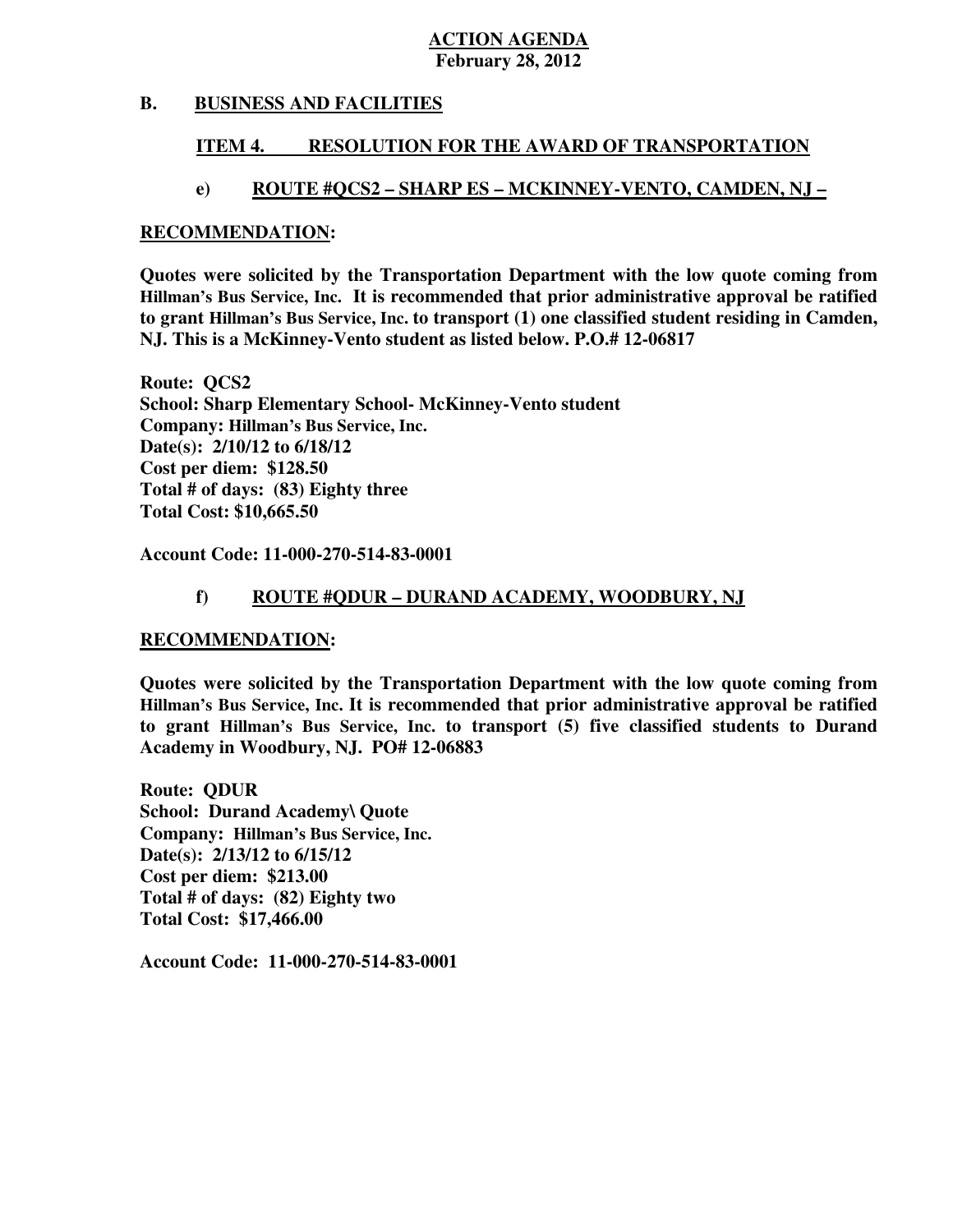**ACTION AGENDA**
**February 28, 2012**

## B. BUSINESS AND FACILITIES

### ITEM 4. RESOLUTION FOR THE AWARD OF TRANSPORTATION

#### e) ROUTE #QCS2 – SHARP ES – MCKINNEY-VENTO, CAMDEN, NJ –

**RECOMMENDATION:**

**Quotes were solicited by the Transportation Department with the low quote coming from Hillman's Bus Service, Inc. It is recommended that prior administrative approval be ratified to grant Hillman's Bus Service, Inc. to transport (1) one classified student residing in Camden, NJ. This is a McKinney-Vento student as listed below. P.O.# 12-06817**

**Route: QCS2**
**School: Sharp Elementary School- McKinney-Vento student**
**Company: Hillman's Bus Service, Inc.**
**Date(s): 2/10/12 to 6/18/12**
**Cost per diem: $128.50**
**Total # of days: (83) Eighty three**
**Total Cost: $10,665.50**

**Account Code: 11-000-270-514-83-0001**

#### f) ROUTE #QDUR – DURAND ACADEMY, WOODBURY, NJ

**RECOMMENDATION:**

**Quotes were solicited by the Transportation Department with the low quote coming from Hillman's Bus Service, Inc. It is recommended that prior administrative approval be ratified to grant Hillman's Bus Service, Inc. to transport (5) five classified students to Durand Academy in Woodbury, NJ. PO# 12-06883**

**Route: QDUR**
**School: Durand Academy\ Quote**
**Company: Hillman's Bus Service, Inc.**
**Date(s): 2/13/12 to 6/15/12**
**Cost per diem: $213.00**
**Total # of days: (82) Eighty two**
**Total Cost: $17,466.00**

**Account Code: 11-000-270-514-83-0001**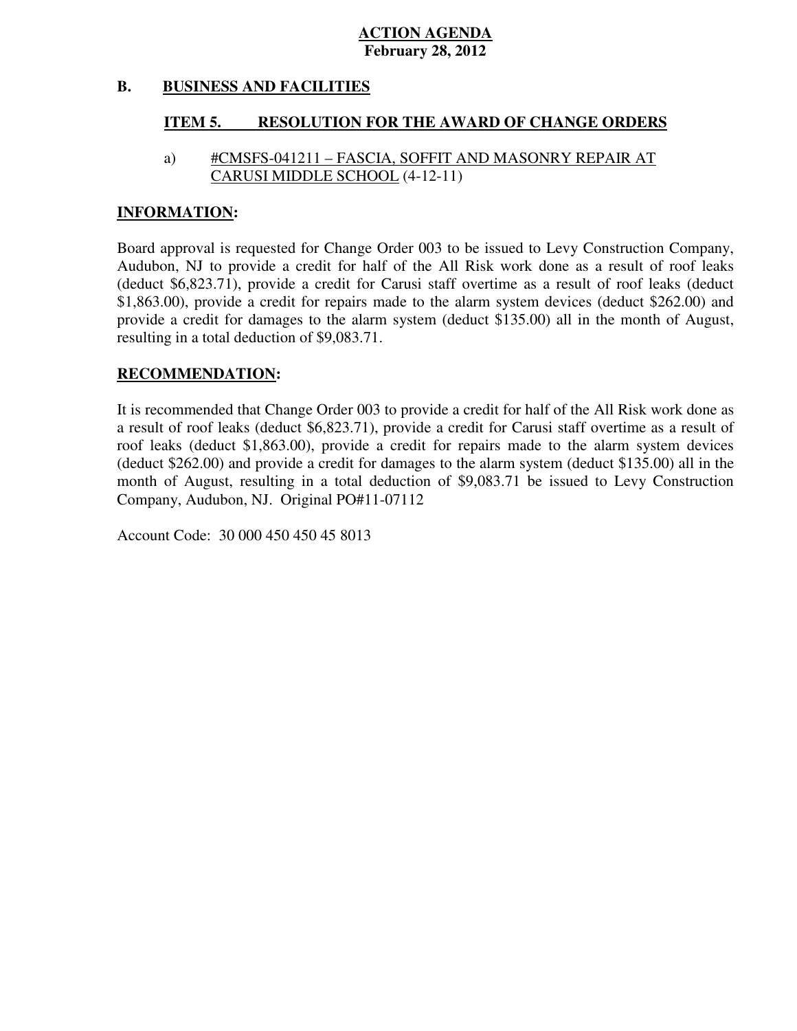**ACTION AGENDA**
**February 28, 2012**

## B. BUSINESS AND FACILITIES

### ITEM 5. RESOLUTION FOR THE AWARD OF CHANGE ORDERS

a) #CMSFS-041211 – FASCIA, SOFFIT AND MASONRY REPAIR AT CARUSI MIDDLE SCHOOL (4-12-11)

**INFORMATION:**

Board approval is requested for Change Order 003 to be issued to Levy Construction Company, Audubon, NJ to provide a credit for half of the All Risk work done as a result of roof leaks (deduct $6,823.71), provide a credit for Carusi staff overtime as a result of roof leaks (deduct $1,863.00), provide a credit for repairs made to the alarm system devices (deduct $262.00) and provide a credit for damages to the alarm system (deduct $135.00) all in the month of August, resulting in a total deduction of $9,083.71.

**RECOMMENDATION:**

It is recommended that Change Order 003 to provide a credit for half of the All Risk work done as a result of roof leaks (deduct $6,823.71), provide a credit for Carusi staff overtime as a result of roof leaks (deduct $1,863.00), provide a credit for repairs made to the alarm system devices (deduct $262.00) and provide a credit for damages to the alarm system (deduct $135.00) all in the month of August, resulting in a total deduction of $9,083.71 be issued to Levy Construction Company, Audubon, NJ. Original PO#11-07112

Account Code: 30 000 450 450 45 8013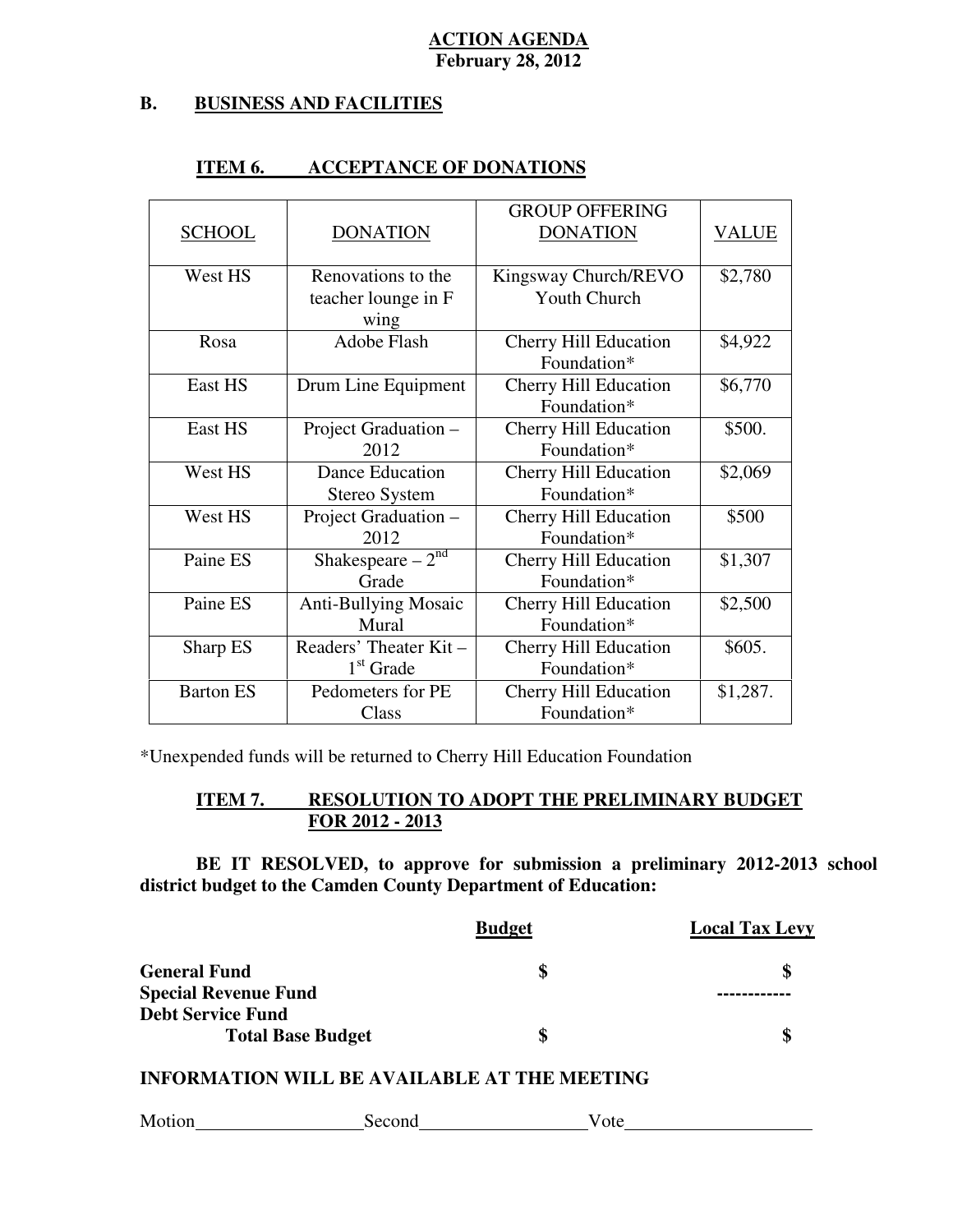**ACTION AGENDA**
**February 28, 2012**

## B. BUSINESS AND FACILITIES

### ITEM 6. ACCEPTANCE OF DONATIONS

| SCHOOL | DONATION | GROUP OFFERING DONATION | VALUE |
|---|---|---|---|
| West HS | Renovations to the teacher lounge in F wing | Kingsway Church/REVO Youth Church | \$2,780 |
| Rosa | Adobe Flash | Cherry Hill Education Foundation* | \$4,922 |
| East HS | Drum Line Equipment | Cherry Hill Education Foundation* | \$6,770 |
| East HS | Project Graduation – 2012 | Cherry Hill Education Foundation* | \$500. |
| West HS | Dance Education Stereo System | Cherry Hill Education Foundation* | \$2,069 |
| West HS | Project Graduation – 2012 | Cherry Hill Education Foundation* | \$500 |
| Paine ES | Shakespeare – 2nd Grade | Cherry Hill Education Foundation* | \$1,307 |
| Paine ES | Anti-Bullying Mosaic Mural | Cherry Hill Education Foundation* | \$2,500 |
| Sharp ES | Readers' Theater Kit – 1st Grade | Cherry Hill Education Foundation* | \$605. |
| Barton ES | Pedometers for PE Class | Cherry Hill Education Foundation* | \$1,287. |

*Unexpended funds will be returned to Cherry Hill Education Foundation

### ITEM 7. RESOLUTION TO ADOPT THE PRELIMINARY BUDGET FOR 2012 - 2013

**BE IT RESOLVED, to approve for submission a preliminary 2012-2013 school district budget to the Camden County Department of Education:**

| | Budget | Local Tax Levy |
|---|---|---|
| **General Fund** | **\$** | **\$** |
| **Special Revenue Fund** | | ------------ |
| **Debt Service Fund** | | |
| **Total Base Budget** | **\$** | **\$** |

**INFORMATION WILL BE AVAILABLE AT THE MEETING**

Motion__________________ Second__________________ Vote____________________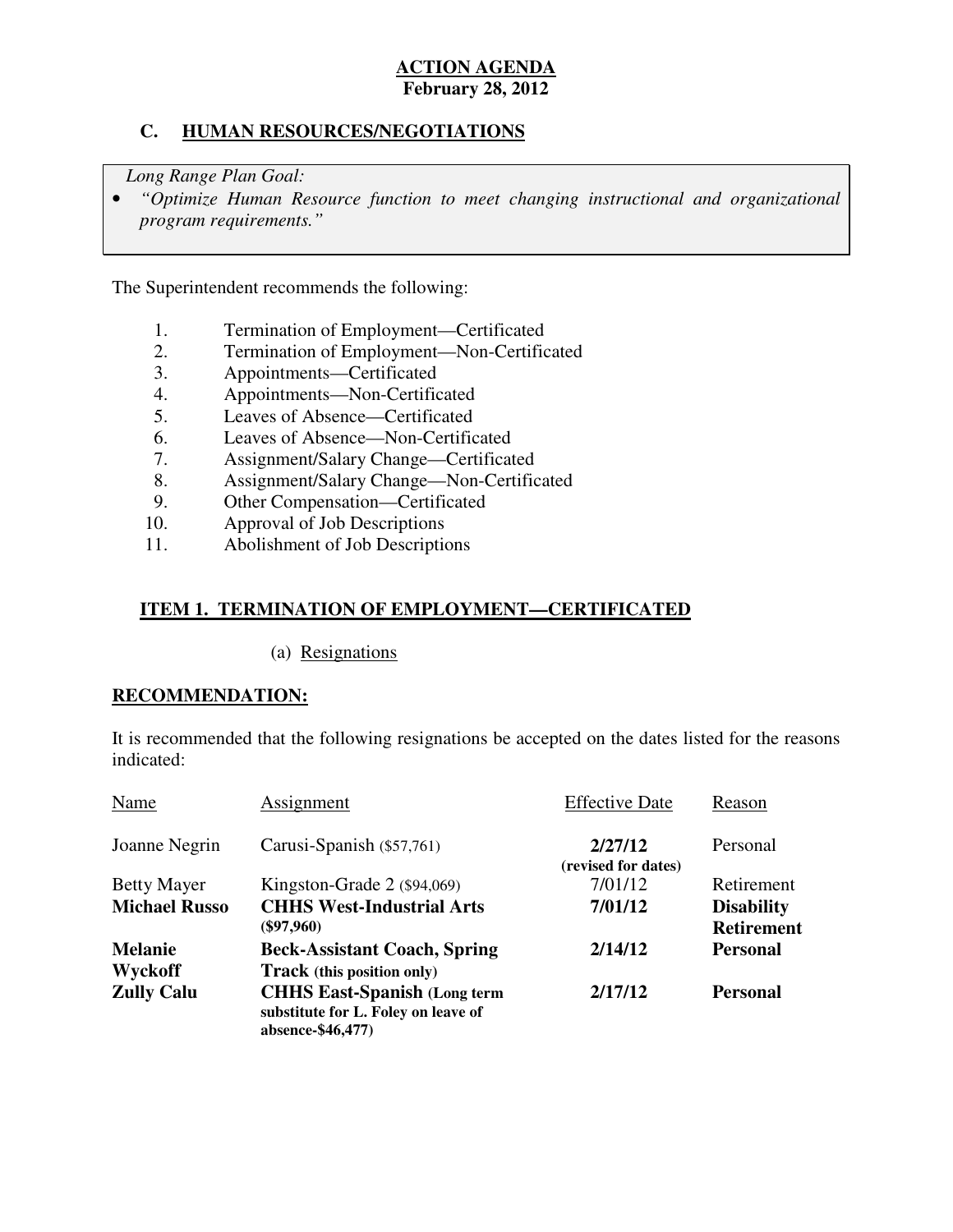**ACTION AGENDA**
**February 28, 2012**

## C. HUMAN RESOURCES/NEGOTIATIONS

*Long Range Plan Goal:*

- *"Optimize Human Resource function to meet changing instructional and organizational program requirements."*

The Superintendent recommends the following:

1. Termination of Employment—Certificated
2. Termination of Employment—Non-Certificated
3. Appointments—Certificated
4. Appointments—Non-Certificated
5. Leaves of Absence—Certificated
6. Leaves of Absence—Non-Certificated
7. Assignment/Salary Change—Certificated
8. Assignment/Salary Change—Non-Certificated
9. Other Compensation—Certificated
10. Approval of Job Descriptions
11. Abolishment of Job Descriptions

### ITEM 1. TERMINATION OF EMPLOYMENT—CERTIFICATED

(a) Resignations

**RECOMMENDATION:**

It is recommended that the following resignations be accepted on the dates listed for the reasons indicated:

| Name | Assignment | Effective Date | Reason |
|---|---|---|---|
| Joanne Negrin | Carusi-Spanish ($57,761) | **2/27/12 (revised for dates)** | Personal |
| Betty Mayer | Kingston-Grade 2 ($94,069) | 7/01/12 | Retirement |
| **Michael Russo** | **CHHS West-Industrial Arts ($97,960)** | **7/01/12** | **Disability Retirement** |
| **Melanie Wyckoff** | **Beck-Assistant Coach, Spring Track (this position only)** | **2/14/12** | **Personal** |
| **Zully Calu** | **CHHS East-Spanish (Long term substitute for L. Foley on leave of absence-$46,477)** | **2/17/12** | **Personal** |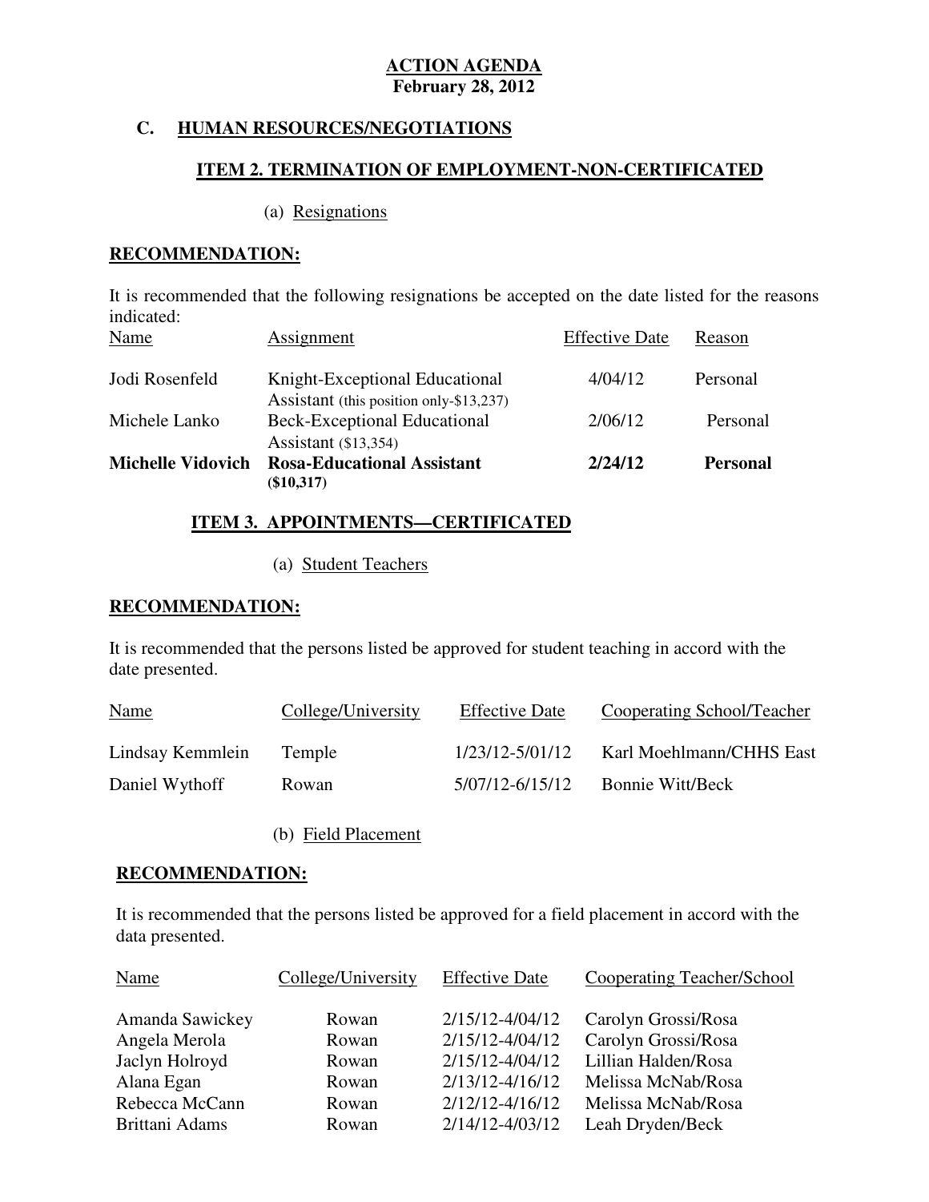**ACTION AGENDA**
**February 28, 2012**

## C. HUMAN RESOURCES/NEGOTIATIONS

### ITEM 2. TERMINATION OF EMPLOYMENT-NON-CERTIFICATED

(a) Resignations

**RECOMMENDATION:**

It is recommended that the following resignations be accepted on the date listed for the reasons indicated:

| Name | Assignment | Effective Date | Reason |
|---|---|---|---|
| Jodi Rosenfeld | Knight-Exceptional Educational Assistant (this position only-$13,237) | 4/04/12 | Personal |
| Michele Lanko | Beck-Exceptional Educational Assistant ($13,354) | 2/06/12 | Personal |
| **Michelle Vidovich** | **Rosa-Educational Assistant ($10,317)** | **2/24/12** | **Personal** |

### ITEM 3. APPOINTMENTS—CERTIFICATED

(a) Student Teachers

**RECOMMENDATION:**

It is recommended that the persons listed be approved for student teaching in accord with the date presented.

| Name | College/University | Effective Date | Cooperating School/Teacher |
|---|---|---|---|
| Lindsay Kemmlein | Temple | 1/23/12-5/01/12 | Karl Moehlmann/CHHS East |
| Daniel Wythoff | Rowan | 5/07/12-6/15/12 | Bonnie Witt/Beck |

(b) Field Placement

**RECOMMENDATION:**

It is recommended that the persons listed be approved for a field placement in accord with the data presented.

| Name | College/University | Effective Date | Cooperating Teacher/School |
|---|---|---|---|
| Amanda Sawickey | Rowan | 2/15/12-4/04/12 | Carolyn Grossi/Rosa |
| Angela Merola | Rowan | 2/15/12-4/04/12 | Carolyn Grossi/Rosa |
| Jaclyn Holroyd | Rowan | 2/15/12-4/04/12 | Lillian Halden/Rosa |
| Alana Egan | Rowan | 2/13/12-4/16/12 | Melissa McNab/Rosa |
| Rebecca McCann | Rowan | 2/12/12-4/16/12 | Melissa McNab/Rosa |
| Brittani Adams | Rowan | 2/14/12-4/03/12 | Leah Dryden/Beck |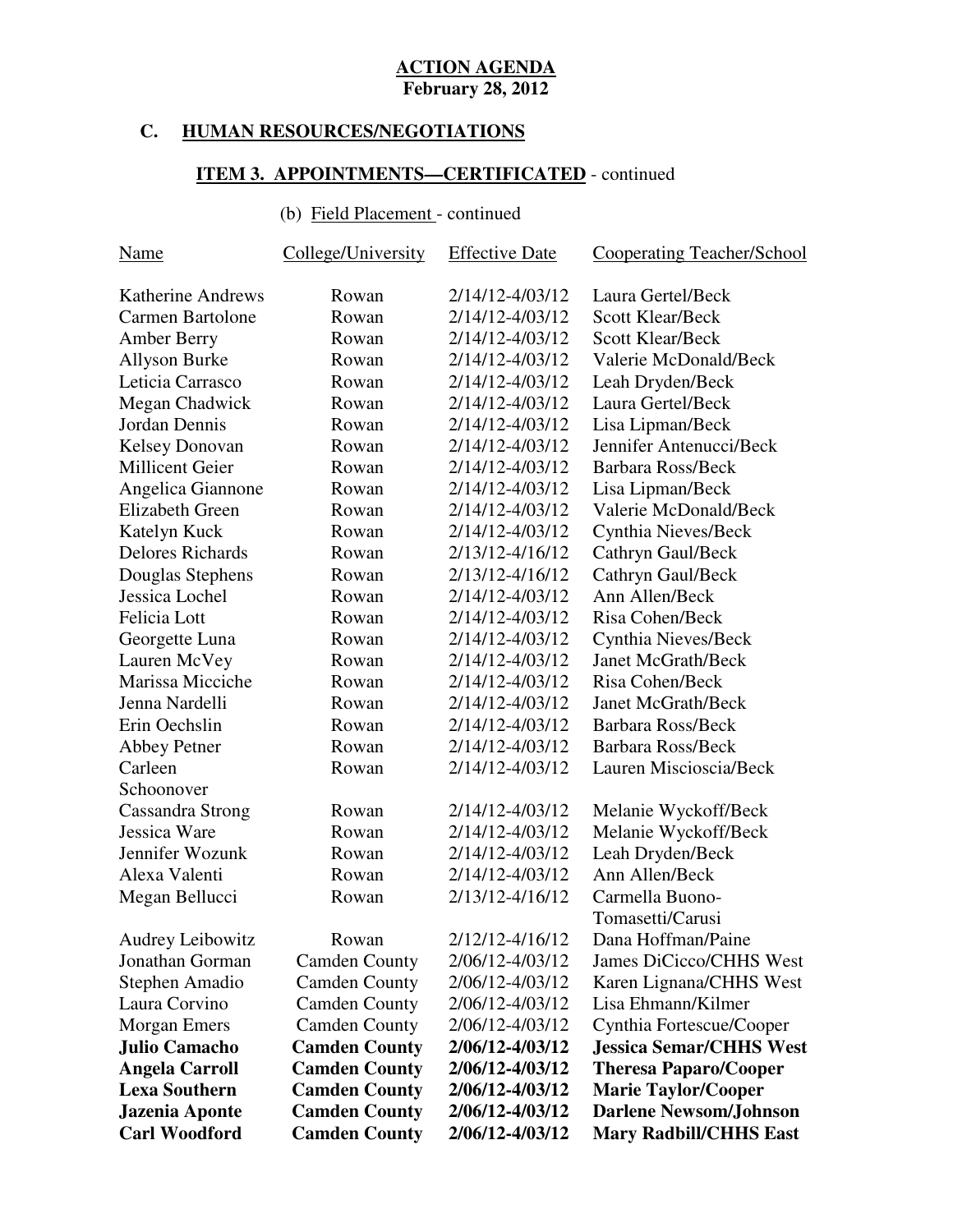**ACTION AGENDA**
**February 28, 2012**

## C. HUMAN RESOURCES/NEGOTIATIONS

### ITEM 3. APPOINTMENTS—CERTIFICATED - continued

(b) Field Placement - continued

| Name | College/University | Effective Date | Cooperating Teacher/School |
|---|---|---|---|
| Katherine Andrews | Rowan | 2/14/12-4/03/12 | Laura Gertel/Beck |
| Carmen Bartolone | Rowan | 2/14/12-4/03/12 | Scott Klear/Beck |
| Amber Berry | Rowan | 2/14/12-4/03/12 | Scott Klear/Beck |
| Allyson Burke | Rowan | 2/14/12-4/03/12 | Valerie McDonald/Beck |
| Leticia Carrasco | Rowan | 2/14/12-4/03/12 | Leah Dryden/Beck |
| Megan Chadwick | Rowan | 2/14/12-4/03/12 | Laura Gertel/Beck |
| Jordan Dennis | Rowan | 2/14/12-4/03/12 | Lisa Lipman/Beck |
| Kelsey Donovan | Rowan | 2/14/12-4/03/12 | Jennifer Antenucci/Beck |
| Millicent Geier | Rowan | 2/14/12-4/03/12 | Barbara Ross/Beck |
| Angelica Giannone | Rowan | 2/14/12-4/03/12 | Lisa Lipman/Beck |
| Elizabeth Green | Rowan | 2/14/12-4/03/12 | Valerie McDonald/Beck |
| Katelyn Kuck | Rowan | 2/14/12-4/03/12 | Cynthia Nieves/Beck |
| Delores Richards | Rowan | 2/13/12-4/16/12 | Cathryn Gaul/Beck |
| Douglas Stephens | Rowan | 2/13/12-4/16/12 | Cathryn Gaul/Beck |
| Jessica Lochel | Rowan | 2/14/12-4/03/12 | Ann Allen/Beck |
| Felicia Lott | Rowan | 2/14/12-4/03/12 | Risa Cohen/Beck |
| Georgette Luna | Rowan | 2/14/12-4/03/12 | Cynthia Nieves/Beck |
| Lauren McVey | Rowan | 2/14/12-4/03/12 | Janet McGrath/Beck |
| Marissa Micciche | Rowan | 2/14/12-4/03/12 | Risa Cohen/Beck |
| Jenna Nardelli | Rowan | 2/14/12-4/03/12 | Janet McGrath/Beck |
| Erin Oechslin | Rowan | 2/14/12-4/03/12 | Barbara Ross/Beck |
| Abbey Petner | Rowan | 2/14/12-4/03/12 | Barbara Ross/Beck |
| Carleen Schoonover | Rowan | 2/14/12-4/03/12 | Lauren Miscioscia/Beck |
| Cassandra Strong | Rowan | 2/14/12-4/03/12 | Melanie Wyckoff/Beck |
| Jessica Ware | Rowan | 2/14/12-4/03/12 | Melanie Wyckoff/Beck |
| Jennifer Wozunk | Rowan | 2/14/12-4/03/12 | Leah Dryden/Beck |
| Alexa Valenti | Rowan | 2/14/12-4/03/12 | Ann Allen/Beck |
| Megan Bellucci | Rowan | 2/13/12-4/16/12 | Carmella Buono-Tomasetti/Carusi |
| Audrey Leibowitz | Rowan | 2/12/12-4/16/12 | Dana Hoffman/Paine |
| Jonathan Gorman | Camden County | 2/06/12-4/03/12 | James DiCicco/CHHS West |
| Stephen Amadio | Camden County | 2/06/12-4/03/12 | Karen Lignana/CHHS West |
| Laura Corvino | Camden County | 2/06/12-4/03/12 | Lisa Ehmann/Kilmer |
| Morgan Emers | Camden County | 2/06/12-4/03/12 | Cynthia Fortescue/Cooper |
| **Julio Camacho** | **Camden County** | **2/06/12-4/03/12** | **Jessica Semar/CHHS West** |
| **Angela Carroll** | **Camden County** | **2/06/12-4/03/12** | **Theresa Paparo/Cooper** |
| **Lexa Southern** | **Camden County** | **2/06/12-4/03/12** | **Marie Taylor/Cooper** |
| **Jazenia Aponte** | **Camden County** | **2/06/12-4/03/12** | **Darlene Newsom/Johnson** |
| **Carl Woodford** | **Camden County** | **2/06/12-4/03/12** | **Mary Radbill/CHHS East** |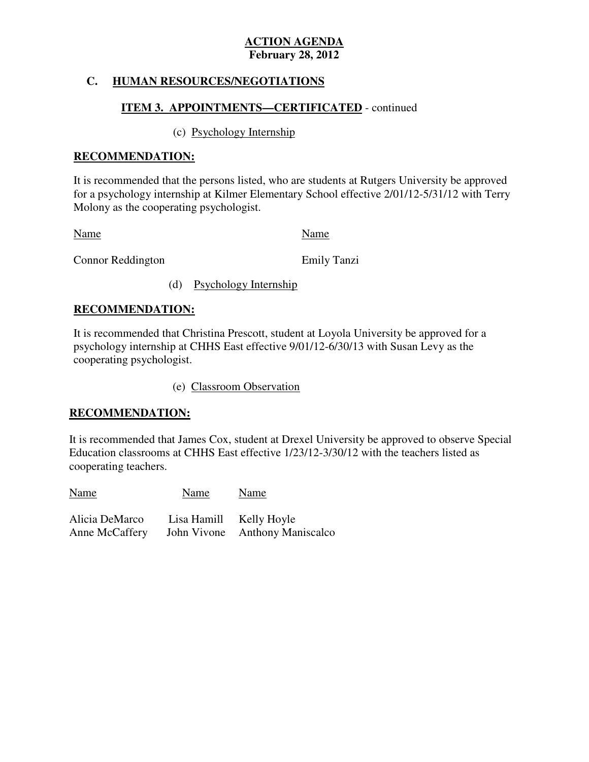**ACTION AGENDA**
**February 28, 2012**

## C. HUMAN RESOURCES/NEGOTIATIONS

### ITEM 3. APPOINTMENTS—CERTIFICATED - continued

(c) Psychology Internship

**RECOMMENDATION:**

It is recommended that the persons listed, who are students at Rutgers University be approved for a psychology internship at Kilmer Elementary School effective 2/01/12-5/31/12 with Terry Molony as the cooperating psychologist.

| Name | Name |
|---|---|
| Connor Reddington | Emily Tanzi |

(d) Psychology Internship

**RECOMMENDATION:**

It is recommended that Christina Prescott, student at Loyola University be approved for a psychology internship at CHHS East effective 9/01/12-6/30/13 with Susan Levy as the cooperating psychologist.

(e) Classroom Observation

**RECOMMENDATION:**

It is recommended that James Cox, student at Drexel University be approved to observe Special Education classrooms at CHHS East effective 1/23/12-3/30/12 with the teachers listed as cooperating teachers.

| Name | Name | Name |
|---|---|---|
| Alicia DeMarco | Lisa Hamill | Kelly Hoyle |
| Anne McCaffery | John Vivone | Anthony Maniscalco |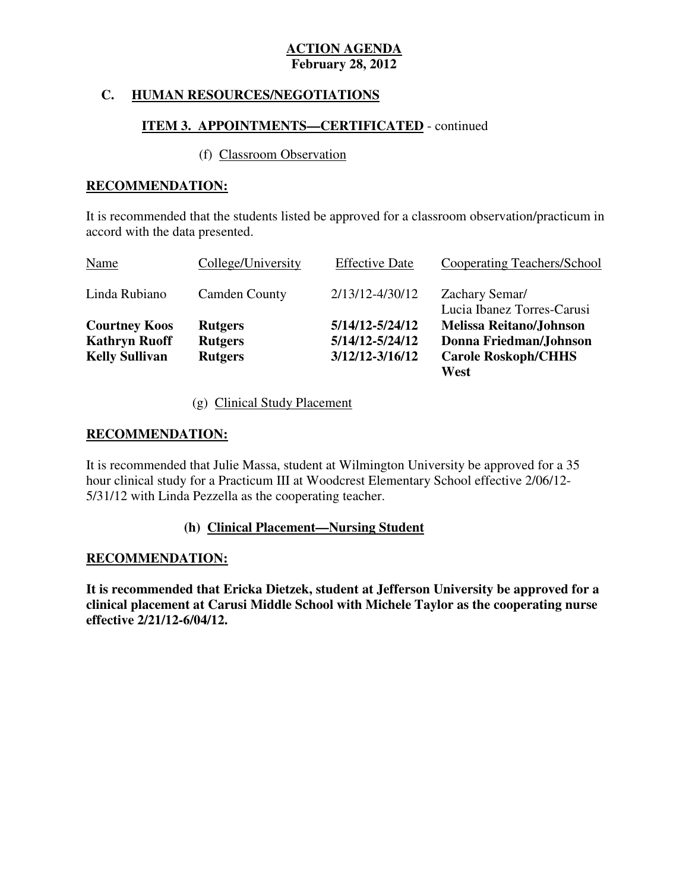**ACTION AGENDA**
**February 28, 2012**

## C. HUMAN RESOURCES/NEGOTIATIONS

### ITEM 3. APPOINTMENTS—CERTIFICATED - continued

(f) Classroom Observation

**RECOMMENDATION:**

It is recommended that the students listed be approved for a classroom observation/practicum in accord with the data presented.

| Name | College/University | Effective Date | Cooperating Teachers/School |
|---|---|---|---|
| Linda Rubiano | Camden County | 2/13/12-4/30/12 | Zachary Semar/ Lucia Ibanez Torres-Carusi |
| **Courtney Koos** | **Rutgers** | **5/14/12-5/24/12** | **Melissa Reitano/Johnson** |
| **Kathryn Ruoff** | **Rutgers** | **5/14/12-5/24/12** | **Donna Friedman/Johnson** |
| **Kelly Sullivan** | **Rutgers** | **3/12/12-3/16/12** | **Carole Roskoph/CHHS West** |

(g) Clinical Study Placement

**RECOMMENDATION:**

It is recommended that Julie Massa, student at Wilmington University be approved for a 35 hour clinical study for a Practicum III at Woodcrest Elementary School effective 2/06/12-5/31/12 with Linda Pezzella as the cooperating teacher.

**(h) Clinical Placement—Nursing Student**

**RECOMMENDATION:**

**It is recommended that Ericka Dietzek, student at Jefferson University be approved for a clinical placement at Carusi Middle School with Michele Taylor as the cooperating nurse effective 2/21/12-6/04/12.**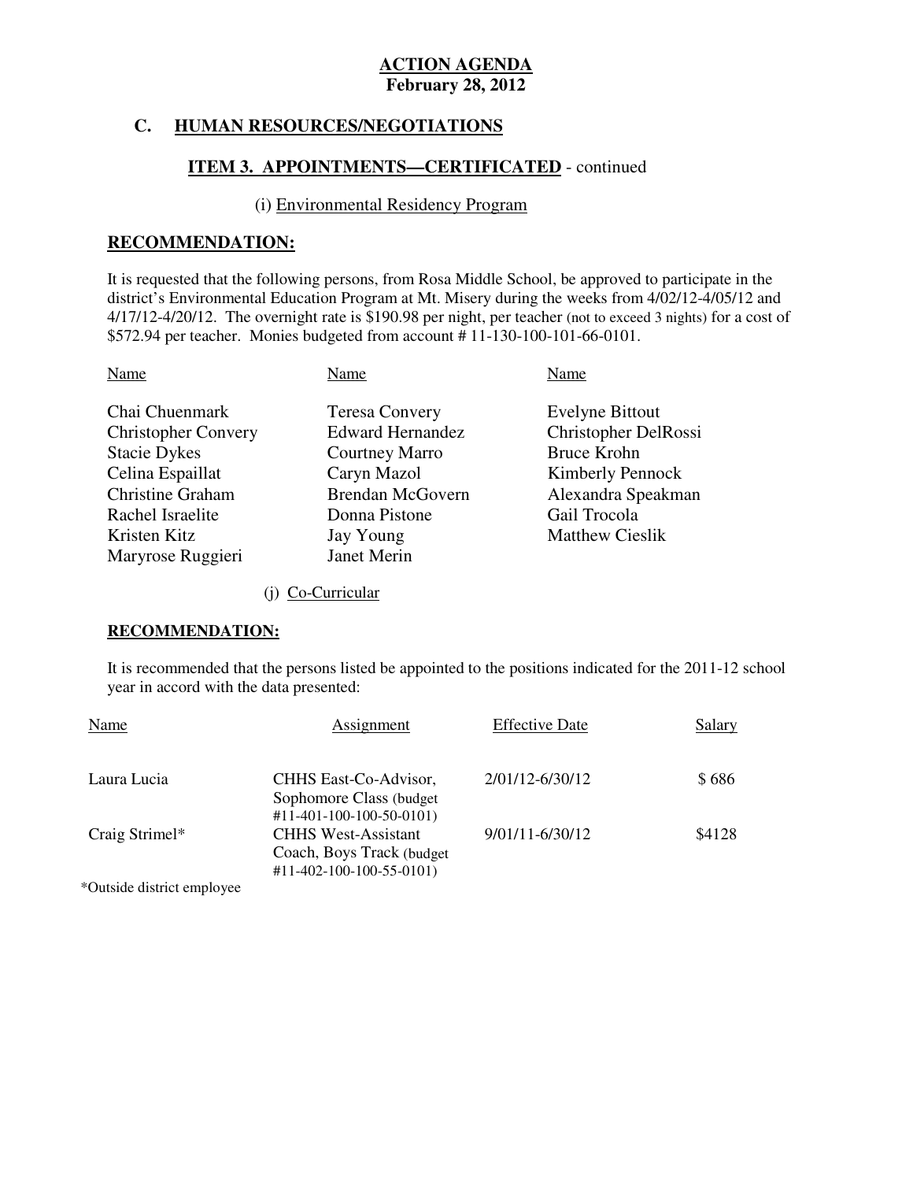**ACTION AGENDA**
**February 28, 2012**

## C. HUMAN RESOURCES/NEGOTIATIONS

### ITEM 3. APPOINTMENTS—CERTIFICATED - continued

(i) Environmental Residency Program

**RECOMMENDATION:**

It is requested that the following persons, from Rosa Middle School, be approved to participate in the district's Environmental Education Program at Mt. Misery during the weeks from 4/02/12-4/05/12 and 4/17/12-4/20/12. The overnight rate is $190.98 per night, per teacher (not to exceed 3 nights) for a cost of $572.94 per teacher. Monies budgeted from account # 11-130-100-101-66-0101.

| Name | Name | Name |
|---|---|---|
| Chai Chuenmark | Teresa Convery | Evelyne Bittout |
| Christopher Convery | Edward Hernandez | Christopher DelRossi |
| Stacie Dykes | Courtney Marro | Bruce Krohn |
| Celina Espaillat | Caryn Mazol | Kimberly Pennock |
| Christine Graham | Brendan McGovern | Alexandra Speakman |
| Rachel Israelite | Donna Pistone | Gail Trocola |
| Kristen Kitz | Jay Young | Matthew Cieslik |
| Maryrose Ruggieri | Janet Merin | |

(j) Co-Curricular

**RECOMMENDATION:**

It is recommended that the persons listed be appointed to the positions indicated for the 2011-12 school year in accord with the data presented:

| Name | Assignment | Effective Date | Salary |
|---|---|---|---|
| Laura Lucia | CHHS East-Co-Advisor, Sophomore Class (budget #11-401-100-100-50-0101) | 2/01/12-6/30/12 | $ 686 |
| Craig Strimel* | CHHS West-Assistant Coach, Boys Track (budget #11-402-100-100-55-0101) | 9/01/11-6/30/12 | $4128 |

*Outside district employee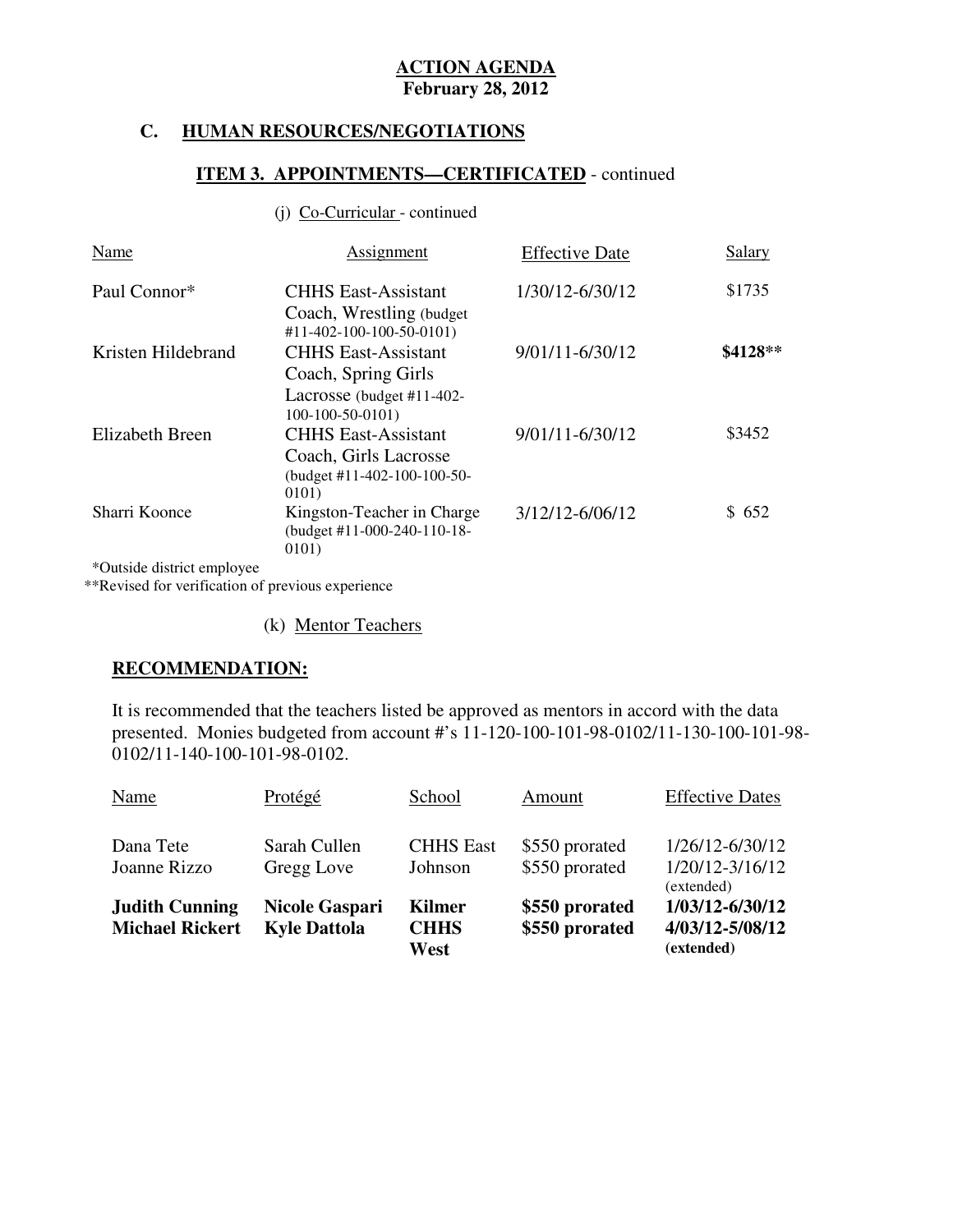**ACTION AGENDA**
**February 28, 2012**

## C. HUMAN RESOURCES/NEGOTIATIONS

### ITEM 3. APPOINTMENTS—CERTIFICATED - continued

(j) Co-Curricular - continued

| Name | Assignment | Effective Date | Salary |
|---|---|---|---|
| Paul Connor* | CHHS East-Assistant Coach, Wrestling (budget #11-402-100-100-50-0101) | 1/30/12-6/30/12 | $1735 |
| Kristen Hildebrand | CHHS East-Assistant Coach, Spring Girls Lacrosse (budget #11-402-100-100-50-0101) | 9/01/11-6/30/12 | **$4128**** |
| Elizabeth Breen | CHHS East-Assistant Coach, Girls Lacrosse (budget #11-402-100-100-50-0101) | 9/01/11-6/30/12 | $3452 |
| Sharri Koonce | Kingston-Teacher in Charge (budget #11-000-240-110-18-0101) | 3/12/12-6/06/12 | $ 652 |

*Outside district employee
**Revised for verification of previous experience

(k) Mentor Teachers

**RECOMMENDATION:**

It is recommended that the teachers listed be approved as mentors in accord with the data presented. Monies budgeted from account #'s 11-120-100-101-98-0102/11-130-100-101-98-0102/11-140-100-101-98-0102.

| Name | Protégé | School | Amount | Effective Dates |
|---|---|---|---|---|
| Dana Tete | Sarah Cullen | CHHS East | $550 prorated | 1/26/12-6/30/12 |
| Joanne Rizzo | Gregg Love | Johnson | $550 prorated | 1/20/12-3/16/12 (extended) |
| **Judith Cunning** | **Nicole Gaspari** | **Kilmer** | **$550 prorated** | **1/03/12-6/30/12** |
| **Michael Rickert** | **Kyle Dattola** | **CHHS West** | **$550 prorated** | **4/03/12-5/08/12 (extended)** |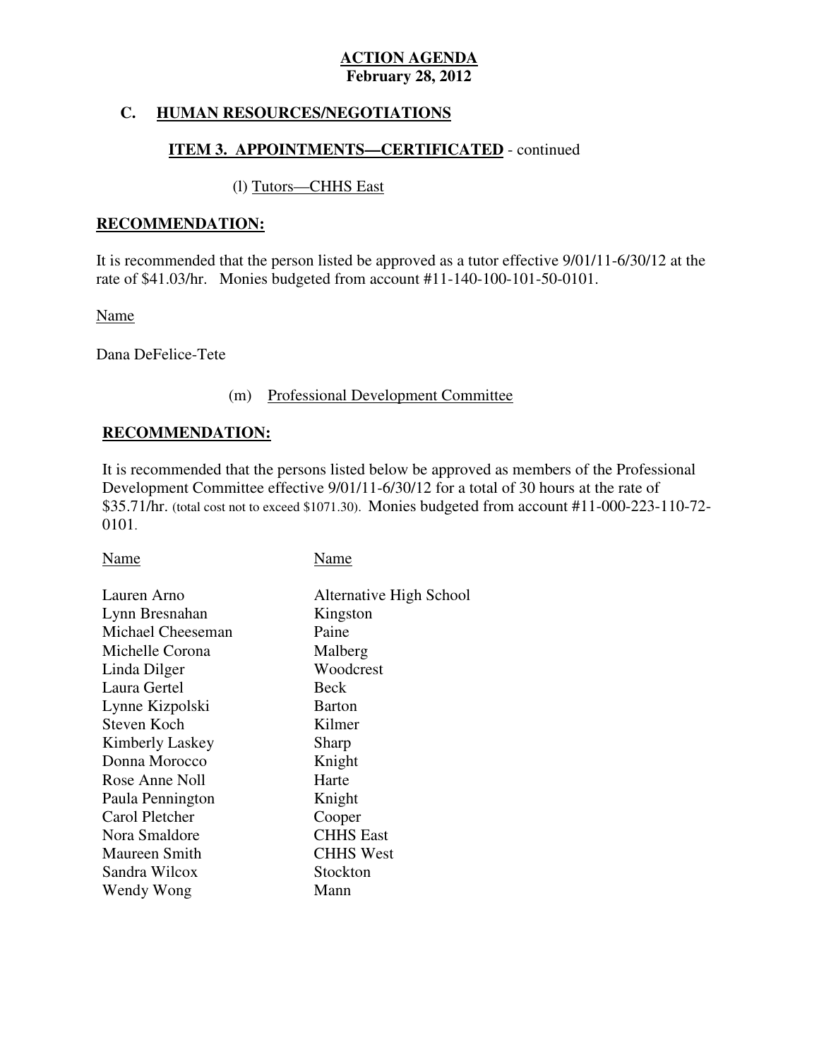**ACTION AGENDA**
**February 28, 2012**

## C. HUMAN RESOURCES/NEGOTIATIONS

### ITEM 3. APPOINTMENTS—CERTIFICATED - continued

(l) Tutors—CHHS East

**RECOMMENDATION:**

It is recommended that the person listed be approved as a tutor effective 9/01/11-6/30/12 at the rate of $41.03/hr. Monies budgeted from account #11-140-100-101-50-0101.

Name

Dana DeFelice-Tete

(m) Professional Development Committee

**RECOMMENDATION:**

It is recommended that the persons listed below be approved as members of the Professional Development Committee effective 9/01/11-6/30/12 for a total of 30 hours at the rate of $35.71/hr. (total cost not to exceed $1071.30). Monies budgeted from account #11-000-223-110-72-0101.

| Name | Name |
|---|---|
| Lauren Arno | Alternative High School |
| Lynn Bresnahan | Kingston |
| Michael Cheeseman | Paine |
| Michelle Corona | Malberg |
| Linda Dilger | Woodcrest |
| Laura Gertel | Beck |
| Lynne Kizpolski | Barton |
| Steven Koch | Kilmer |
| Kimberly Laskey | Sharp |
| Donna Morocco | Knight |
| Rose Anne Noll | Harte |
| Paula Pennington | Knight |
| Carol Pletcher | Cooper |
| Nora Smaldore | CHHS East |
| Maureen Smith | CHHS West |
| Sandra Wilcox | Stockton |
| Wendy Wong | Mann |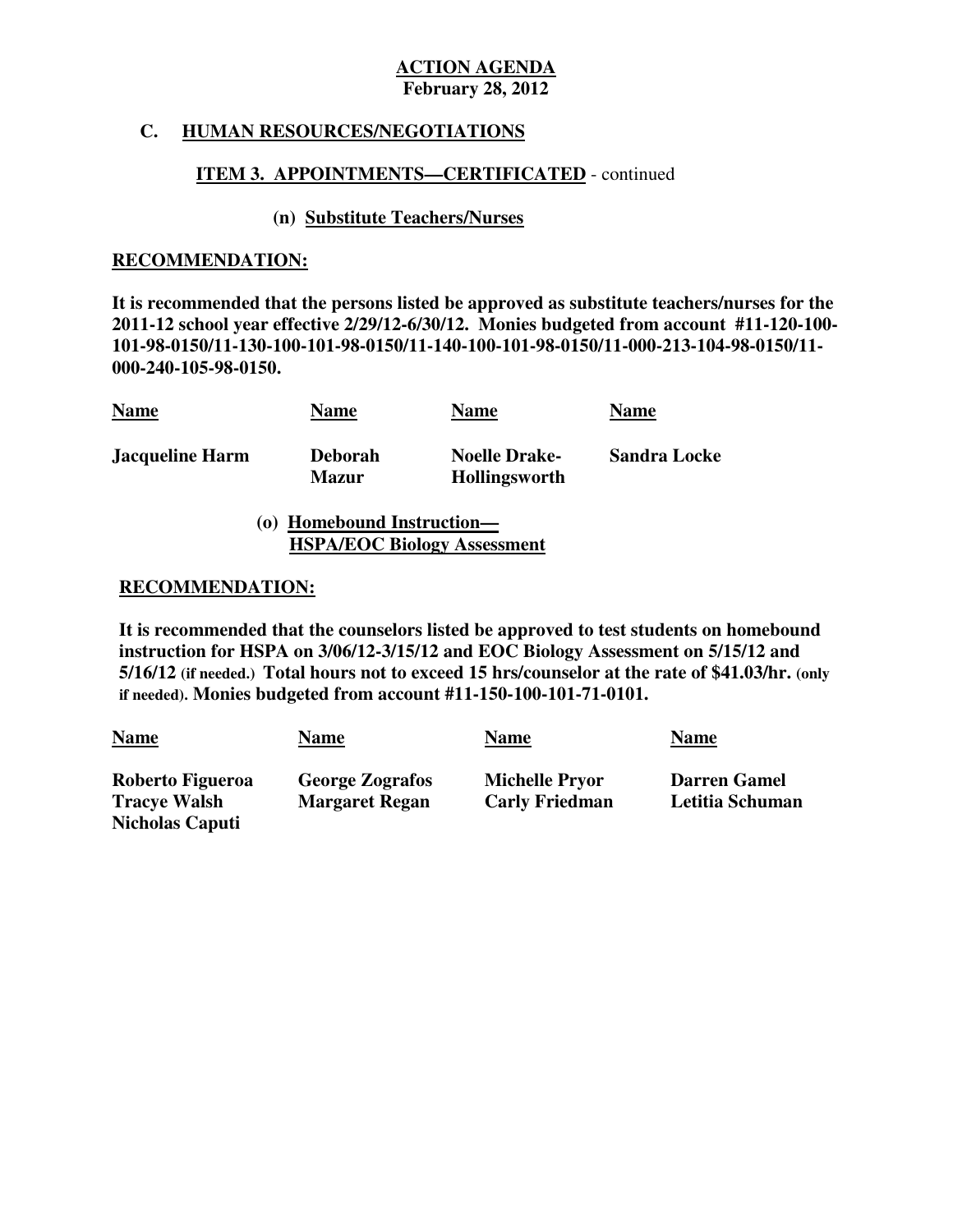**ACTION AGENDA**
**February 28, 2012**

## C. HUMAN RESOURCES/NEGOTIATIONS

### ITEM 3. APPOINTMENTS—CERTIFICATED - continued

#### (n) Substitute Teachers/Nurses

**RECOMMENDATION:**

**It is recommended that the persons listed be approved as substitute teachers/nurses for the 2011-12 school year effective 2/29/12-6/30/12. Monies budgeted from account #11-120-100-101-98-0150/11-130-100-101-98-0150/11-140-100-101-98-0150/11-000-213-104-98-0150/11-000-240-105-98-0150.**

| Name | Name | Name | Name |
|---|---|---|---|
| **Jacqueline Harm** | **Deborah Mazur** | **Noelle Drake-Hollingsworth** | **Sandra Locke** |

#### (o) Homebound Instruction— HSPA/EOC Biology Assessment

**RECOMMENDATION:**

**It is recommended that the counselors listed be approved to test students on homebound instruction for HSPA on 3/06/12-3/15/12 and EOC Biology Assessment on 5/15/12 and 5/16/12 (if needed.) Total hours not to exceed 15 hrs/counselor at the rate of $41.03/hr. (only if needed). Monies budgeted from account #11-150-100-101-71-0101.**

| Name | Name | Name | Name |
|---|---|---|---|
| **Roberto Figueroa** | **George Zografos** | **Michelle Pryor** | **Darren Gamel** |
| **Tracye Walsh** | **Margaret Regan** | **Carly Friedman** | **Letitia Schuman** |
| **Nicholas Caputi** | | | |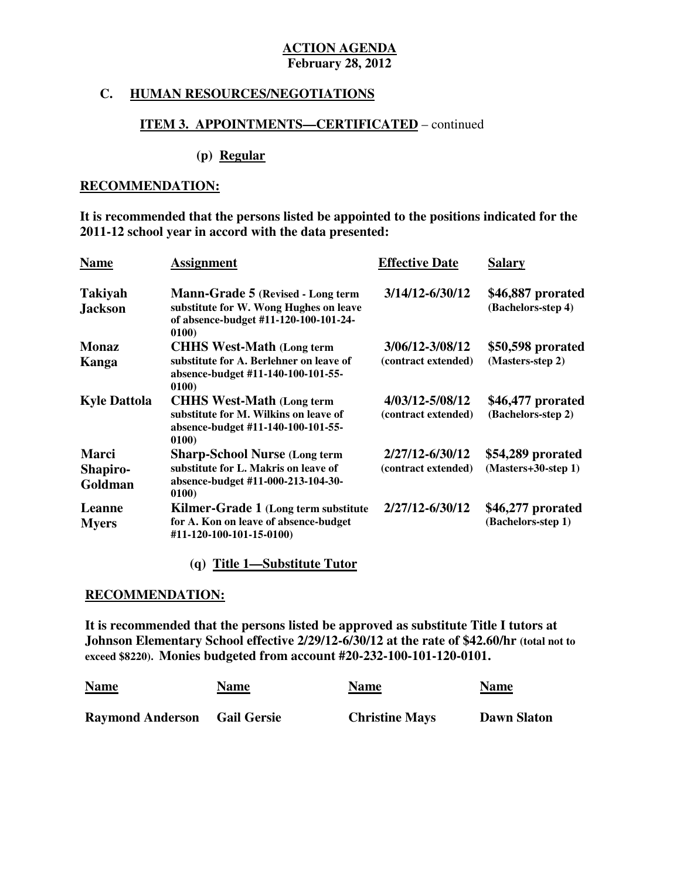**ACTION AGENDA**
**February 28, 2012**

## C. HUMAN RESOURCES/NEGOTIATIONS

### ITEM 3. APPOINTMENTS—CERTIFICATED – continued

#### (p) Regular

**RECOMMENDATION:**

**It is recommended that the persons listed be appointed to the positions indicated for the 2011-12 school year in accord with the data presented:**

| Name | Assignment | Effective Date | Salary |
|---|---|---|---|
| **Takiyah Jackson** | **Mann-Grade 5** (Revised - Long term substitute for W. Wong Hughes on leave of absence-budget #11-120-100-101-24-0100) | 3/14/12-6/30/12 | $46,887 prorated (Bachelors-step 4) |
| **Monaz Kanga** | **CHHS West-Math** (Long term substitute for A. Berlehner on leave of absence-budget #11-140-100-101-55-0100) | 3/06/12-3/08/12 (contract extended) | $50,598 prorated (Masters-step 2) |
| **Kyle Dattola** | **CHHS West-Math** (Long term substitute for M. Wilkins on leave of absence-budget #11-140-100-101-55-0100) | 4/03/12-5/08/12 (contract extended) | $46,477 prorated (Bachelors-step 2) |
| **Marci Shapiro-Goldman** | **Sharp-School Nurse** (Long term substitute for L. Makris on leave of absence-budget #11-000-213-104-30-0100) | 2/27/12-6/30/12 (contract extended) | $54,289 prorated (Masters+30-step 1) |
| **Leanne Myers** | **Kilmer-Grade 1** (Long term substitute for A. Kon on leave of absence-budget #11-120-100-101-15-0100) | 2/27/12-6/30/12 | $46,277 prorated (Bachelors-step 1) |

#### (q) Title 1—Substitute Tutor

**RECOMMENDATION:**

**It is recommended that the persons listed be approved as substitute Title I tutors at Johnson Elementary School effective 2/29/12-6/30/12 at the rate of $42.60/hr (total not to exceed $8220). Monies budgeted from account #20-232-100-101-120-0101.**

| Name | Name | Name | Name |
|---|---|---|---|
| **Raymond Anderson** | **Gail Gersie** | **Christine Mays** | **Dawn Slaton** |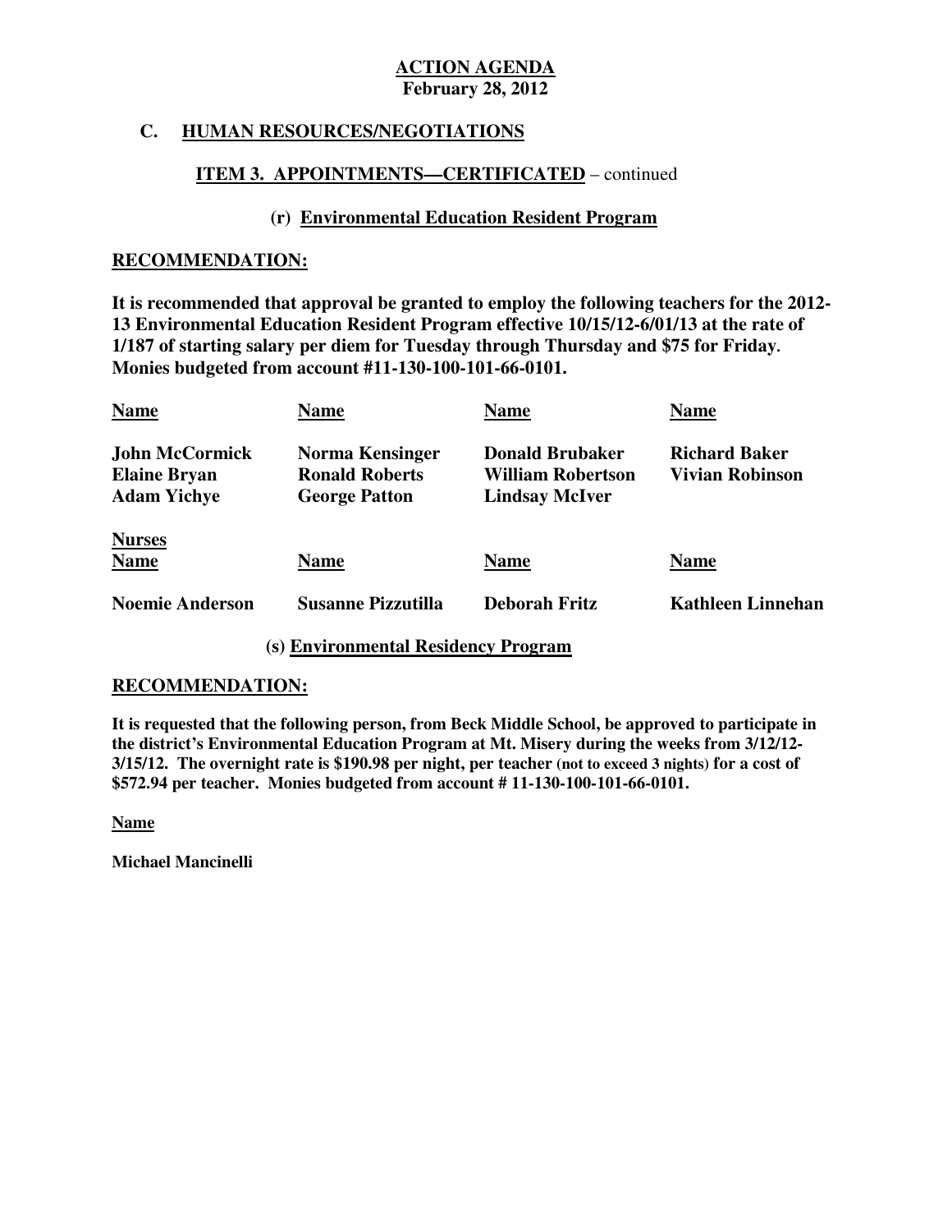**ACTION AGENDA**
**February 28, 2012**

**C. HUMAN RESOURCES/NEGOTIATIONS**

**ITEM 3. APPOINTMENTS—CERTIFICATED** – continued

**(r) Environmental Education Resident Program**

**RECOMMENDATION:**

**It is recommended that approval be granted to employ the following teachers for the 2012-13 Environmental Education Resident Program effective 10/15/12-6/01/13 at the rate of 1/187 of starting salary per diem for Tuesday through Thursday and $75 for Friday. Monies budgeted from account #11-130-100-101-66-0101.**

| Name | Name | Name | Name |
|---|---|---|---|
| John McCormick | Norma Kensinger | Donald Brubaker | Richard Baker |
| Elaine Bryan | Ronald Roberts | William Robertson | Vivian Robinson |
| Adam Yichye | George Patton | Lindsay McIver | |

**Nurses**

| Name | Name | Name | Name |
|---|---|---|---|
| Noemie Anderson | Susanne Pizzutilla | Deborah Fritz | Kathleen Linnehan |

**(s) Environmental Residency Program**

**RECOMMENDATION:**

**It is requested that the following person, from Beck Middle School, be approved to participate in the district's Environmental Education Program at Mt. Misery during the weeks from 3/12/12-3/15/12. The overnight rate is $190.98 per night, per teacher (not to exceed 3 nights) for a cost of $572.94 per teacher. Monies budgeted from account # 11-130-100-101-66-0101.**

**Name**

**Michael Mancinelli**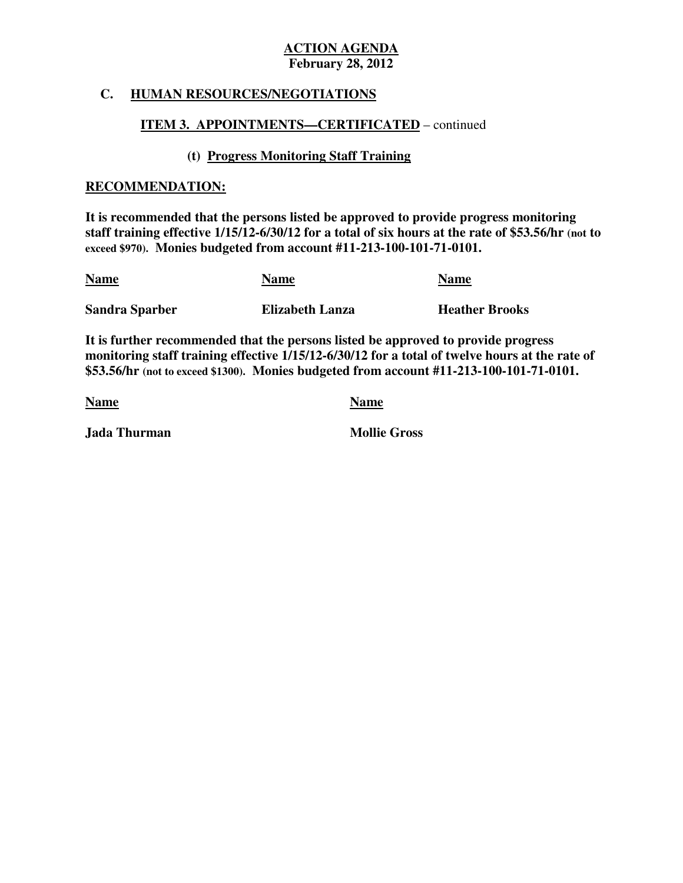**ACTION AGENDA**
**February 28, 2012**

## C. HUMAN RESOURCES/NEGOTIATIONS

### ITEM 3. APPOINTMENTS—CERTIFICATED – continued

#### (t) Progress Monitoring Staff Training

**RECOMMENDATION:**

**It is recommended that the persons listed be approved to provide progress monitoring staff training effective 1/15/12-6/30/12 for a total of six hours at the rate of $53.56/hr (not to exceed $970). Monies budgeted from account #11-213-100-101-71-0101.**

| Name | Name | Name |
| --- | --- | --- |
| **Sandra Sparber** | **Elizabeth Lanza** | **Heather Brooks** |

**It is further recommended that the persons listed be approved to provide progress monitoring staff training effective 1/15/12-6/30/12 for a total of twelve hours at the rate of $53.56/hr (not to exceed $1300). Monies budgeted from account #11-213-100-101-71-0101.**

| Name | Name |
| --- | --- |
| **Jada Thurman** | **Mollie Gross** |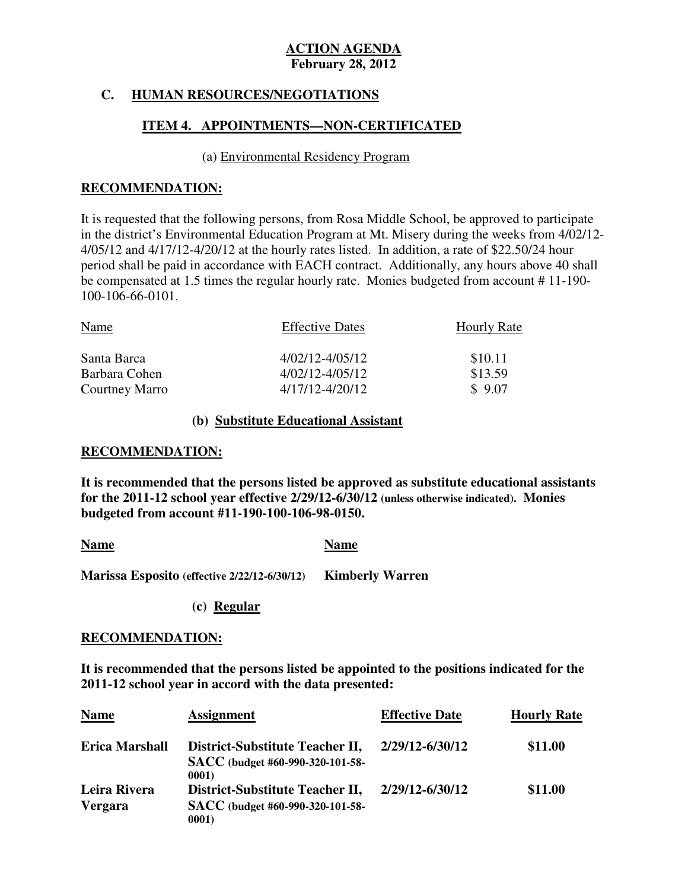**ACTION AGENDA**
**February 28, 2012**

## C. HUMAN RESOURCES/NEGOTIATIONS

### ITEM 4. APPOINTMENTS—NON-CERTIFICATED

(a) Environmental Residency Program

**RECOMMENDATION:**

It is requested that the following persons, from Rosa Middle School, be approved to participate in the district's Environmental Education Program at Mt. Misery during the weeks from 4/02/12-4/05/12 and 4/17/12-4/20/12 at the hourly rates listed. In addition, a rate of $22.50/24 hour period shall be paid in accordance with EACH contract. Additionally, any hours above 40 shall be compensated at 1.5 times the regular hourly rate. Monies budgeted from account # 11-190-100-106-66-0101.

| Name | Effective Dates | Hourly Rate |
|---|---|---|
| Santa Barca | 4/02/12-4/05/12 | $10.11 |
| Barbara Cohen | 4/02/12-4/05/12 | $13.59 |
| Courtney Marro | 4/17/12-4/20/12 | $ 9.07 |

**(b) Substitute Educational Assistant**

**RECOMMENDATION:**

**It is recommended that the persons listed be approved as substitute educational assistants for the 2011-12 school year effective 2/29/12-6/30/12 (unless otherwise indicated). Monies budgeted from account #11-190-100-106-98-0150.**

| Name | Name |
|---|---|
| **Marissa Esposito (effective 2/22/12-6/30/12)** | **Kimberly Warren** |

**(c) Regular**

**RECOMMENDATION:**

**It is recommended that the persons listed be appointed to the positions indicated for the 2011-12 school year in accord with the data presented:**

| Name | Assignment | Effective Date | Hourly Rate |
|---|---|---|---|
| **Erica Marshall** | **District-Substitute Teacher II, SACC (budget #60-990-320-101-58-0001)** | **2/29/12-6/30/12** | **$11.00** |
| **Leira Rivera Vergara** | **District-Substitute Teacher II, SACC (budget #60-990-320-101-58-0001)** | **2/29/12-6/30/12** | **$11.00** |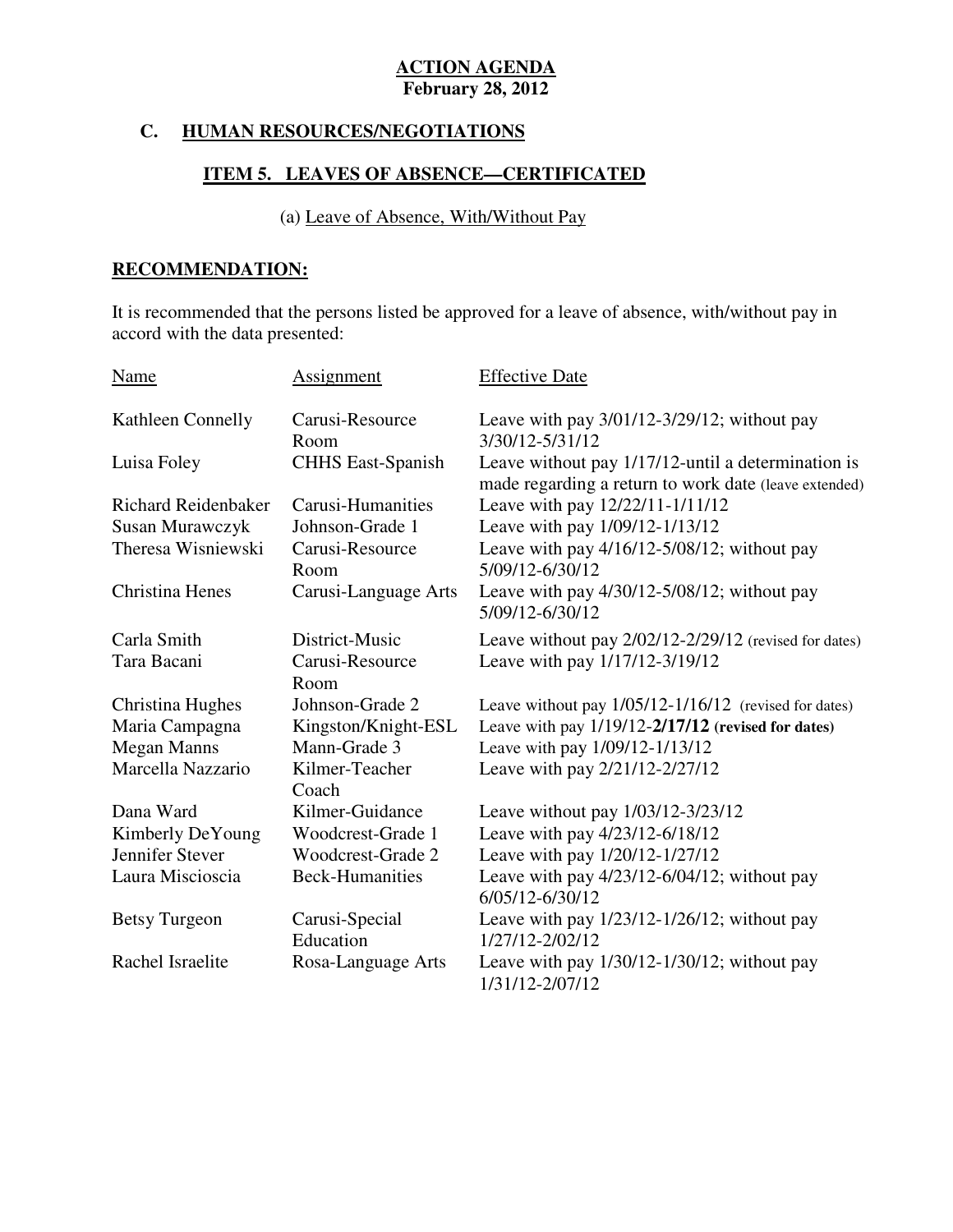**ACTION AGENDA**
**February 28, 2012**

## C. HUMAN RESOURCES/NEGOTIATIONS

### ITEM 5. LEAVES OF ABSENCE—CERTIFICATED

(a) Leave of Absence, With/Without Pay

**RECOMMENDATION:**

It is recommended that the persons listed be approved for a leave of absence, with/without pay in accord with the data presented:

| Name | Assignment | Effective Date |
|---|---|---|
| Kathleen Connelly | Carusi-Resource Room | Leave with pay 3/01/12-3/29/12; without pay 3/30/12-5/31/12 |
| Luisa Foley | CHHS East-Spanish | Leave without pay 1/17/12-until a determination is made regarding a return to work date (leave extended) |
| Richard Reidenbaker | Carusi-Humanities | Leave with pay 12/22/11-1/11/12 |
| Susan Murawczyk | Johnson-Grade 1 | Leave with pay 1/09/12-1/13/12 |
| Theresa Wisniewski | Carusi-Resource Room | Leave with pay 4/16/12-5/08/12; without pay 5/09/12-6/30/12 |
| Christina Henes | Carusi-Language Arts | Leave with pay 4/30/12-5/08/12; without pay 5/09/12-6/30/12 |
| Carla Smith | District-Music | Leave without pay 2/02/12-2/29/12 (revised for dates) |
| Tara Bacani | Carusi-Resource Room | Leave with pay 1/17/12-3/19/12 |
| Christina Hughes | Johnson-Grade 2 | Leave without pay 1/05/12-1/16/12 (revised for dates) |
| Maria Campagna | Kingston/Knight-ESL | Leave with pay 1/19/12-**2/17/12 (revised for dates)** |
| Megan Manns | Mann-Grade 3 | Leave with pay 1/09/12-1/13/12 |
| Marcella Nazzario | Kilmer-Teacher Coach | Leave with pay 2/21/12-2/27/12 |
| Dana Ward | Kilmer-Guidance | Leave without pay 1/03/12-3/23/12 |
| Kimberly DeYoung | Woodcrest-Grade 1 | Leave with pay 4/23/12-6/18/12 |
| Jennifer Stever | Woodcrest-Grade 2 | Leave with pay 1/20/12-1/27/12 |
| Laura Miscioscia | Beck-Humanities | Leave with pay 4/23/12-6/04/12; without pay 6/05/12-6/30/12 |
| Betsy Turgeon | Carusi-Special Education | Leave with pay 1/23/12-1/26/12; without pay 1/27/12-2/02/12 |
| Rachel Israelite | Rosa-Language Arts | Leave with pay 1/30/12-1/30/12; without pay 1/31/12-2/07/12 |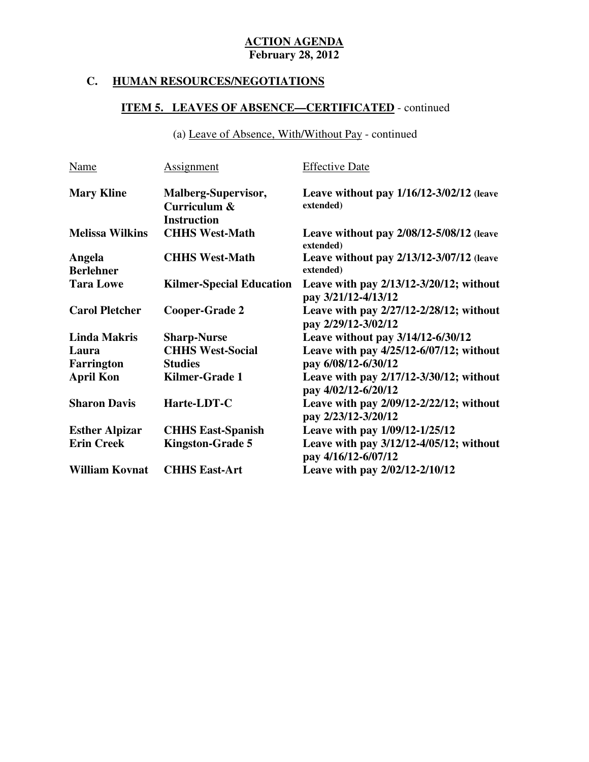**ACTION AGENDA**
**February 28, 2012**

## C. HUMAN RESOURCES/NEGOTIATIONS

### ITEM 5. LEAVES OF ABSENCE—CERTIFICATED - continued

(a) Leave of Absence, With/Without Pay - continued

| Name | Assignment | Effective Date |
|---|---|---|
| **Mary Kline** | **Malberg-Supervisor, Curriculum & Instruction** | **Leave without pay 1/16/12-3/02/12 (leave extended)** |
| **Melissa Wilkins** | **CHHS West-Math** | **Leave without pay 2/08/12-5/08/12 (leave extended)** |
| **Angela Berlehner** | **CHHS West-Math** | **Leave without pay 2/13/12-3/07/12 (leave extended)** |
| **Tara Lowe** | **Kilmer-Special Education** | **Leave with pay 2/13/12-3/20/12; without pay 3/21/12-4/13/12** |
| **Carol Pletcher** | **Cooper-Grade 2** | **Leave with pay 2/27/12-2/28/12; without pay 2/29/12-3/02/12** |
| **Linda Makris** | **Sharp-Nurse** | **Leave without pay 3/14/12-6/30/12** |
| **Laura Farrington** | **CHHS West-Social Studies** | **Leave with pay 4/25/12-6/07/12; without pay 6/08/12-6/30/12** |
| **April Kon** | **Kilmer-Grade 1** | **Leave with pay 2/17/12-3/30/12; without pay 4/02/12-6/20/12** |
| **Sharon Davis** | **Harte-LDT-C** | **Leave with pay 2/09/12-2/22/12; without pay 2/23/12-3/20/12** |
| **Esther Alpizar** | **CHHS East-Spanish** | **Leave with pay 1/09/12-1/25/12** |
| **Erin Creek** | **Kingston-Grade 5** | **Leave with pay 3/12/12-4/05/12; without pay 4/16/12-6/07/12** |
| **William Kovnat** | **CHHS East-Art** | **Leave with pay 2/02/12-2/10/12** |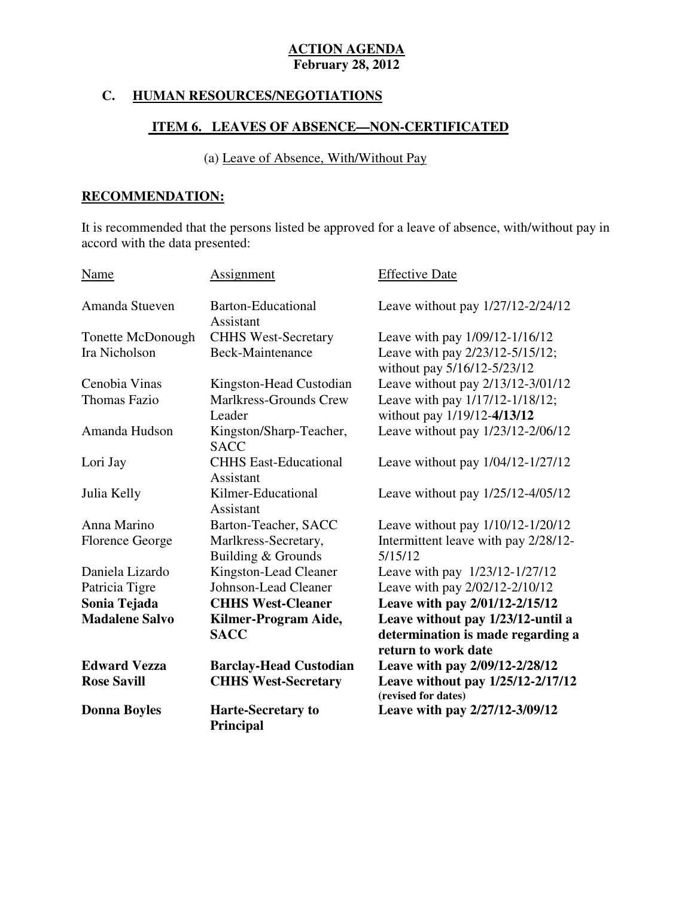**ACTION AGENDA**
**February 28, 2012**

## C. HUMAN RESOURCES/NEGOTIATIONS

### ITEM 6. LEAVES OF ABSENCE—NON-CERTIFICATED

(a) Leave of Absence, With/Without Pay

**RECOMMENDATION:**

It is recommended that the persons listed be approved for a leave of absence, with/without pay in accord with the data presented:

| Name | Assignment | Effective Date |
|---|---|---|
| Amanda Stueven | Barton-Educational Assistant | Leave without pay 1/27/12-2/24/12 |
| Tonette McDonough | CHHS West-Secretary | Leave with pay 1/09/12-1/16/12 |
| Ira Nicholson | Beck-Maintenance | Leave with pay 2/23/12-5/15/12; without pay 5/16/12-5/23/12 |
| Cenobia Vinas | Kingston-Head Custodian | Leave without pay 2/13/12-3/01/12 |
| Thomas Fazio | Marlkress-Grounds Crew Leader | Leave with pay 1/17/12-1/18/12; without pay 1/19/12-**4/13/12** |
| Amanda Hudson | Kingston/Sharp-Teacher, SACC | Leave without pay 1/23/12-2/06/12 |
| Lori Jay | CHHS East-Educational Assistant | Leave without pay 1/04/12-1/27/12 |
| Julia Kelly | Kilmer-Educational Assistant | Leave without pay 1/25/12-4/05/12 |
| Anna Marino | Barton-Teacher, SACC | Leave without pay 1/10/12-1/20/12 |
| Florence George | Marlkress-Secretary, Building & Grounds | Intermittent leave with pay 2/28/12-5/15/12 |
| Daniela Lizardo | Kingston-Lead Cleaner | Leave with pay 1/23/12-1/27/12 |
| Patricia Tigre | Johnson-Lead Cleaner | Leave with pay 2/02/12-2/10/12 |
| **Sonia Tejada** | **CHHS West-Cleaner** | **Leave with pay 2/01/12-2/15/12** |
| **Madalene Salvo** | **Kilmer-Program Aide, SACC** | **Leave without pay 1/23/12-until a determination is made regarding a return to work date** |
| **Edward Vezza** | **Barclay-Head Custodian** | **Leave with pay 2/09/12-2/28/12** |
| **Rose Savill** | **CHHS West-Secretary** | **Leave without pay 1/25/12-2/17/12 (revised for dates)** |
| **Donna Boyles** | **Harte-Secretary to Principal** | **Leave with pay 2/27/12-3/09/12** |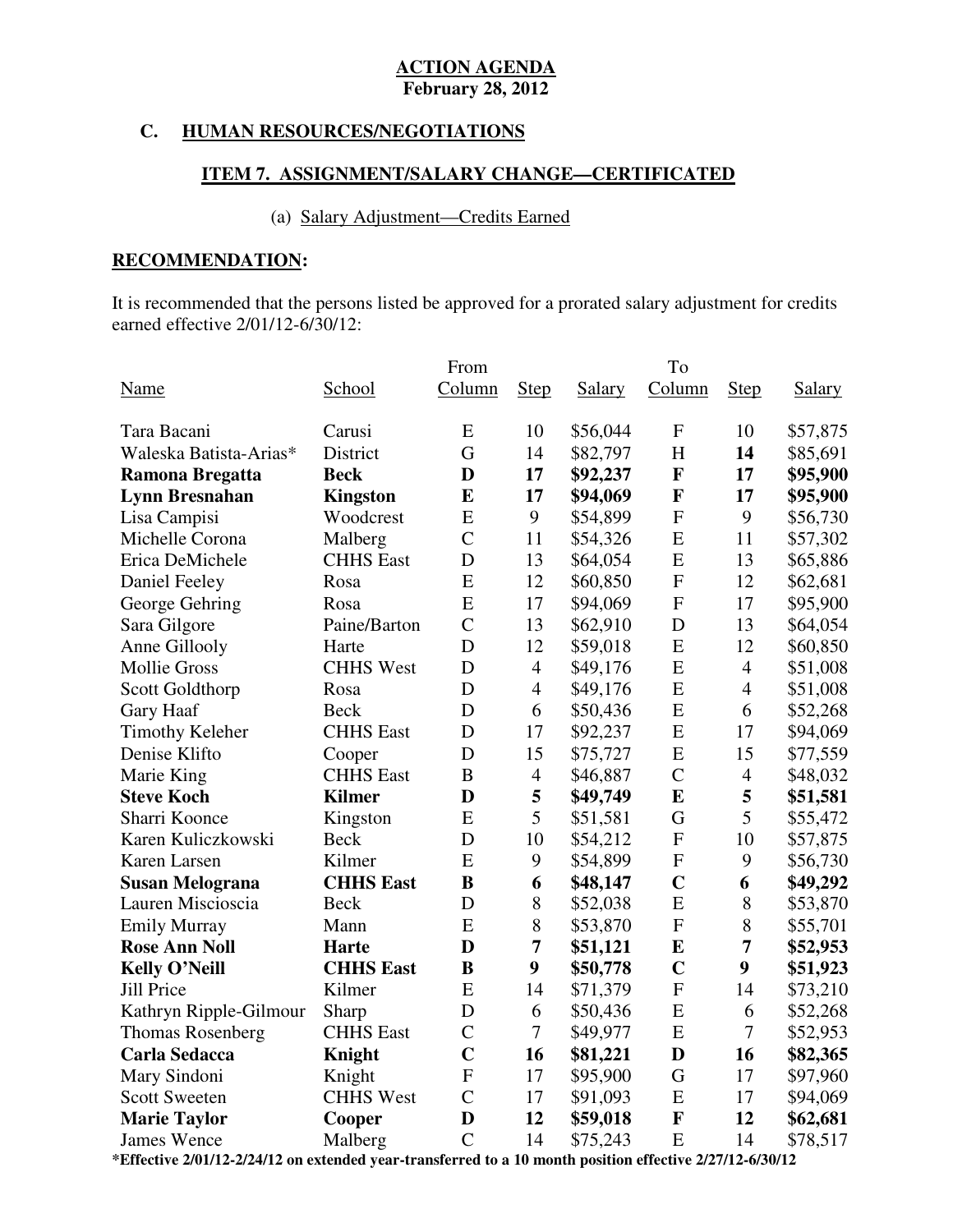**ACTION AGENDA**
**February 28, 2012**

## C. HUMAN RESOURCES/NEGOTIATIONS

### ITEM 7. ASSIGNMENT/SALARY CHANGE—CERTIFICATED

(a) Salary Adjustment—Credits Earned

**RECOMMENDATION:**

It is recommended that the persons listed be approved for a prorated salary adjustment for credits earned effective 2/01/12-6/30/12:

| Name | School | From Column | Step | Salary | To Column | Step | Salary |
|---|---|---|---|---|---|---|---|
| Tara Bacani | Carusi | E | 10 | $56,044 | F | 10 | $57,875 |
| Waleska Batista-Arias* | District | G | 14 | $82,797 | H | **14** | $85,691 |
| **Ramona Bregatta** | **Beck** | **D** | **17** | **$92,237** | **F** | **17** | **$95,900** |
| **Lynn Bresnahan** | **Kingston** | **E** | **17** | **$94,069** | **F** | **17** | **$95,900** |
| Lisa Campisi | Woodcrest | E | 9 | $54,899 | F | 9 | $56,730 |
| Michelle Corona | Malberg | C | 11 | $54,326 | E | 11 | $57,302 |
| Erica DeMichele | CHHS East | D | 13 | $64,054 | E | 13 | $65,886 |
| Daniel Feeley | Rosa | E | 12 | $60,850 | F | 12 | $62,681 |
| George Gehring | Rosa | E | 17 | $94,069 | F | 17 | $95,900 |
| Sara Gilgore | Paine/Barton | C | 13 | $62,910 | D | 13 | $64,054 |
| Anne Gillooly | Harte | D | 12 | $59,018 | E | 12 | $60,850 |
| Mollie Gross | CHHS West | D | 4 | $49,176 | E | 4 | $51,008 |
| Scott Goldthorp | Rosa | D | 4 | $49,176 | E | 4 | $51,008 |
| Gary Haaf | Beck | D | 6 | $50,436 | E | 6 | $52,268 |
| Timothy Keleher | CHHS East | D | 17 | $92,237 | E | 17 | $94,069 |
| Denise Klifto | Cooper | D | 15 | $75,727 | E | 15 | $77,559 |
| Marie King | CHHS East | B | 4 | $46,887 | C | 4 | $48,032 |
| **Steve Koch** | **Kilmer** | **D** | **5** | **$49,749** | **E** | **5** | **$51,581** |
| Sharri Koonce | Kingston | E | 5 | $51,581 | G | 5 | $55,472 |
| Karen Kuliczkowski | Beck | D | 10 | $54,212 | F | 10 | $57,875 |
| Karen Larsen | Kilmer | E | 9 | $54,899 | F | 9 | $56,730 |
| **Susan Melograna** | **CHHS East** | **B** | **6** | **$48,147** | **C** | **6** | **$49,292** |
| Lauren Miscioscia | Beck | D | 8 | $52,038 | E | 8 | $53,870 |
| Emily Murray | Mann | E | 8 | $53,870 | F | 8 | $55,701 |
| **Rose Ann Noll** | **Harte** | **D** | **7** | **$51,121** | **E** | **7** | **$52,953** |
| **Kelly O'Neill** | **CHHS East** | **B** | **9** | **$50,778** | **C** | **9** | **$51,923** |
| Jill Price | Kilmer | E | 14 | $71,379 | F | 14 | $73,210 |
| Kathryn Ripple-Gilmour | Sharp | D | 6 | $50,436 | E | 6 | $52,268 |
| Thomas Rosenberg | CHHS East | C | 7 | $49,977 | E | 7 | $52,953 |
| **Carla Sedacca** | **Knight** | **C** | **16** | **$81,221** | **D** | **16** | **$82,365** |
| Mary Sindoni | Knight | F | 17 | $95,900 | G | 17 | $97,960 |
| Scott Sweeten | CHHS West | C | 17 | $91,093 | E | 17 | $94,069 |
| **Marie Taylor** | **Cooper** | **D** | **12** | **$59,018** | **F** | **12** | **$62,681** |
| James Wence | Malberg | C | 14 | $75,243 | E | 14 | $78,517 |

**\*Effective 2/01/12-2/24/12 on extended year-transferred to a 10 month position effective 2/27/12-6/30/12**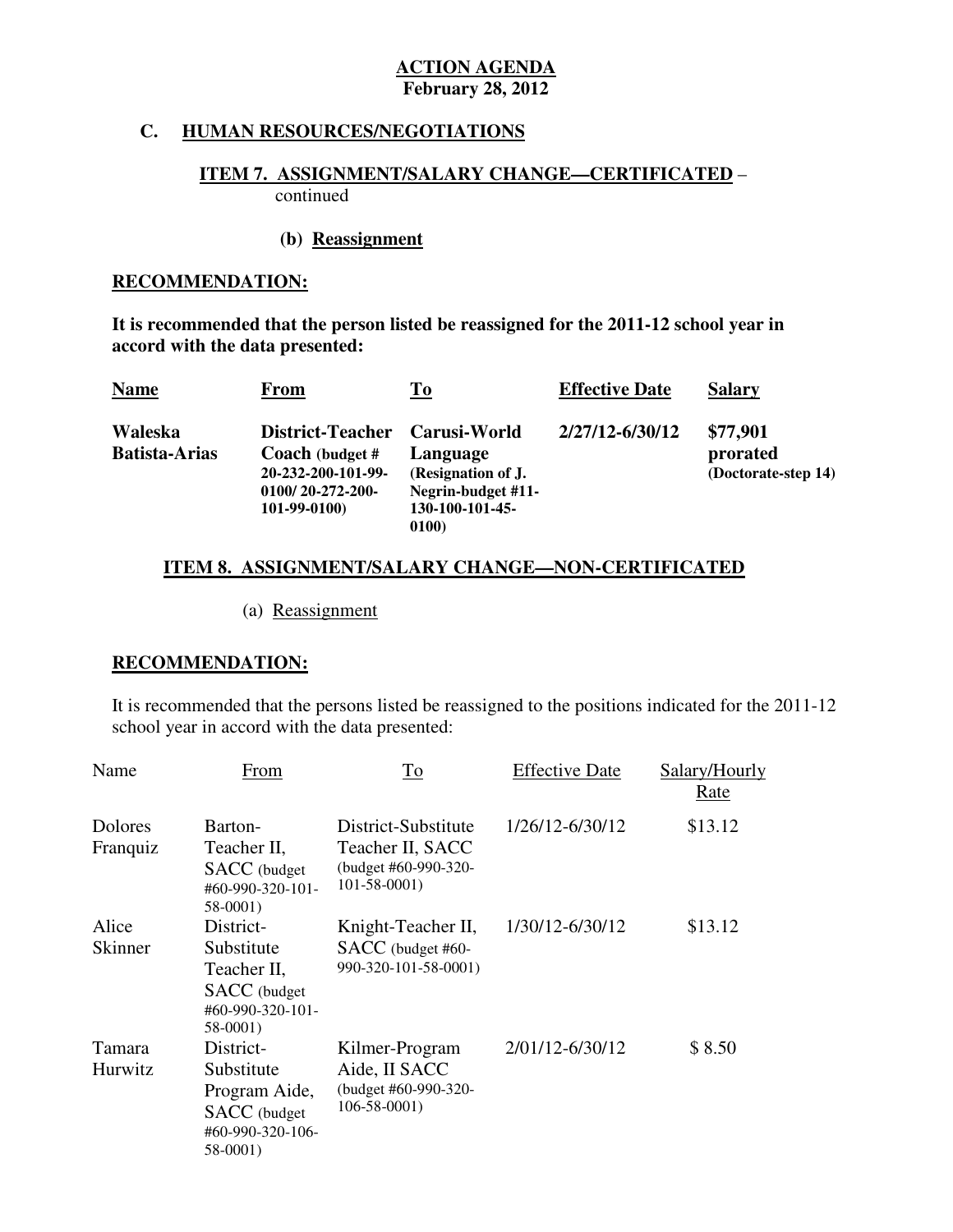**ACTION AGENDA**
**February 28, 2012**

## C. HUMAN RESOURCES/NEGOTIATIONS

### ITEM 7. ASSIGNMENT/SALARY CHANGE—CERTIFICATED – continued

**(b) Reassignment**

**RECOMMENDATION:**

**It is recommended that the person listed be reassigned for the 2011-12 school year in accord with the data presented:**

| **Name** | **From** | **To** | **Effective Date** | **Salary** |
|---|---|---|---|---|
| **Waleska Batista-Arias** | **District-Teacher Coach (budget # 20-232-200-101-99-0100/ 20-272-200-101-99-0100)** | **Carusi-World Language (Resignation of J. Negrin-budget #11-130-100-101-45-0100)** | **2/27/12-6/30/12** | **$77,901 prorated (Doctorate-step 14)** |

### ITEM 8. ASSIGNMENT/SALARY CHANGE—NON-CERTIFICATED

(a) Reassignment

**RECOMMENDATION:**

It is recommended that the persons listed be reassigned to the positions indicated for the 2011-12 school year in accord with the data presented:

| Name | From | To | Effective Date | Salary/Hourly Rate |
|---|---|---|---|---|
| Dolores Franquiz | Barton-Teacher II, SACC (budget #60-990-320-101-58-0001) | District-Substitute Teacher II, SACC (budget #60-990-320-101-58-0001) | 1/26/12-6/30/12 | $13.12 |
| Alice Skinner | District-Substitute Teacher II, SACC (budget #60-990-320-101-58-0001) | Knight-Teacher II, SACC (budget #60-990-320-101-58-0001) | 1/30/12-6/30/12 | $13.12 |
| Tamara Hurwitz | District-Substitute Program Aide, SACC (budget #60-990-320-106-58-0001) | Kilmer-Program Aide, II SACC (budget #60-990-320-106-58-0001) | 2/01/12-6/30/12 | $ 8.50 |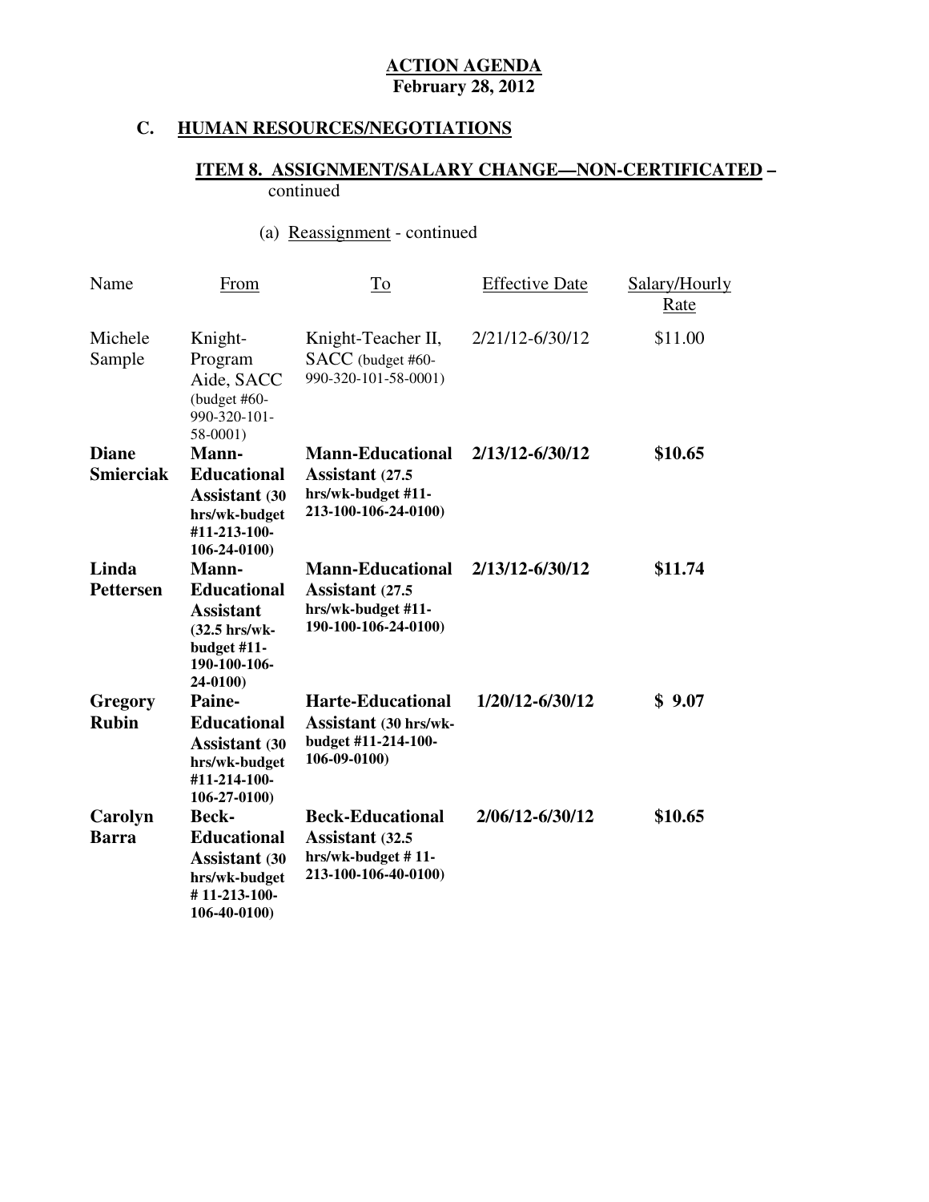**ACTION AGENDA**
**February 28, 2012**

## C. HUMAN RESOURCES/NEGOTIATIONS

### ITEM 8. ASSIGNMENT/SALARY CHANGE—NON-CERTIFICATED – continued

(a) Reassignment - continued

| Name | From | To | Effective Date | Salary/Hourly Rate |
|---|---|---|---|---|
| Michele Sample | Knight-Program Aide, SACC (budget #60-990-320-101-58-0001) | Knight-Teacher II, SACC (budget #60-990-320-101-58-0001) | 2/21/12-6/30/12 | $11.00 |
| **Diane Smierciak** | **Mann-Educational Assistant (30 hrs/wk-budget #11-213-100-106-24-0100)** | **Mann-Educational Assistant (27.5 hrs/wk-budget #11-213-100-106-24-0100)** | **2/13/12-6/30/12** | **$10.65** |
| **Linda Pettersen** | **Mann-Educational Assistant (32.5 hrs/wk-budget #11-190-100-106-24-0100)** | **Mann-Educational Assistant (27.5 hrs/wk-budget #11-190-100-106-24-0100)** | **2/13/12-6/30/12** | **$11.74** |
| **Gregory Rubin** | **Paine-Educational Assistant (30 hrs/wk-budget #11-214-100-106-27-0100)** | **Harte-Educational Assistant (30 hrs/wk-budget #11-214-100-106-09-0100)** | **1/20/12-6/30/12** | **$ 9.07** |
| **Carolyn Barra** | **Beck-Educational Assistant (30 hrs/wk-budget # 11-213-100-106-40-0100)** | **Beck-Educational Assistant (32.5 hrs/wk-budget # 11-213-100-106-40-0100)** | **2/06/12-6/30/12** | **$10.65** |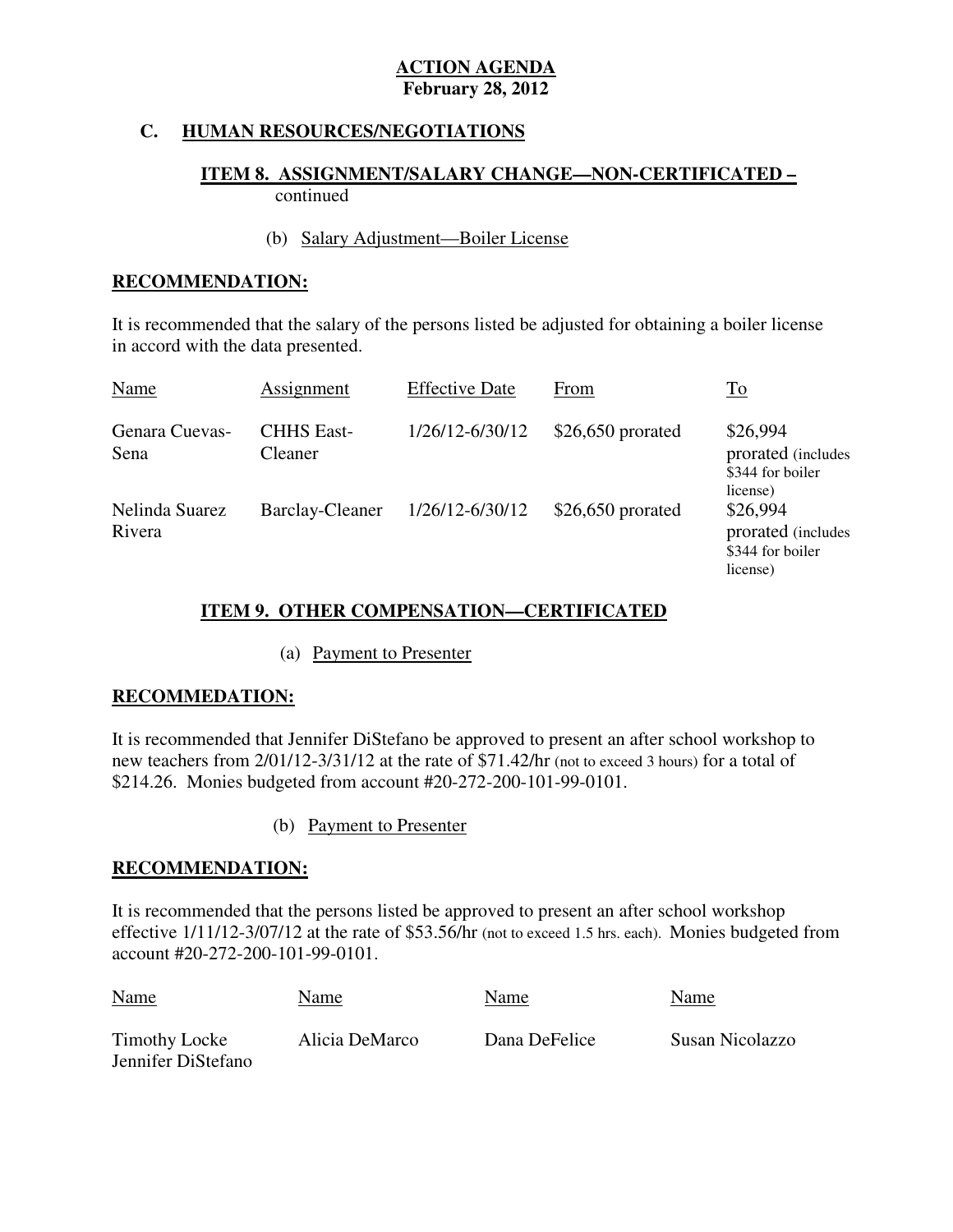**ACTION AGENDA**
**February 28, 2012**

## C. HUMAN RESOURCES/NEGOTIATIONS

### ITEM 8. ASSIGNMENT/SALARY CHANGE—NON-CERTIFICATED – continued

(b) Salary Adjustment—Boiler License

**RECOMMENDATION:**

It is recommended that the salary of the persons listed be adjusted for obtaining a boiler license in accord with the data presented.

| Name | Assignment | Effective Date | From | To |
|---|---|---|---|---|
| Genara Cuevas-Sena | CHHS East-Cleaner | 1/26/12-6/30/12 | $26,650 prorated | $26,994 prorated (includes $344 for boiler license) |
| Nelinda Suarez Rivera | Barclay-Cleaner | 1/26/12-6/30/12 | $26,650 prorated | $26,994 prorated (includes $344 for boiler license) |

### ITEM 9. OTHER COMPENSATION—CERTIFICATED

(a) Payment to Presenter

**RECOMMEDATION:**

It is recommended that Jennifer DiStefano be approved to present an after school workshop to new teachers from 2/01/12-3/31/12 at the rate of $71.42/hr (not to exceed 3 hours) for a total of $214.26. Monies budgeted from account #20-272-200-101-99-0101.

(b) Payment to Presenter

**RECOMMENDATION:**

It is recommended that the persons listed be approved to present an after school workshop effective 1/11/12-3/07/12 at the rate of $53.56/hr (not to exceed 1.5 hrs. each). Monies budgeted from account #20-272-200-101-99-0101.

| Name | Name | Name | Name |
|---|---|---|---|
| Timothy Locke | Alicia DeMarco | Dana DeFelice | Susan Nicolazzo |
| Jennifer DiStefano | | | |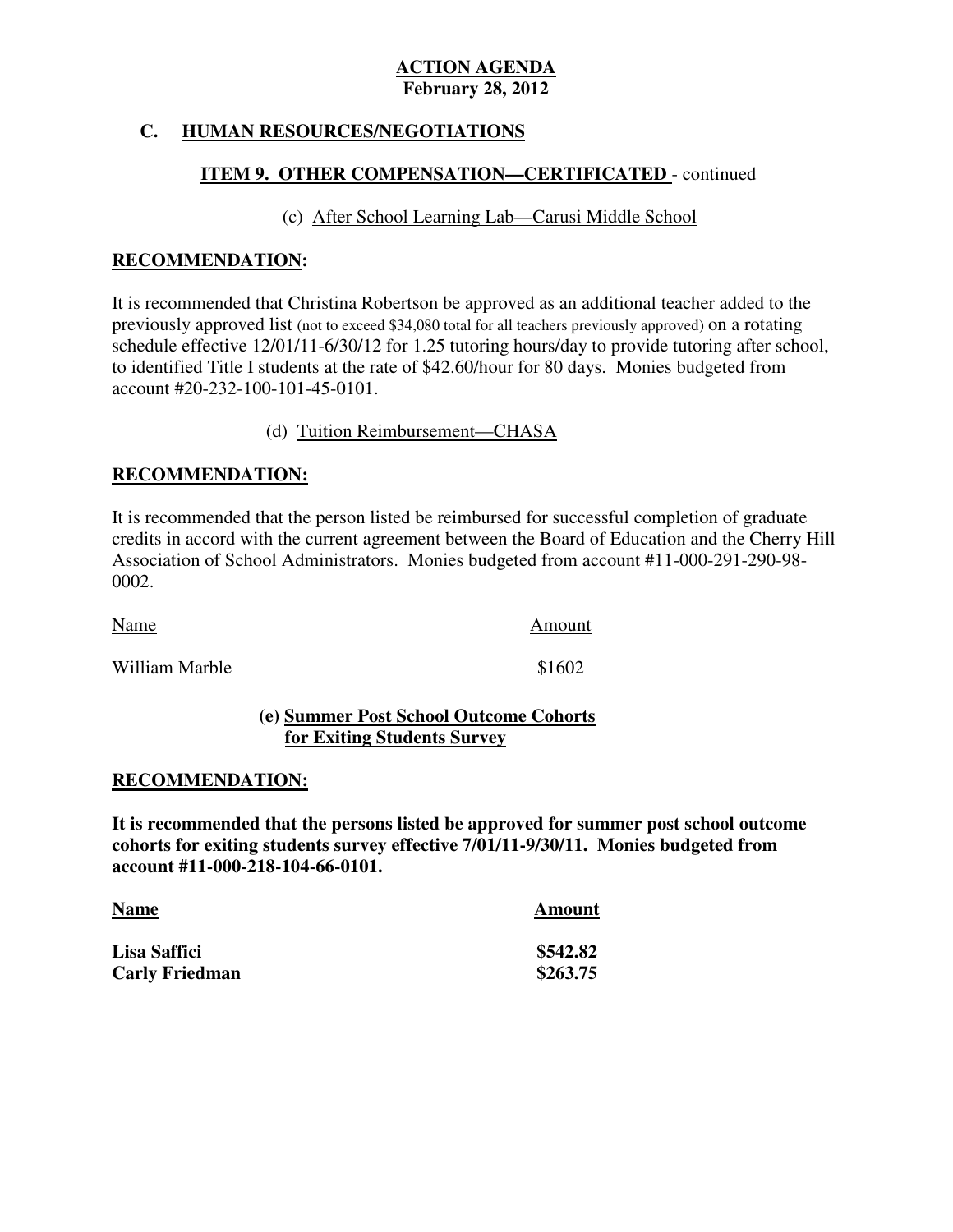**ACTION AGENDA**
**February 28, 2012**

## C. HUMAN RESOURCES/NEGOTIATIONS

### ITEM 9. OTHER COMPENSATION—CERTIFICATED - continued

(c) After School Learning Lab—Carusi Middle School

**RECOMMENDATION:**

It is recommended that Christina Robertson be approved as an additional teacher added to the previously approved list (not to exceed $34,080 total for all teachers previously approved) on a rotating schedule effective 12/01/11-6/30/12 for 1.25 tutoring hours/day to provide tutoring after school, to identified Title I students at the rate of $42.60/hour for 80 days. Monies budgeted from account #20-232-100-101-45-0101.

(d) Tuition Reimbursement—CHASA

**RECOMMENDATION:**

It is recommended that the person listed be reimbursed for successful completion of graduate credits in accord with the current agreement between the Board of Education and the Cherry Hill Association of School Administrators. Monies budgeted from account #11-000-291-290-98-0002.

| Name | Amount |
|---|---|
| William Marble | $1602 |

**(e) Summer Post School Outcome Cohorts for Exiting Students Survey**

**RECOMMENDATION:**

**It is recommended that the persons listed be approved for summer post school outcome cohorts for exiting students survey effective 7/01/11-9/30/11. Monies budgeted from account #11-000-218-104-66-0101.**

| **Name** | **Amount** |
|---|---|
| **Lisa Saffici** | **$542.82** |
| **Carly Friedman** | **$263.75** |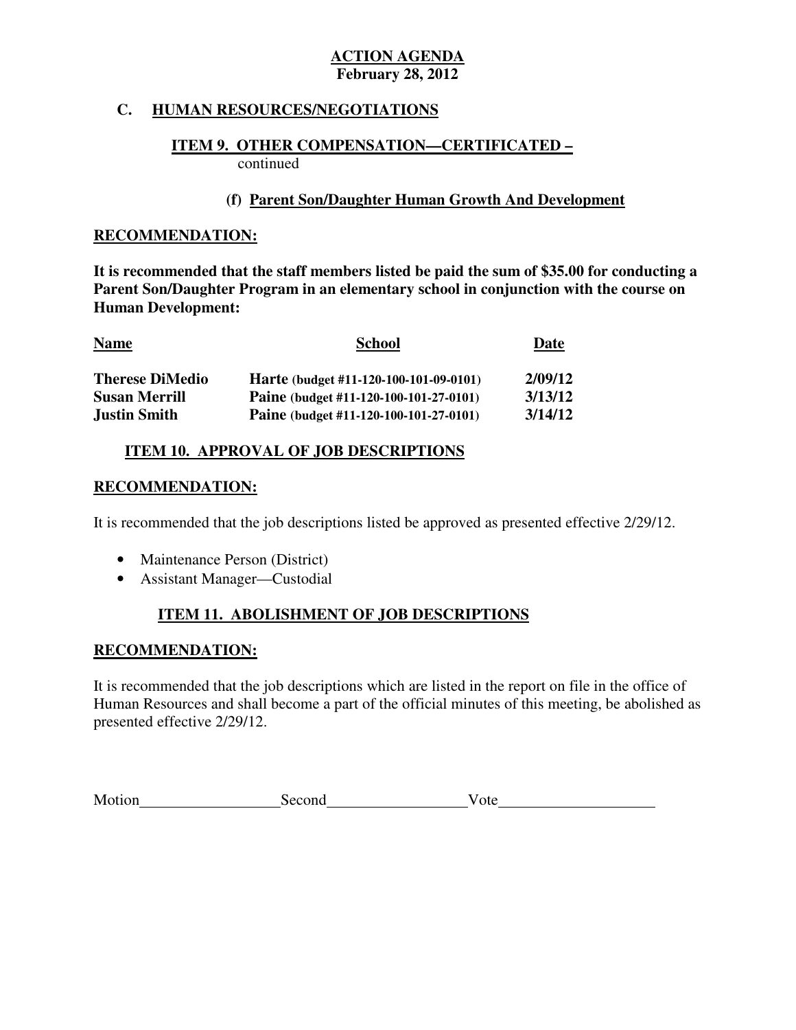**ACTION AGENDA**
**February 28, 2012**

## C. HUMAN RESOURCES/NEGOTIATIONS

### ITEM 9. OTHER COMPENSATION—CERTIFICATED –
continued

#### (f) Parent Son/Daughter Human Growth And Development

**RECOMMENDATION:**

**It is recommended that the staff members listed be paid the sum of $35.00 for conducting a Parent Son/Daughter Program in an elementary school in conjunction with the course on Human Development:**

| Name | School | Date |
|---|---|---|
| **Therese DiMedio** | **Harte (budget #11-120-100-101-09-0101)** | **2/09/12** |
| **Susan Merrill** | **Paine (budget #11-120-100-101-27-0101)** | **3/13/12** |
| **Justin Smith** | **Paine (budget #11-120-100-101-27-0101)** | **3/14/12** |

### ITEM 10. APPROVAL OF JOB DESCRIPTIONS

**RECOMMENDATION:**

It is recommended that the job descriptions listed be approved as presented effective 2/29/12.

- Maintenance Person (District)
- Assistant Manager—Custodial

### ITEM 11. ABOLISHMENT OF JOB DESCRIPTIONS

**RECOMMENDATION:**

It is recommended that the job descriptions which are listed in the report on file in the office of Human Resources and shall become a part of the official minutes of this meeting, be abolished as presented effective 2/29/12.

Motion__________________Second__________________Vote____________________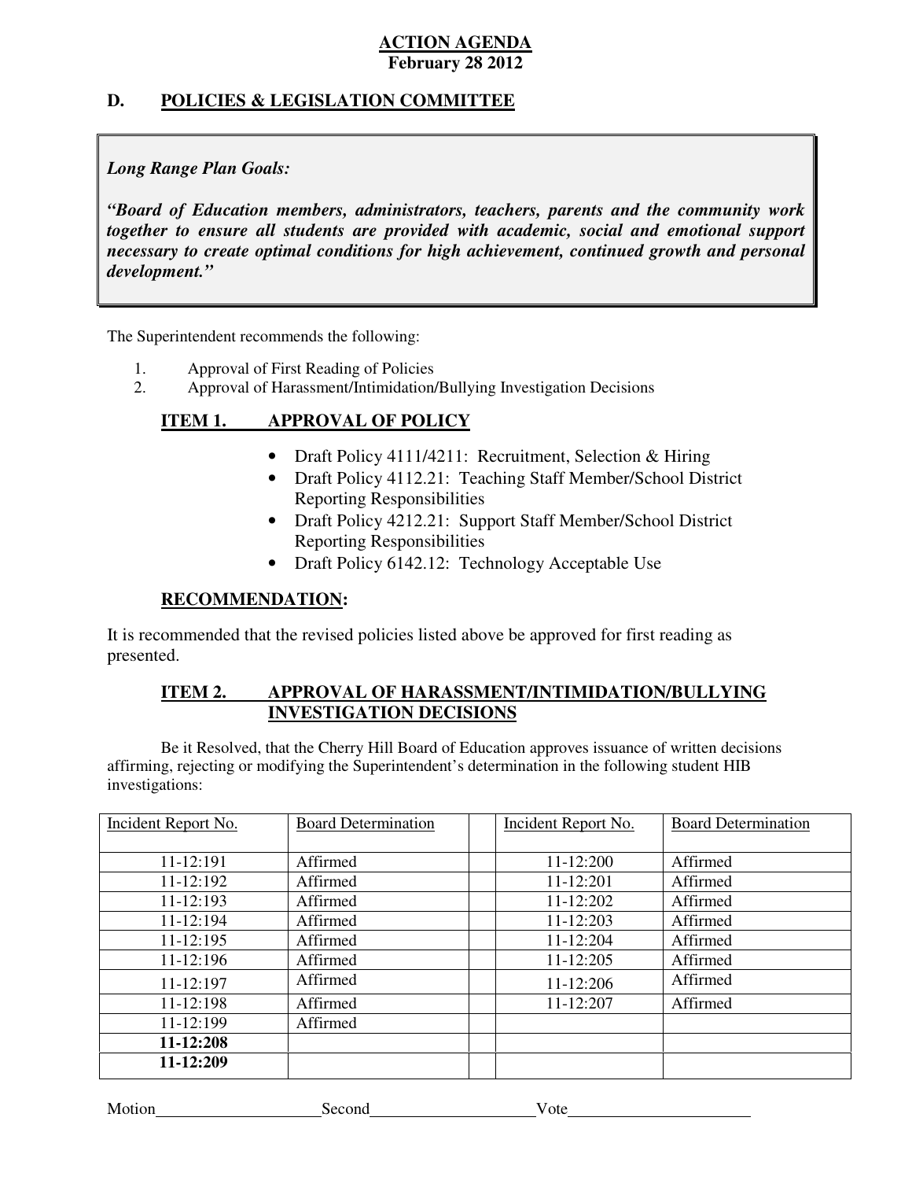**ACTION AGENDA**
**February 28 2012**

## D. POLICIES & LEGISLATION COMMITTEE

> ***Long Range Plan Goals:***
>
> ***"Board of Education members, administrators, teachers, parents and the community work together to ensure all students are provided with academic, social and emotional support necessary to create optimal conditions for high achievement, continued growth and personal development."***

The Superintendent recommends the following:

1. Approval of First Reading of Policies
2. Approval of Harassment/Intimidation/Bullying Investigation Decisions

### ITEM 1. APPROVAL OF POLICY

- Draft Policy 4111/4211: Recruitment, Selection & Hiring
- Draft Policy 4112.21: Teaching Staff Member/School District Reporting Responsibilities
- Draft Policy 4212.21: Support Staff Member/School District Reporting Responsibilities
- Draft Policy 6142.12: Technology Acceptable Use

### RECOMMENDATION:

It is recommended that the revised policies listed above be approved for first reading as presented.

### ITEM 2. APPROVAL OF HARASSMENT/INTIMIDATION/BULLYING INVESTIGATION DECISIONS

Be it Resolved, that the Cherry Hill Board of Education approves issuance of written decisions affirming, rejecting or modifying the Superintendent's determination in the following student HIB investigations:

| Incident Report No. | Board Determination | | Incident Report No. | Board Determination |
|---|---|---|---|---|
| 11-12:191 | Affirmed | | 11-12:200 | Affirmed |
| 11-12:192 | Affirmed | | 11-12:201 | Affirmed |
| 11-12:193 | Affirmed | | 11-12:202 | Affirmed |
| 11-12:194 | Affirmed | | 11-12:203 | Affirmed |
| 11-12:195 | Affirmed | | 11-12:204 | Affirmed |
| 11-12:196 | Affirmed | | 11-12:205 | Affirmed |
| 11-12:197 | Affirmed | | 11-12:206 | Affirmed |
| 11-12:198 | Affirmed | | 11-12:207 | Affirmed |
| 11-12:199 | Affirmed | | | |
| **11-12:208** | | | | |
| **11-12:209** | | | | |

Motion\_\_\_\_\_\_\_\_\_\_\_\_\_\_\_\_\_\_\_\_ Second\_\_\_\_\_\_\_\_\_\_\_\_\_\_\_\_\_\_\_\_ Vote\_\_\_\_\_\_\_\_\_\_\_\_\_\_\_\_\_\_\_\_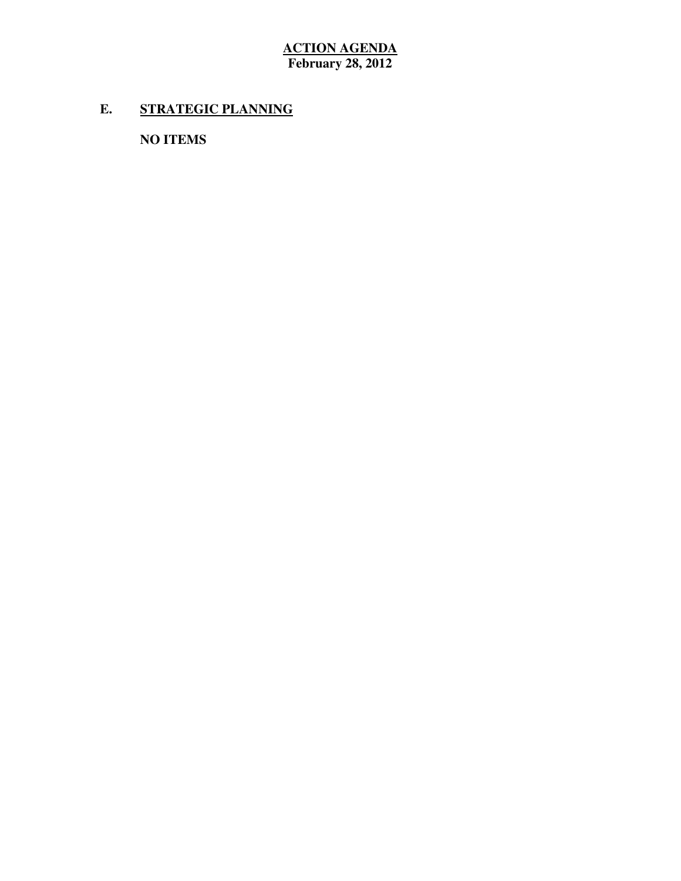**ACTION AGENDA**
**February 28, 2012**

## E. STRATEGIC PLANNING

**NO ITEMS**